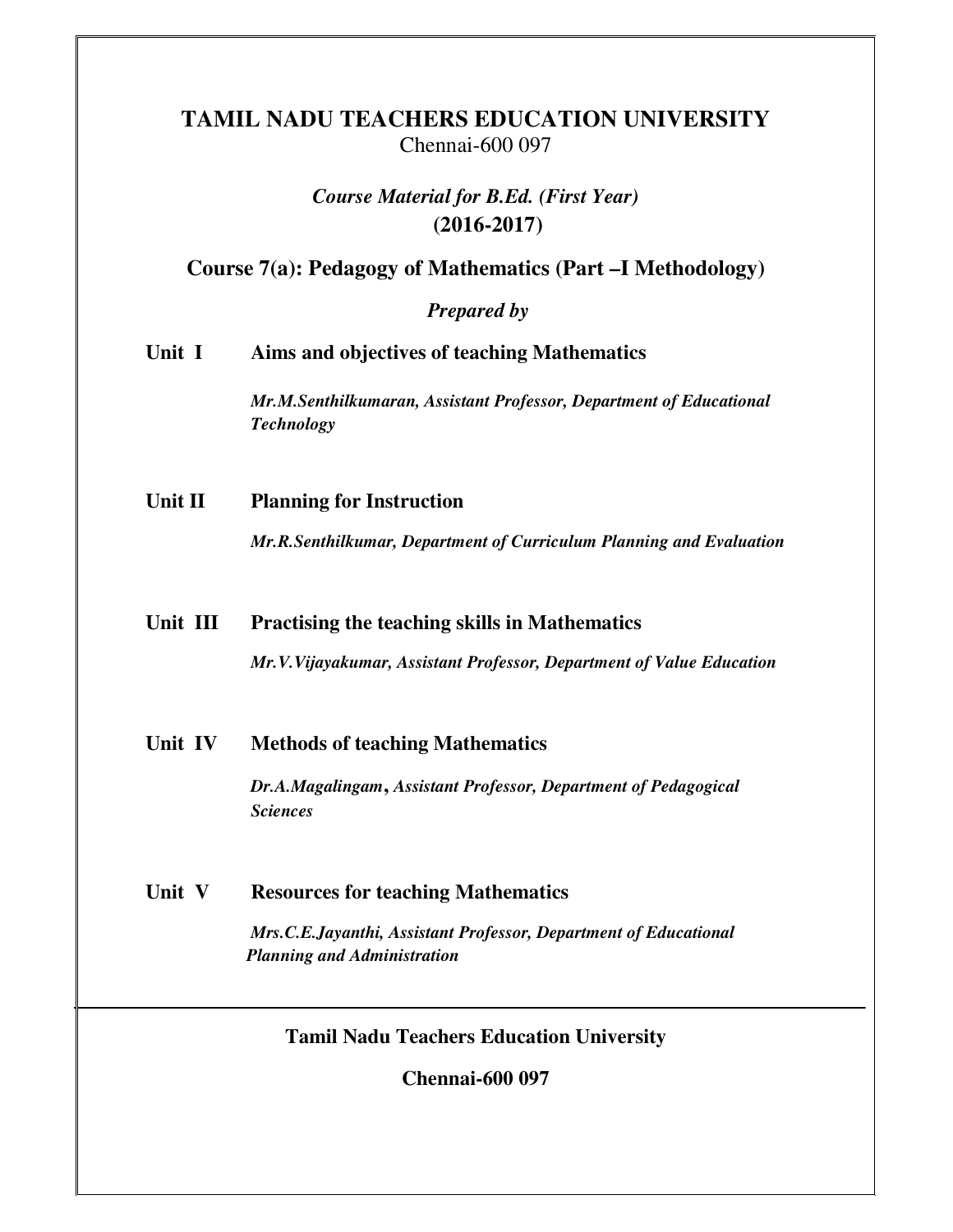# TAMIL NADU TEACHERS EDUCATION UNIVERSITY

Chennai-600 097

***Course Material for B.Ed. (First Year)***
**(2016-2017)**

## Course 7(a): Pedagogy of Mathematics (Part –I Methodology)

***Prepared by***

**Unit I** **Aims and objectives of teaching Mathematics**

***Mr.M.Senthilkumaran, Assistant Professor, Department of Educational Technology***

**Unit II** **Planning for Instruction**

***Mr.R.Senthilkumar, Department of Curriculum Planning and Evaluation***

**Unit III** **Practising the teaching skills in Mathematics**

***Mr.V.Vijayakumar, Assistant Professor, Department of Value Education***

**Unit IV** **Methods of teaching Mathematics**

***Dr.A.Magalingam, Assistant Professor, Department of Pedagogical Sciences***

**Unit V** **Resources for teaching Mathematics**

***Mrs.C.E.Jayanthi, Assistant Professor, Department of Educational Planning and Administration***

---

**Tamil Nadu Teachers Education University**

**Chennai-600 097**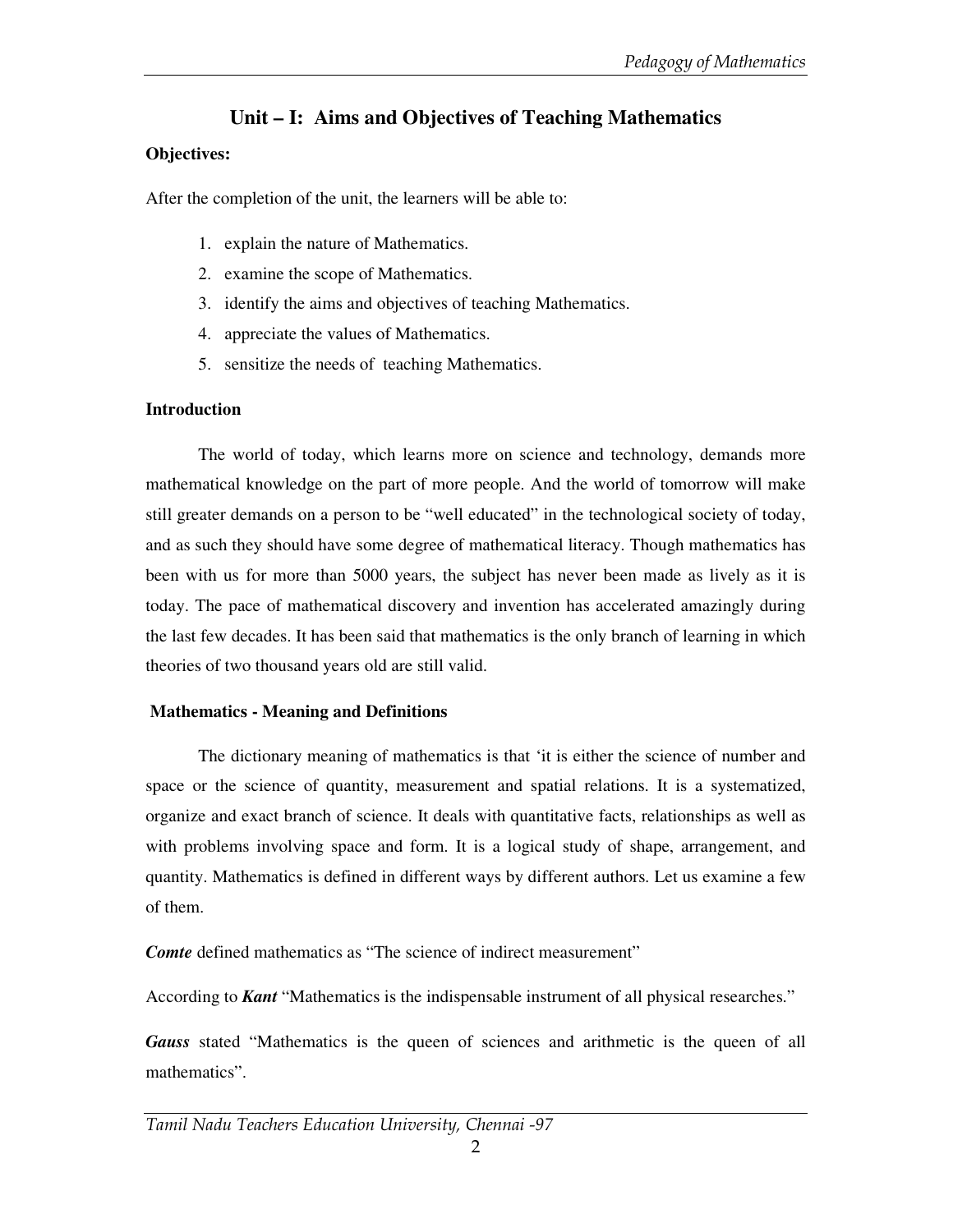## Unit – I: Aims and Objectives of Teaching Mathematics

**Objectives:**

After the completion of the unit, the learners will be able to:

1. explain the nature of Mathematics.
2. examine the scope of Mathematics.
3. identify the aims and objectives of teaching Mathematics.
4. appreciate the values of Mathematics.
5. sensitize the needs of teaching Mathematics.

**Introduction**

The world of today, which learns more on science and technology, demands more mathematical knowledge on the part of more people. And the world of tomorrow will make still greater demands on a person to be "well educated" in the technological society of today, and as such they should have some degree of mathematical literacy. Though mathematics has been with us for more than 5000 years, the subject has never been made as lively as it is today. The pace of mathematical discovery and invention has accelerated amazingly during the last few decades. It has been said that mathematics is the only branch of learning in which theories of two thousand years old are still valid.

**Mathematics - Meaning and Definitions**

The dictionary meaning of mathematics is that 'it is either the science of number and space or the science of quantity, measurement and spatial relations. It is a systematized, organize and exact branch of science. It deals with quantitative facts, relationships as well as with problems involving space and form. It is a logical study of shape, arrangement, and quantity. Mathematics is defined in different ways by different authors. Let us examine a few of them.

***Comte*** defined mathematics as "The science of indirect measurement"

According to ***Kant*** "Mathematics is the indispensable instrument of all physical researches."

***Gauss*** stated "Mathematics is the queen of sciences and arithmetic is the queen of all mathematics".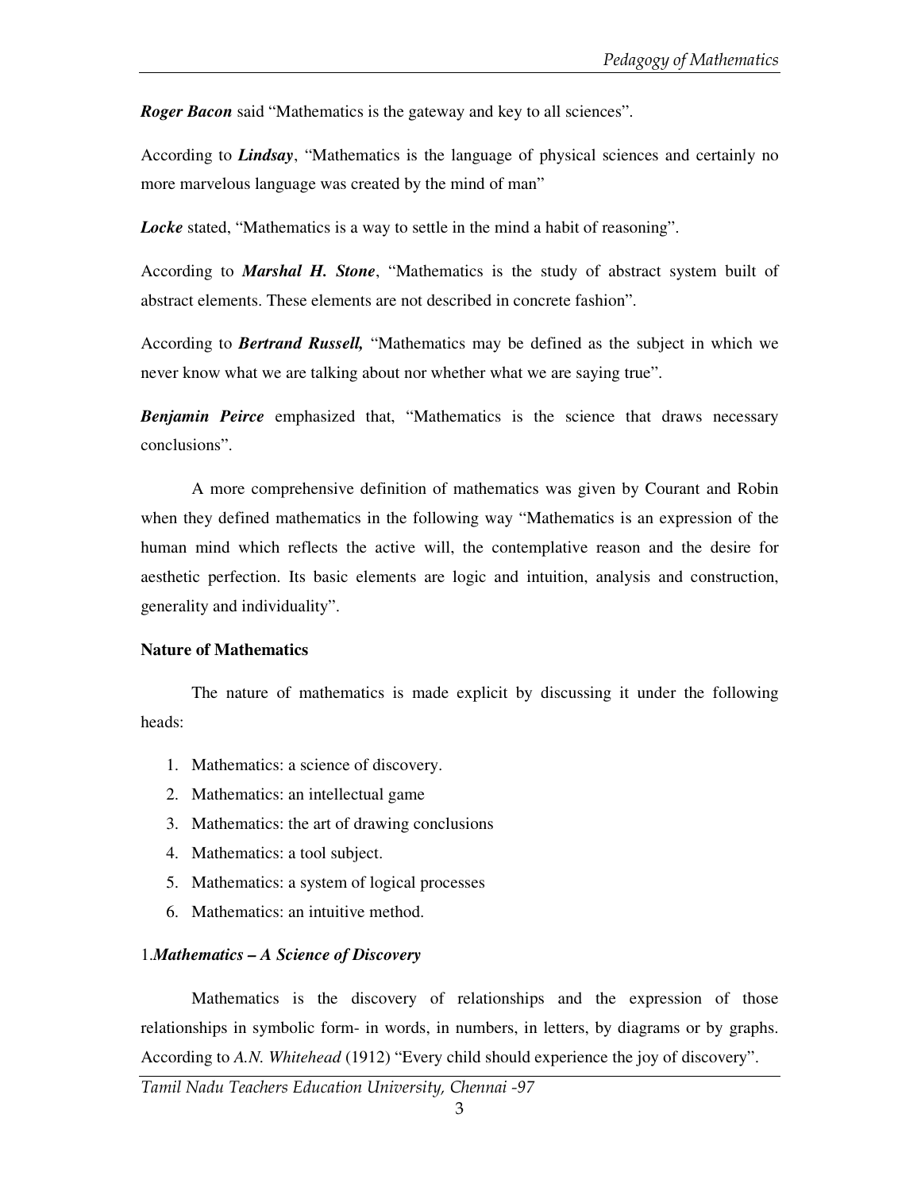***Roger Bacon*** said “Mathematics is the gateway and key to all sciences”.

According to ***Lindsay***, “Mathematics is the language of physical sciences and certainly no more marvelous language was created by the mind of man”

***Locke*** stated, “Mathematics is a way to settle in the mind a habit of reasoning”.

According to ***Marshal H. Stone***, “Mathematics is the study of abstract system built of abstract elements. These elements are not described in concrete fashion”.

According to ***Bertrand Russell,*** “Mathematics may be defined as the subject in which we never know what we are talking about nor whether what we are saying true”.

***Benjamin Peirce*** emphasized that, “Mathematics is the science that draws necessary conclusions”.

A more comprehensive definition of mathematics was given by Courant and Robin when they defined mathematics in the following way “Mathematics is an expression of the human mind which reflects the active will, the contemplative reason and the desire for aesthetic perfection. Its basic elements are logic and intuition, analysis and construction, generality and individuality”.

**Nature of Mathematics**

The nature of mathematics is made explicit by discussing it under the following heads:

1. Mathematics: a science of discovery.
2. Mathematics: an intellectual game
3. Mathematics: the art of drawing conclusions
4. Mathematics: a tool subject.
5. Mathematics: a system of logical processes
6. Mathematics: an intuitive method.

1.***Mathematics – A Science of Discovery***

Mathematics is the discovery of relationships and the expression of those relationships in symbolic form- in words, in numbers, in letters, by diagrams or by graphs. According to *A.N. Whitehead* (1912) “Every child should experience the joy of discovery”.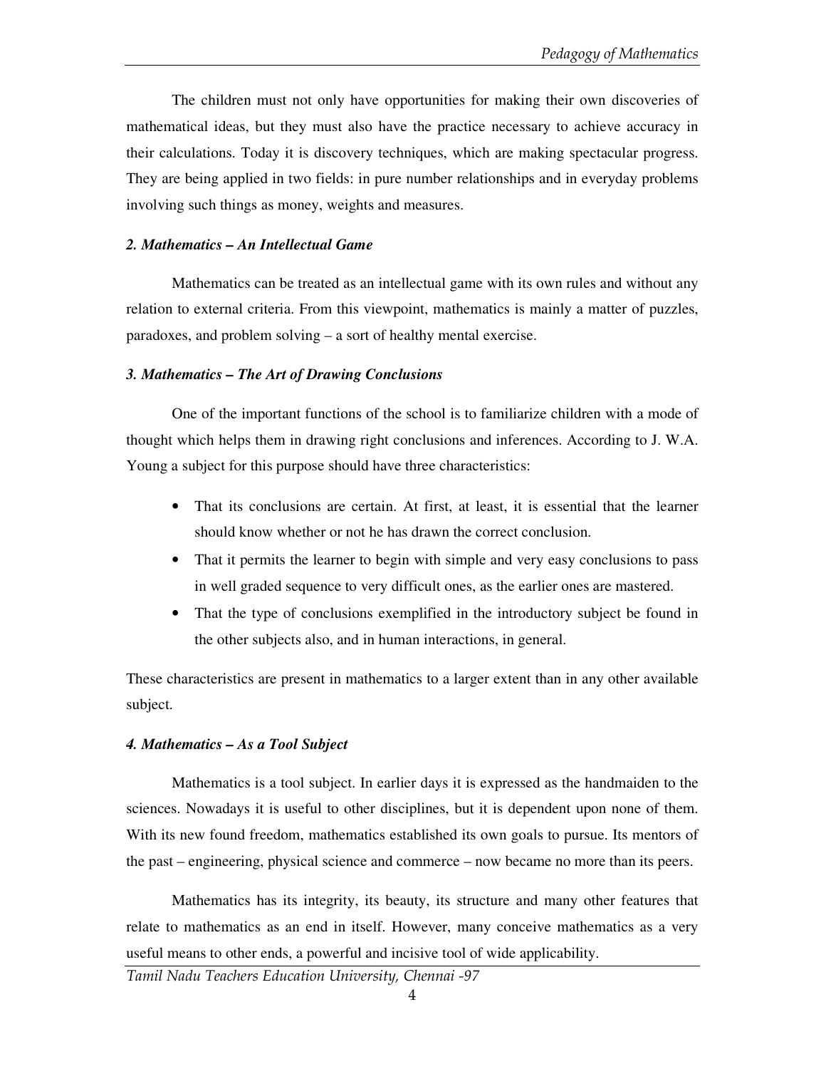The children must not only have opportunities for making their own discoveries of mathematical ideas, but they must also have the practice necessary to achieve accuracy in their calculations. Today it is discovery techniques, which are making spectacular progress. They are being applied in two fields: in pure number relationships and in everyday problems involving such things as money, weights and measures.

### *2. Mathematics – An Intellectual Game*

Mathematics can be treated as an intellectual game with its own rules and without any relation to external criteria. From this viewpoint, mathematics is mainly a matter of puzzles, paradoxes, and problem solving – a sort of healthy mental exercise.

### *3. Mathematics – The Art of Drawing Conclusions*

One of the important functions of the school is to familiarize children with a mode of thought which helps them in drawing right conclusions and inferences. According to J. W.A. Young a subject for this purpose should have three characteristics:

- That its conclusions are certain. At first, at least, it is essential that the learner should know whether or not he has drawn the correct conclusion.
- That it permits the learner to begin with simple and very easy conclusions to pass in well graded sequence to very difficult ones, as the earlier ones are mastered.
- That the type of conclusions exemplified in the introductory subject be found in the other subjects also, and in human interactions, in general.

These characteristics are present in mathematics to a larger extent than in any other available subject.

### *4. Mathematics – As a Tool Subject*

Mathematics is a tool subject. In earlier days it is expressed as the handmaiden to the sciences. Nowadays it is useful to other disciplines, but it is dependent upon none of them. With its new found freedom, mathematics established its own goals to pursue. Its mentors of the past – engineering, physical science and commerce – now became no more than its peers.

Mathematics has its integrity, its beauty, its structure and many other features that relate to mathematics as an end in itself. However, many conceive mathematics as a very useful means to other ends, a powerful and incisive tool of wide applicability.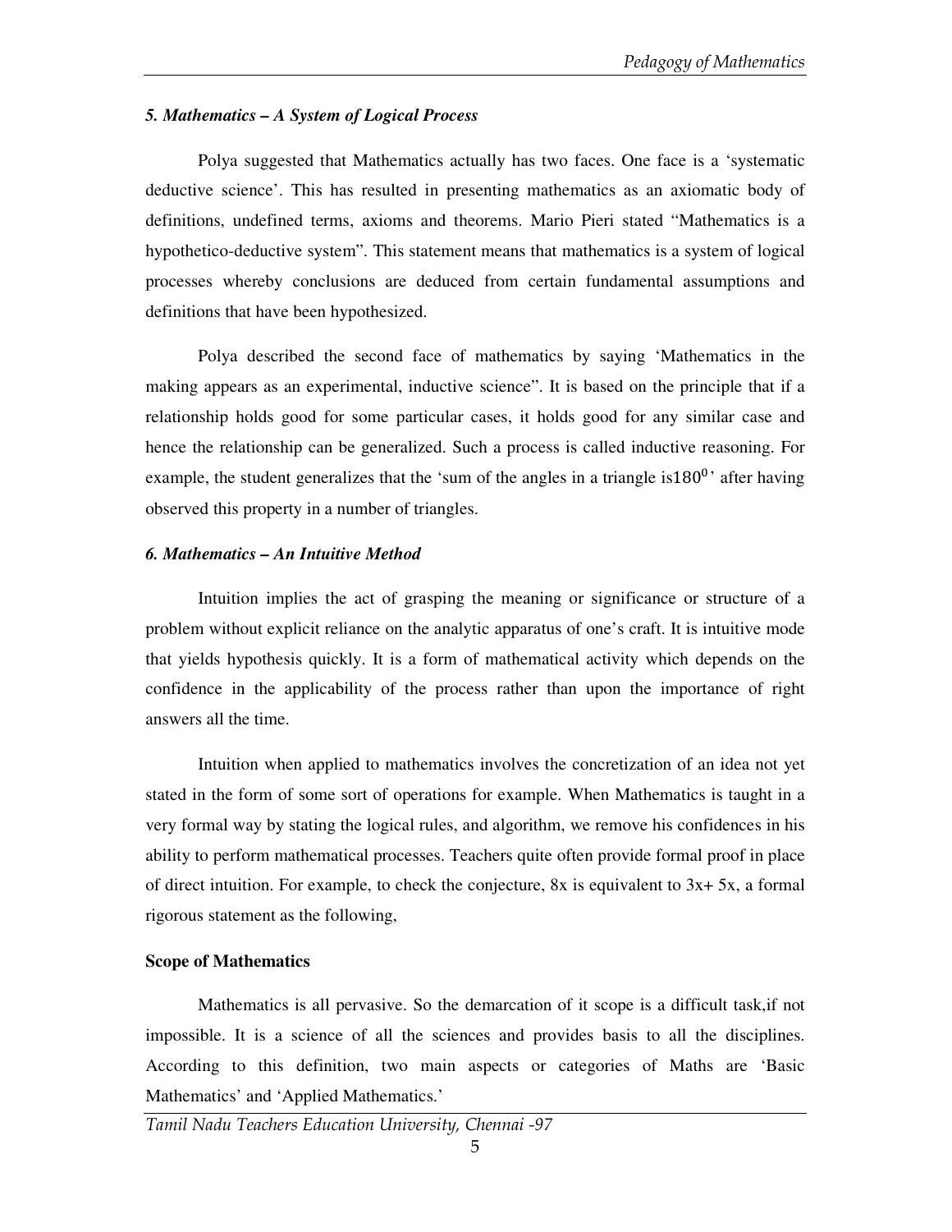### *5. Mathematics – A System of Logical Process*

Polya suggested that Mathematics actually has two faces. One face is a 'systematic deductive science'. This has resulted in presenting mathematics as an axiomatic body of definitions, undefined terms, axioms and theorems. Mario Pieri stated "Mathematics is a hypothetico-deductive system". This statement means that mathematics is a system of logical processes whereby conclusions are deduced from certain fundamental assumptions and definitions that have been hypothesized.

Polya described the second face of mathematics by saying 'Mathematics in the making appears as an experimental, inductive science". It is based on the principle that if a relationship holds good for some particular cases, it holds good for any similar case and hence the relationship can be generalized. Such a process is called inductive reasoning. For example, the student generalizes that the 'sum of the angles in a triangle is$180^0$' after having observed this property in a number of triangles.

### *6. Mathematics – An Intuitive Method*

Intuition implies the act of grasping the meaning or significance or structure of a problem without explicit reliance on the analytic apparatus of one's craft. It is intuitive mode that yields hypothesis quickly. It is a form of mathematical activity which depends on the confidence in the applicability of the process rather than upon the importance of right answers all the time.

Intuition when applied to mathematics involves the concretization of an idea not yet stated in the form of some sort of operations for example. When Mathematics is taught in a very formal way by stating the logical rules, and algorithm, we remove his confidences in his ability to perform mathematical processes. Teachers quite often provide formal proof in place of direct intuition. For example, to check the conjecture, 8x is equivalent to 3x+ 5x, a formal rigorous statement as the following,

### **Scope of Mathematics**

Mathematics is all pervasive. So the demarcation of it scope is a difficult task,if not impossible. It is a science of all the sciences and provides basis to all the disciplines. According to this definition, two main aspects or categories of Maths are 'Basic Mathematics' and 'Applied Mathematics.'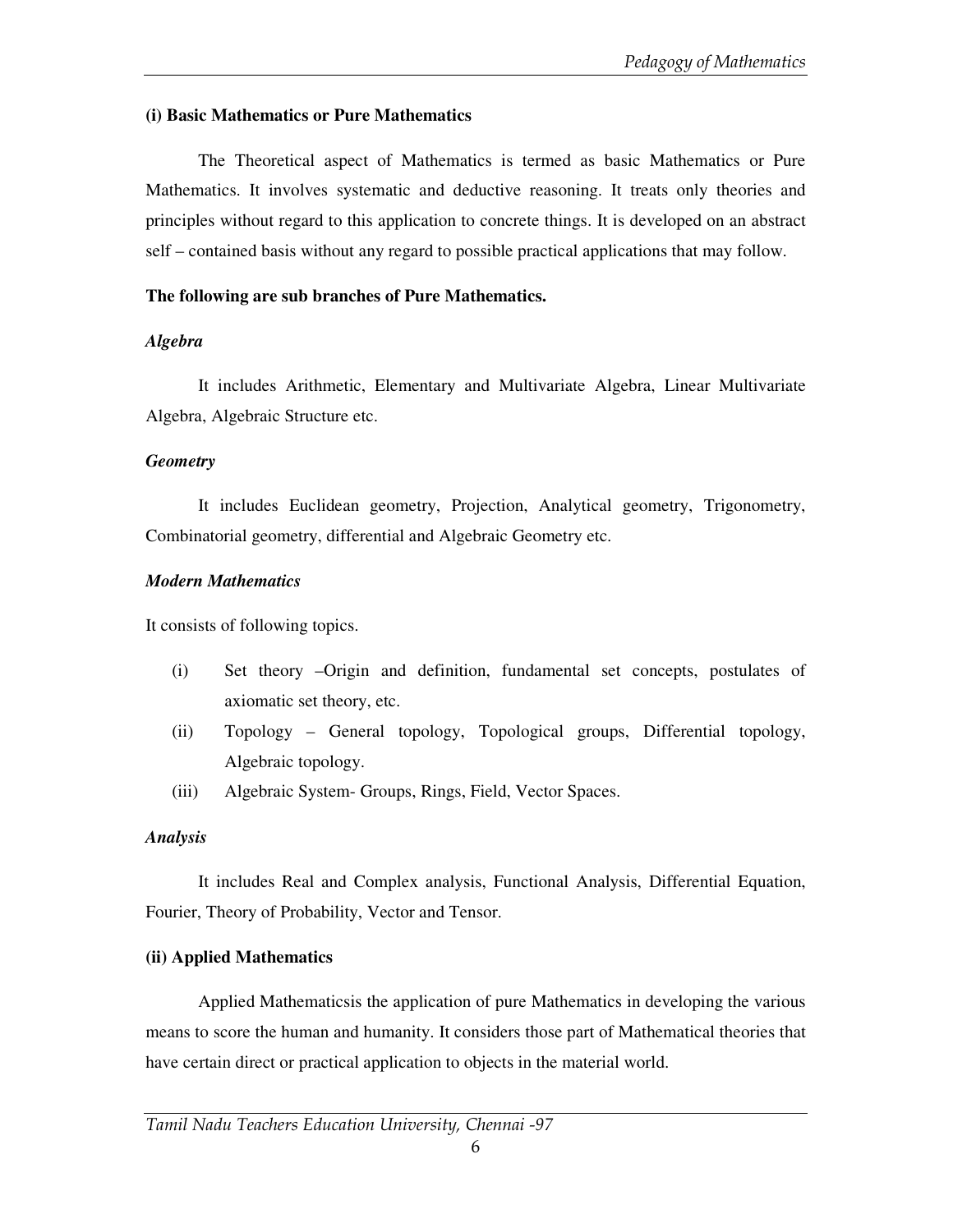**(i) Basic Mathematics or Pure Mathematics**

The Theoretical aspect of Mathematics is termed as basic Mathematics or Pure Mathematics. It involves systematic and deductive reasoning. It treats only theories and principles without regard to this application to concrete things. It is developed on an abstract self – contained basis without any regard to possible practical applications that may follow.

**The following are sub branches of Pure Mathematics.**

***Algebra***

It includes Arithmetic, Elementary and Multivariate Algebra, Linear Multivariate Algebra, Algebraic Structure etc.

***Geometry***

It includes Euclidean geometry, Projection, Analytical geometry, Trigonometry, Combinatorial geometry, differential and Algebraic Geometry etc.

***Modern Mathematics***

It consists of following topics.

(i) Set theory –Origin and definition, fundamental set concepts, postulates of axiomatic set theory, etc.

(ii) Topology – General topology, Topological groups, Differential topology, Algebraic topology.

(iii) Algebraic System- Groups, Rings, Field, Vector Spaces.

***Analysis***

It includes Real and Complex analysis, Functional Analysis, Differential Equation, Fourier, Theory of Probability, Vector and Tensor.

**(ii) Applied Mathematics**

Applied Mathematicsis the application of pure Mathematics in developing the various means to score the human and humanity. It considers those part of Mathematical theories that have certain direct or practical application to objects in the material world.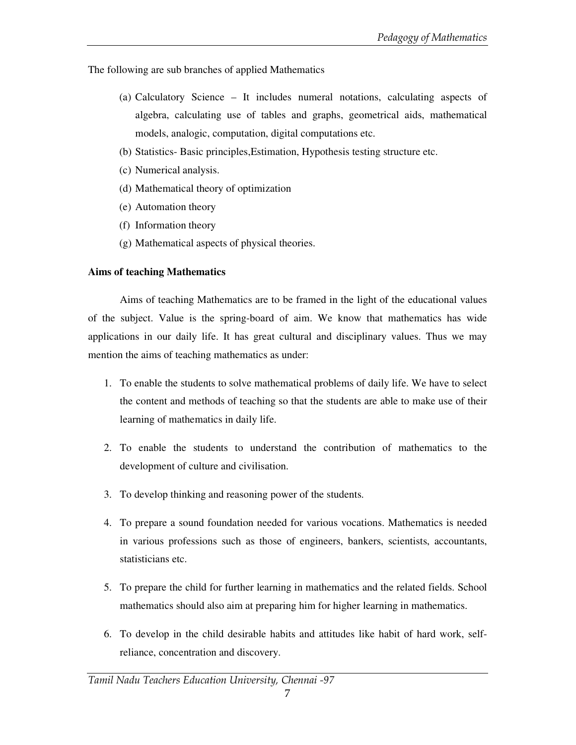The following are sub branches of applied Mathematics

(a) Calculatory Science – It includes numeral notations, calculating aspects of algebra, calculating use of tables and graphs, geometrical aids, mathematical models, analogic, computation, digital computations etc.
(b) Statistics- Basic principles,Estimation, Hypothesis testing structure etc.
(c) Numerical analysis.
(d) Mathematical theory of optimization
(e) Automation theory
(f) Information theory
(g) Mathematical aspects of physical theories.

**Aims of teaching Mathematics**

Aims of teaching Mathematics are to be framed in the light of the educational values of the subject. Value is the spring-board of aim. We know that mathematics has wide applications in our daily life. It has great cultural and disciplinary values. Thus we may mention the aims of teaching mathematics as under:

1. To enable the students to solve mathematical problems of daily life. We have to select the content and methods of teaching so that the students are able to make use of their learning of mathematics in daily life.

2. To enable the students to understand the contribution of mathematics to the development of culture and civilisation.

3. To develop thinking and reasoning power of the students.

4. To prepare a sound foundation needed for various vocations. Mathematics is needed in various professions such as those of engineers, bankers, scientists, accountants, statisticians etc.

5. To prepare the child for further learning in mathematics and the related fields. School mathematics should also aim at preparing him for higher learning in mathematics.

6. To develop in the child desirable habits and attitudes like habit of hard work, self-reliance, concentration and discovery.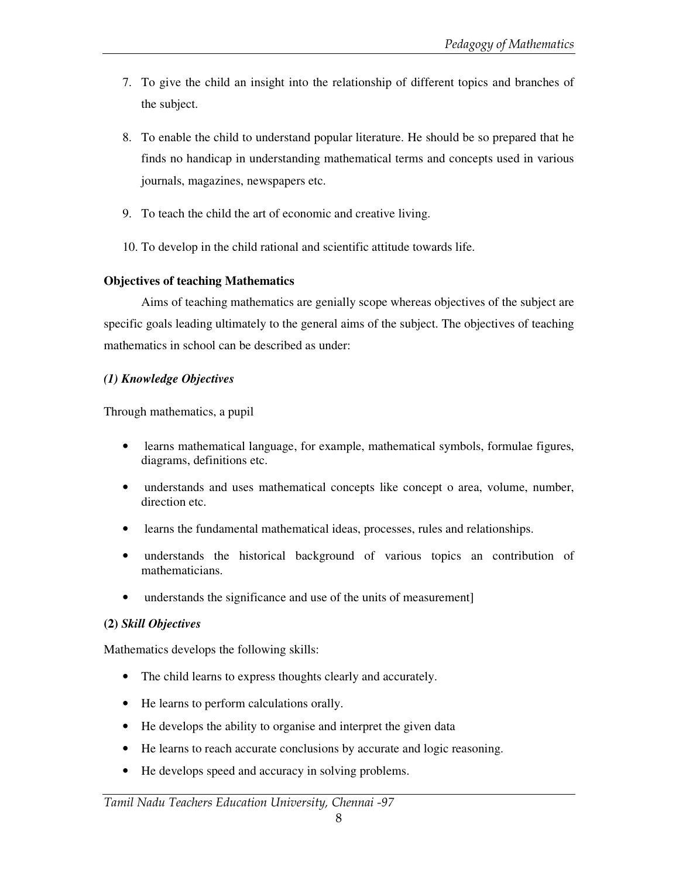7. To give the child an insight into the relationship of different topics and branches of the subject.

8. To enable the child to understand popular literature. He should be so prepared that he finds no handicap in understanding mathematical terms and concepts used in various journals, magazines, newspapers etc.

9. To teach the child the art of economic and creative living.

10. To develop in the child rational and scientific attitude towards life.

**Objectives of teaching Mathematics**

Aims of teaching mathematics are genially scope whereas objectives of the subject are specific goals leading ultimately to the general aims of the subject. The objectives of teaching mathematics in school can be described as under:

***(1) Knowledge Objectives***

Through mathematics, a pupil

- learns mathematical language, for example, mathematical symbols, formulae figures, diagrams, definitions etc.
- understands and uses mathematical concepts like concept o area, volume, number, direction etc.
- learns the fundamental mathematical ideas, processes, rules and relationships.
- understands the historical background of various topics an contribution of mathematicians.
- understands the significance and use of the units of measurement]

**(2)** ***Skill Objectives***

Mathematics develops the following skills:

- The child learns to express thoughts clearly and accurately.
- He learns to perform calculations orally.
- He develops the ability to organise and interpret the given data
- He learns to reach accurate conclusions by accurate and logic reasoning.
- He develops speed and accuracy in solving problems.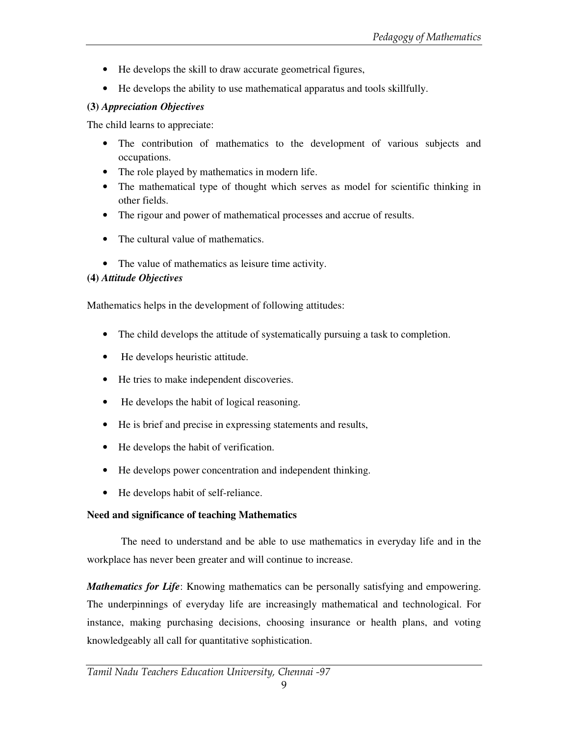- He develops the skill to draw accurate geometrical figures,
- He develops the ability to use mathematical apparatus and tools skillfully.

**(3)** ***Appreciation Objectives***

The child learns to appreciate:

- The contribution of mathematics to the development of various subjects and occupations.
- The role played by mathematics in modern life.
- The mathematical type of thought which serves as model for scientific thinking in other fields.
- The rigour and power of mathematical processes and accrue of results.
- The cultural value of mathematics.
- The value of mathematics as leisure time activity.

**(4)** ***Attitude Objectives***

Mathematics helps in the development of following attitudes:

- The child develops the attitude of systematically pursuing a task to completion.
- He develops heuristic attitude.
- He tries to make independent discoveries.
- He develops the habit of logical reasoning.
- He is brief and precise in expressing statements and results,
- He develops the habit of verification.
- He develops power concentration and independent thinking.
- He develops habit of self-reliance.

**Need and significance of teaching Mathematics**

The need to understand and be able to use mathematics in everyday life and in the workplace has never been greater and will continue to increase.

***Mathematics for Life***: Knowing mathematics can be personally satisfying and empowering. The underpinnings of everyday life are increasingly mathematical and technological. For instance, making purchasing decisions, choosing insurance or health plans, and voting knowledgeably all call for quantitative sophistication.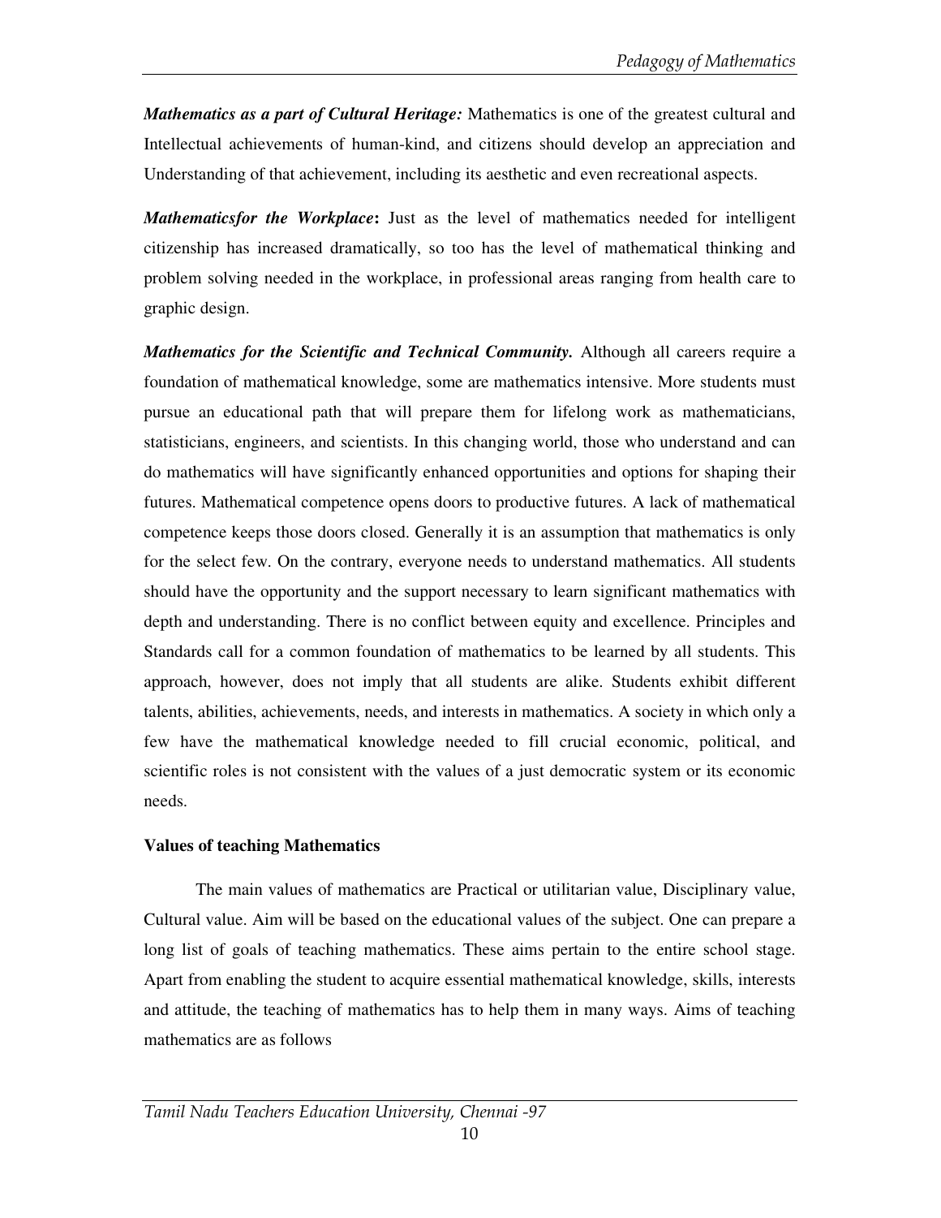***Mathematics as a part of Cultural Heritage:*** Mathematics is one of the greatest cultural and Intellectual achievements of human-kind, and citizens should develop an appreciation and Understanding of that achievement, including its aesthetic and even recreational aspects.

***Mathematicsfor the Workplace*:** Just as the level of mathematics needed for intelligent citizenship has increased dramatically, so too has the level of mathematical thinking and problem solving needed in the workplace, in professional areas ranging from health care to graphic design.

***Mathematics for the Scientific and Technical Community.*** Although all careers require a foundation of mathematical knowledge, some are mathematics intensive. More students must pursue an educational path that will prepare them for lifelong work as mathematicians, statisticians, engineers, and scientists. In this changing world, those who understand and can do mathematics will have significantly enhanced opportunities and options for shaping their futures. Mathematical competence opens doors to productive futures. A lack of mathematical competence keeps those doors closed. Generally it is an assumption that mathematics is only for the select few. On the contrary, everyone needs to understand mathematics. All students should have the opportunity and the support necessary to learn significant mathematics with depth and understanding. There is no conflict between equity and excellence. Principles and Standards call for a common foundation of mathematics to be learned by all students. This approach, however, does not imply that all students are alike. Students exhibit different talents, abilities, achievements, needs, and interests in mathematics. A society in which only a few have the mathematical knowledge needed to fill crucial economic, political, and scientific roles is not consistent with the values of a just democratic system or its economic needs.

**Values of teaching Mathematics**

The main values of mathematics are Practical or utilitarian value, Disciplinary value, Cultural value. Aim will be based on the educational values of the subject. One can prepare a long list of goals of teaching mathematics. These aims pertain to the entire school stage. Apart from enabling the student to acquire essential mathematical knowledge, skills, interests and attitude, the teaching of mathematics has to help them in many ways. Aims of teaching mathematics are as follows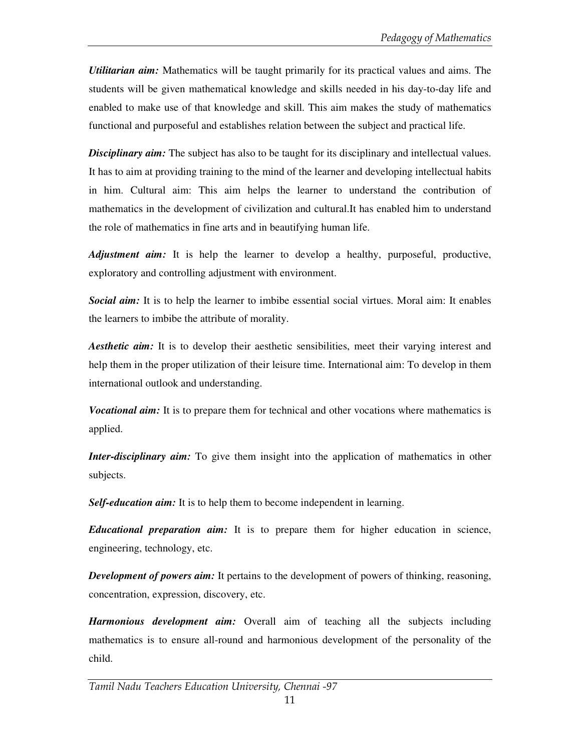***Utilitarian aim:*** Mathematics will be taught primarily for its practical values and aims. The students will be given mathematical knowledge and skills needed in his day-to-day life and enabled to make use of that knowledge and skill. This aim makes the study of mathematics functional and purposeful and establishes relation between the subject and practical life.

***Disciplinary aim:*** The subject has also to be taught for its disciplinary and intellectual values. It has to aim at providing training to the mind of the learner and developing intellectual habits in him. Cultural aim: This aim helps the learner to understand the contribution of mathematics in the development of civilization and cultural.It has enabled him to understand the role of mathematics in fine arts and in beautifying human life.

***Adjustment aim:*** It is help the learner to develop a healthy, purposeful, productive, exploratory and controlling adjustment with environment.

***Social aim:*** It is to help the learner to imbibe essential social virtues. Moral aim: It enables the learners to imbibe the attribute of morality.

***Aesthetic aim:*** It is to develop their aesthetic sensibilities, meet their varying interest and help them in the proper utilization of their leisure time. International aim: To develop in them international outlook and understanding.

***Vocational aim:*** It is to prepare them for technical and other vocations where mathematics is applied.

***Inter-disciplinary aim:*** To give them insight into the application of mathematics in other subjects.

***Self-education aim:*** It is to help them to become independent in learning.

***Educational preparation aim:*** It is to prepare them for higher education in science, engineering, technology, etc.

***Development of powers aim:*** It pertains to the development of powers of thinking, reasoning, concentration, expression, discovery, etc.

***Harmonious development aim:*** Overall aim of teaching all the subjects including mathematics is to ensure all-round and harmonious development of the personality of the child.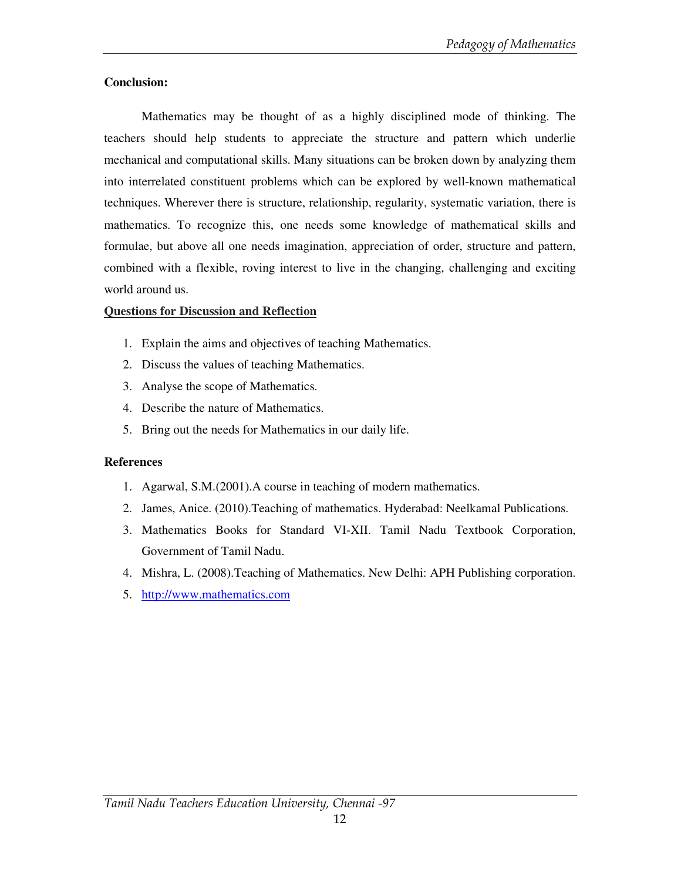**Conclusion:**

Mathematics may be thought of as a highly disciplined mode of thinking. The teachers should help students to appreciate the structure and pattern which underlie mechanical and computational skills. Many situations can be broken down by analyzing them into interrelated constituent problems which can be explored by well-known mathematical techniques. Wherever there is structure, relationship, regularity, systematic variation, there is mathematics. To recognize this, one needs some knowledge of mathematical skills and formulae, but above all one needs imagination, appreciation of order, structure and pattern, combined with a flexible, roving interest to live in the changing, challenging and exciting world around us.

**Questions for Discussion and Reflection**

1. Explain the aims and objectives of teaching Mathematics.
2. Discuss the values of teaching Mathematics.
3. Analyse the scope of Mathematics.
4. Describe the nature of Mathematics.
5. Bring out the needs for Mathematics in our daily life.

**References**

1. Agarwal, S.M.(2001).A course in teaching of modern mathematics.
2. James, Anice. (2010).Teaching of mathematics. Hyderabad: Neelkamal Publications.
3. Mathematics Books for Standard VI-XII. Tamil Nadu Textbook Corporation, Government of Tamil Nadu.
4. Mishra, L. (2008).Teaching of Mathematics. New Delhi: APH Publishing corporation.
5. http://www.mathematics.com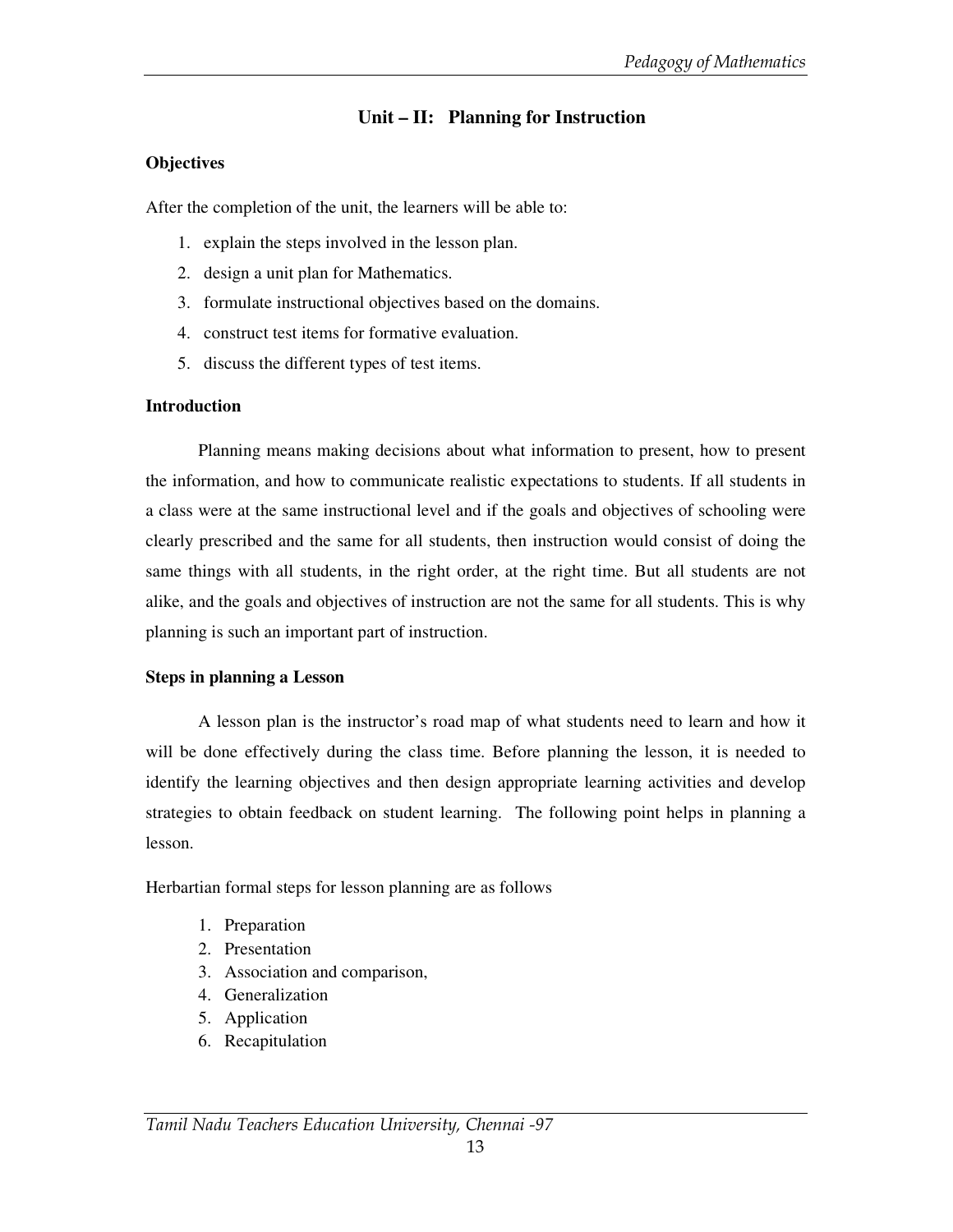## Unit – II: Planning for Instruction

### Objectives

After the completion of the unit, the learners will be able to:

1. explain the steps involved in the lesson plan.
2. design a unit plan for Mathematics.
3. formulate instructional objectives based on the domains.
4. construct test items for formative evaluation.
5. discuss the different types of test items.

### Introduction

Planning means making decisions about what information to present, how to present the information, and how to communicate realistic expectations to students. If all students in a class were at the same instructional level and if the goals and objectives of schooling were clearly prescribed and the same for all students, then instruction would consist of doing the same things with all students, in the right order, at the right time. But all students are not alike, and the goals and objectives of instruction are not the same for all students. This is why planning is such an important part of instruction.

### Steps in planning a Lesson

A lesson plan is the instructor's road map of what students need to learn and how it will be done effectively during the class time. Before planning the lesson, it is needed to identify the learning objectives and then design appropriate learning activities and develop strategies to obtain feedback on student learning. The following point helps in planning a lesson.

Herbartian formal steps for lesson planning are as follows

1. Preparation
2. Presentation
3. Association and comparison,
4. Generalization
5. Application
6. Recapitulation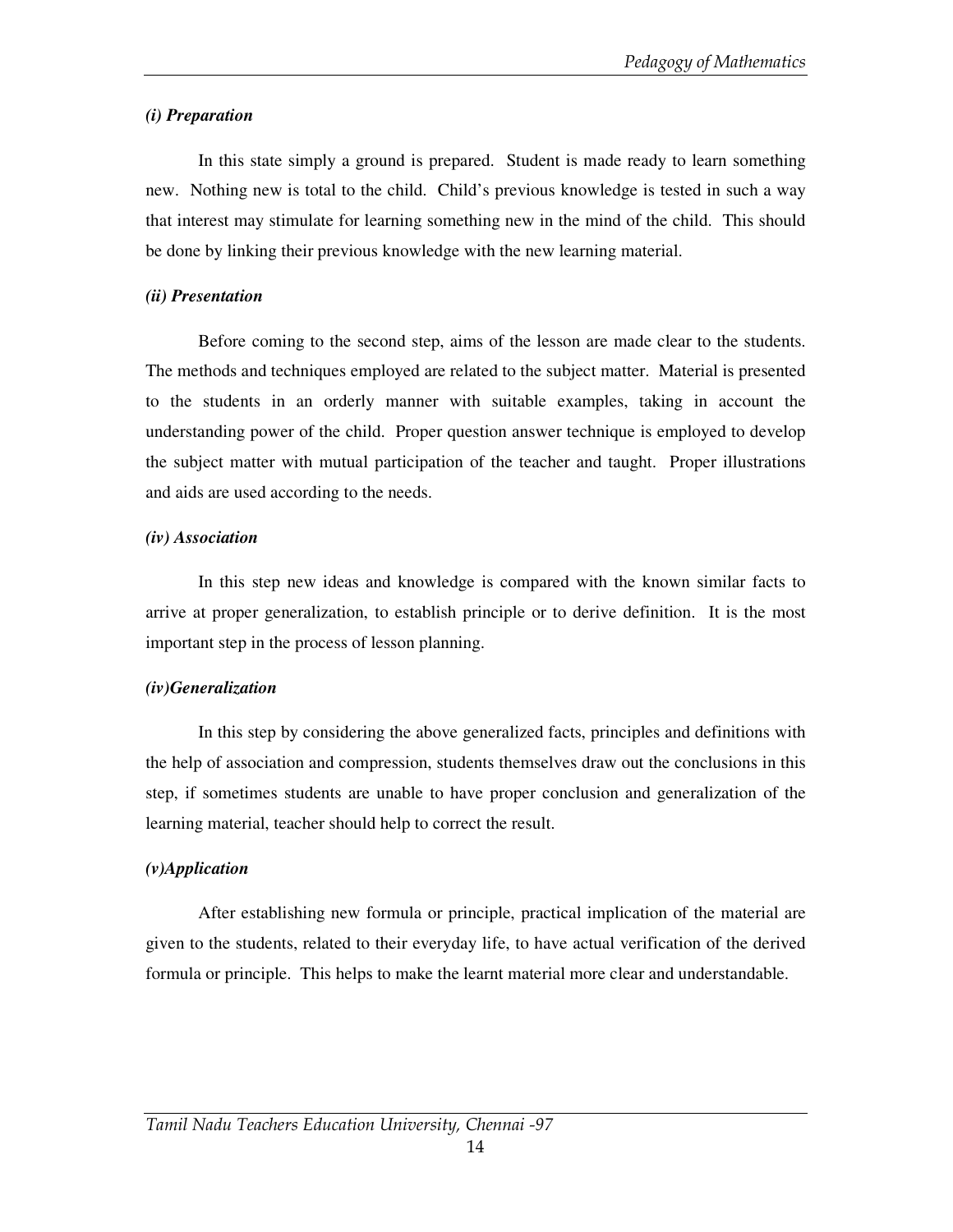***(i) Preparation***

In this state simply a ground is prepared. Student is made ready to learn something new. Nothing new is total to the child. Child's previous knowledge is tested in such a way that interest may stimulate for learning something new in the mind of the child. This should be done by linking their previous knowledge with the new learning material.

***(ii) Presentation***

Before coming to the second step, aims of the lesson are made clear to the students. The methods and techniques employed are related to the subject matter. Material is presented to the students in an orderly manner with suitable examples, taking in account the understanding power of the child. Proper question answer technique is employed to develop the subject matter with mutual participation of the teacher and taught. Proper illustrations and aids are used according to the needs.

***(iv) Association***

In this step new ideas and knowledge is compared with the known similar facts to arrive at proper generalization, to establish principle or to derive definition. It is the most important step in the process of lesson planning.

***(iv)Generalization***

In this step by considering the above generalized facts, principles and definitions with the help of association and compression, students themselves draw out the conclusions in this step, if sometimes students are unable to have proper conclusion and generalization of the learning material, teacher should help to correct the result.

***(v)Application***

After establishing new formula or principle, practical implication of the material are given to the students, related to their everyday life, to have actual verification of the derived formula or principle. This helps to make the learnt material more clear and understandable.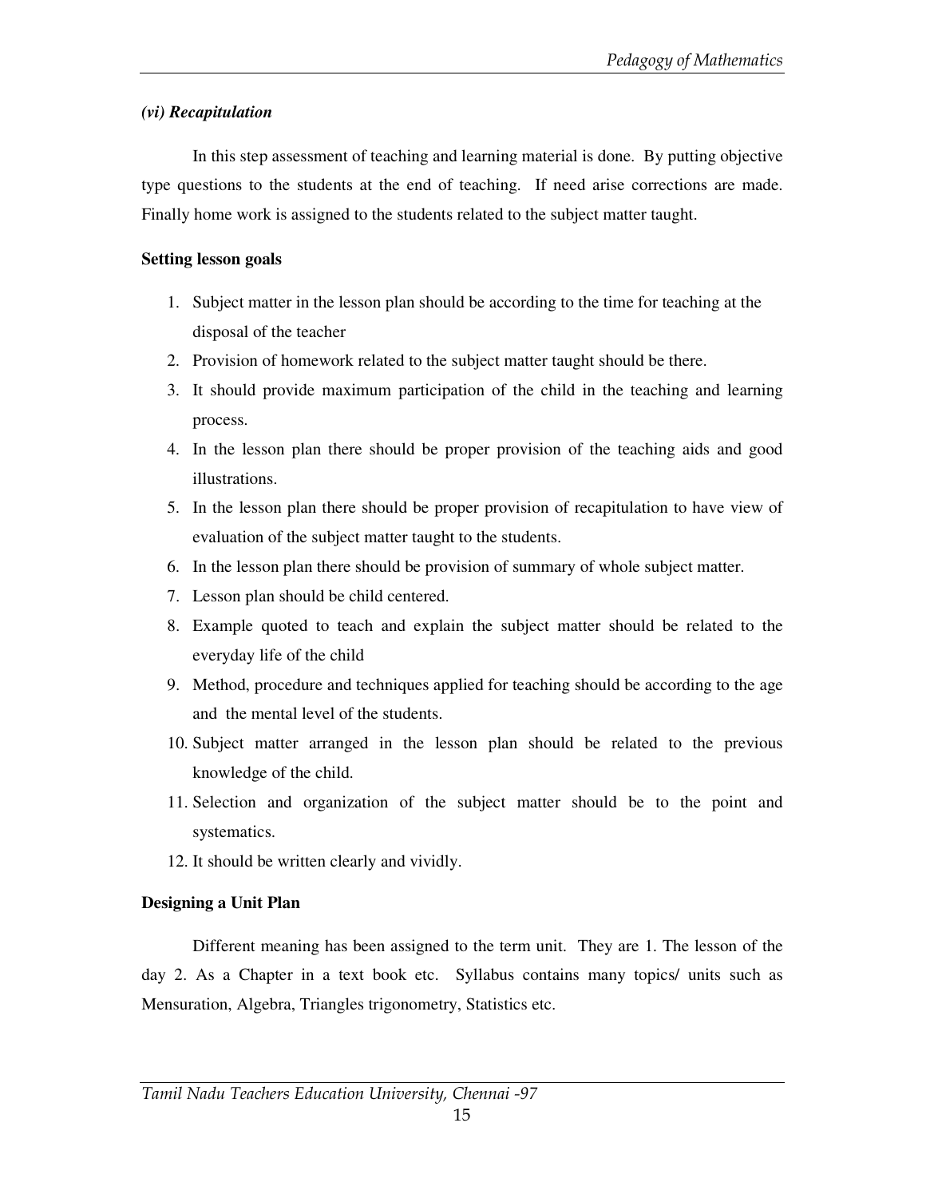*(vi) Recapitulation*

In this step assessment of teaching and learning material is done. By putting objective type questions to the students at the end of teaching. If need arise corrections are made. Finally home work is assigned to the students related to the subject matter taught.

**Setting lesson goals**

1. Subject matter in the lesson plan should be according to the time for teaching at the disposal of the teacher
2. Provision of homework related to the subject matter taught should be there.
3. It should provide maximum participation of the child in the teaching and learning process.
4. In the lesson plan there should be proper provision of the teaching aids and good illustrations.
5. In the lesson plan there should be proper provision of recapitulation to have view of evaluation of the subject matter taught to the students.
6. In the lesson plan there should be provision of summary of whole subject matter.
7. Lesson plan should be child centered.
8. Example quoted to teach and explain the subject matter should be related to the everyday life of the child
9. Method, procedure and techniques applied for teaching should be according to the age and the mental level of the students.
10. Subject matter arranged in the lesson plan should be related to the previous knowledge of the child.
11. Selection and organization of the subject matter should be to the point and systematics.
12. It should be written clearly and vividly.

**Designing a Unit Plan**

Different meaning has been assigned to the term unit. They are 1. The lesson of the day 2. As a Chapter in a text book etc. Syllabus contains many topics/ units such as Mensuration, Algebra, Triangles trigonometry, Statistics etc.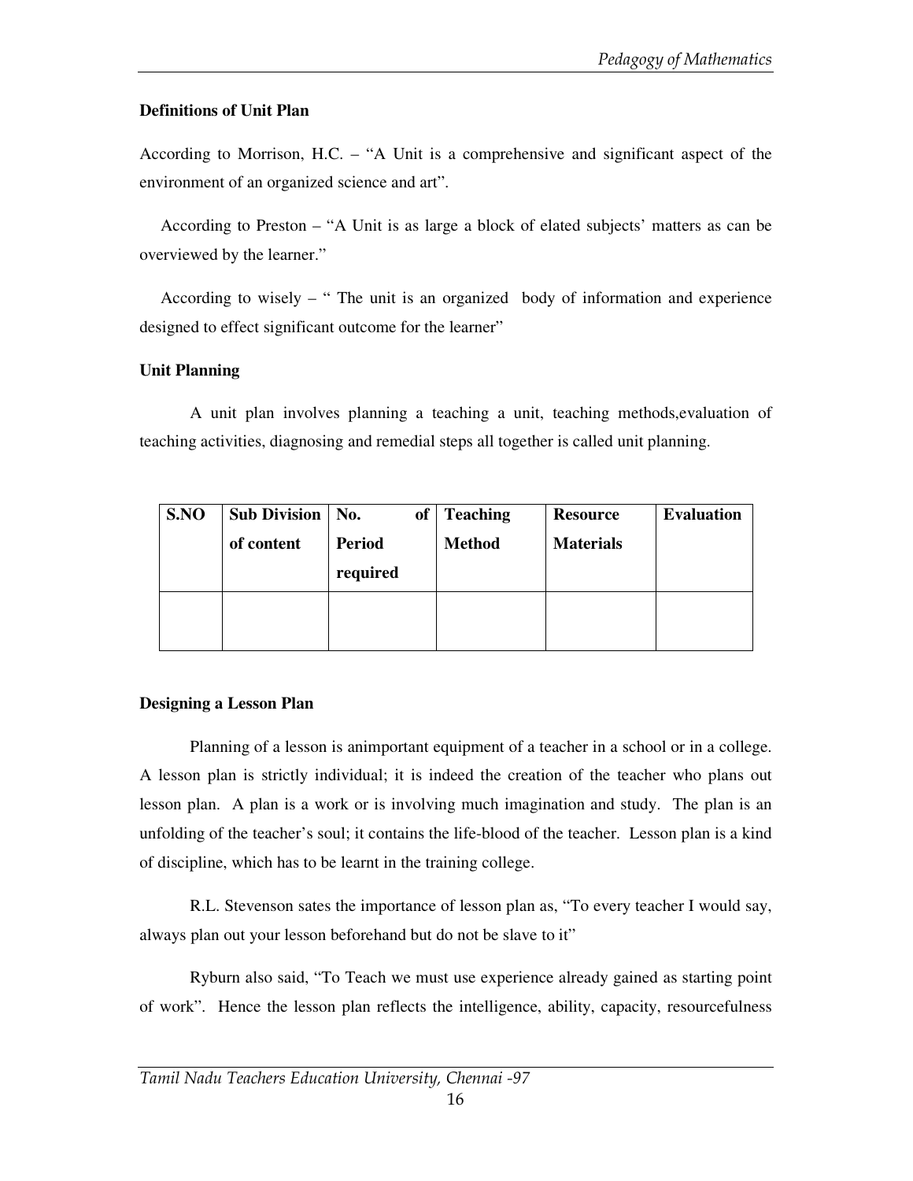**Definitions of Unit Plan**

According to Morrison, H.C. – "A Unit is a comprehensive and significant aspect of the environment of an organized science and art".

According to Preston – "A Unit is as large a block of elated subjects' matters as can be overviewed by the learner."

According to wisely – " The unit is an organized body of information and experience designed to effect significant outcome for the learner"

**Unit Planning**

A unit plan involves planning a teaching a unit, teaching methods,evaluation of teaching activities, diagnosing and remedial steps all together is called unit planning.

| S.NO | Sub Division of content | No. of Period required | Teaching Method | Resource Materials | Evaluation |
|---|---|---|---|---|---|
| | | | | | |

**Designing a Lesson Plan**

Planning of a lesson is animportant equipment of a teacher in a school or in a college. A lesson plan is strictly individual; it is indeed the creation of the teacher who plans out lesson plan. A plan is a work or is involving much imagination and study. The plan is an unfolding of the teacher's soul; it contains the life-blood of the teacher. Lesson plan is a kind of discipline, which has to be learnt in the training college.

R.L. Stevenson sates the importance of lesson plan as, "To every teacher I would say, always plan out your lesson beforehand but do not be slave to it"

Ryburn also said, "To Teach we must use experience already gained as starting point of work". Hence the lesson plan reflects the intelligence, ability, capacity, resourcefulness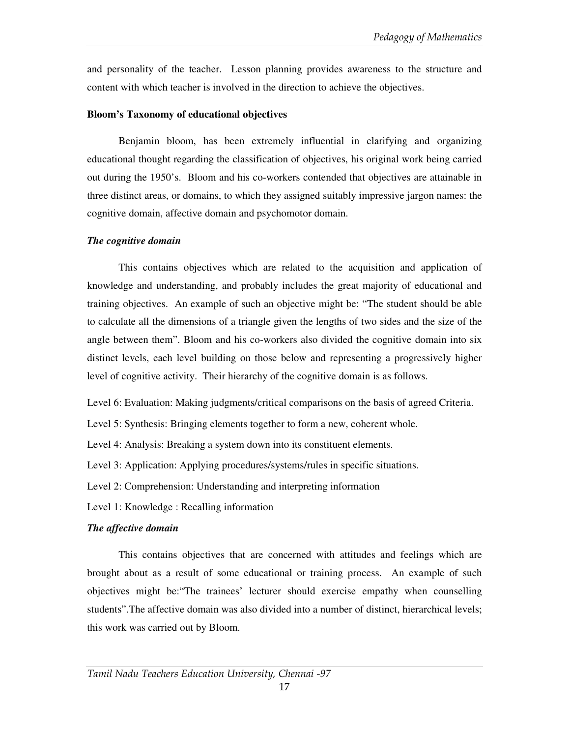and personality of the teacher. Lesson planning provides awareness to the structure and content with which teacher is involved in the direction to achieve the objectives.

**Bloom's Taxonomy of educational objectives**

Benjamin bloom, has been extremely influential in clarifying and organizing educational thought regarding the classification of objectives, his original work being carried out during the 1950's. Bloom and his co-workers contended that objectives are attainable in three distinct areas, or domains, to which they assigned suitably impressive jargon names: the cognitive domain, affective domain and psychomotor domain.

***The cognitive domain***

This contains objectives which are related to the acquisition and application of knowledge and understanding, and probably includes the great majority of educational and training objectives. An example of such an objective might be: "The student should be able to calculate all the dimensions of a triangle given the lengths of two sides and the size of the angle between them". Bloom and his co-workers also divided the cognitive domain into six distinct levels, each level building on those below and representing a progressively higher level of cognitive activity. Their hierarchy of the cognitive domain is as follows.

Level 6: Evaluation: Making judgments/critical comparisons on the basis of agreed Criteria.

Level 5: Synthesis: Bringing elements together to form a new, coherent whole.

Level 4: Analysis: Breaking a system down into its constituent elements.

Level 3: Application: Applying procedures/systems/rules in specific situations.

Level 2: Comprehension: Understanding and interpreting information

Level 1: Knowledge : Recalling information

***The affective domain***

This contains objectives that are concerned with attitudes and feelings which are brought about as a result of some educational or training process. An example of such objectives might be:"The trainees' lecturer should exercise empathy when counselling students".The affective domain was also divided into a number of distinct, hierarchical levels; this work was carried out by Bloom.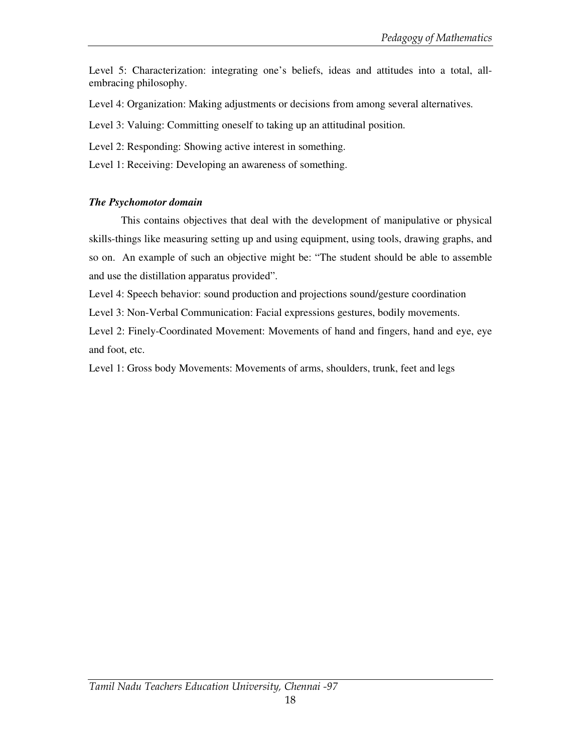Level 5: Characterization: integrating one's beliefs, ideas and attitudes into a total, all-embracing philosophy.

Level 4: Organization: Making adjustments or decisions from among several alternatives.

Level 3: Valuing: Committing oneself to taking up an attitudinal position.

Level 2: Responding: Showing active interest in something.

Level 1: Receiving: Developing an awareness of something.

***The Psychomotor domain***

This contains objectives that deal with the development of manipulative or physical skills-things like measuring setting up and using equipment, using tools, drawing graphs, and so on. An example of such an objective might be: "The student should be able to assemble and use the distillation apparatus provided".

Level 4: Speech behavior: sound production and projections sound/gesture coordination

Level 3: Non-Verbal Communication: Facial expressions gestures, bodily movements.

Level 2: Finely-Coordinated Movement: Movements of hand and fingers, hand and eye, eye and foot, etc.

Level 1: Gross body Movements: Movements of arms, shoulders, trunk, feet and legs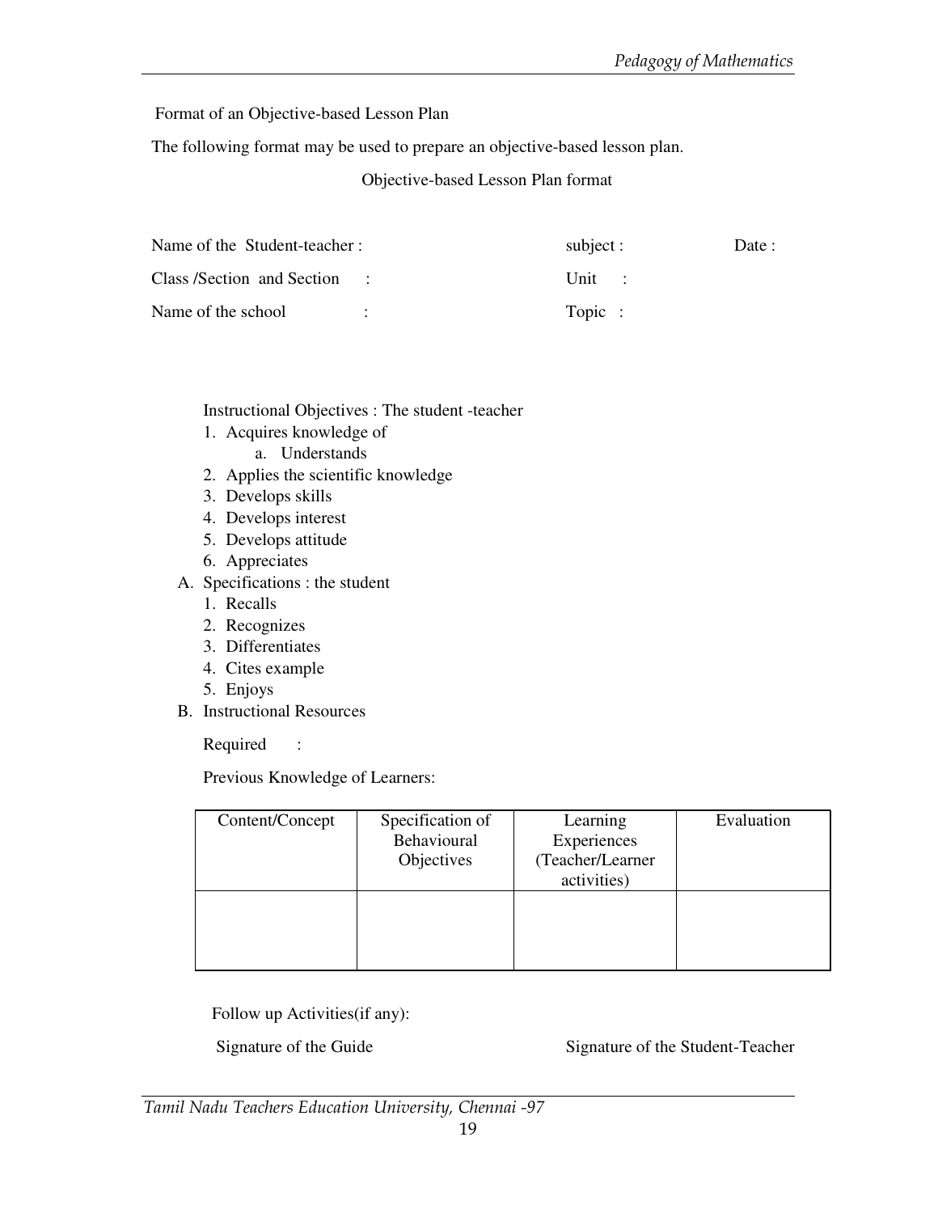Format of an Objective-based Lesson Plan

The following format may be used to prepare an objective-based lesson plan.

Objective-based Lesson Plan format

Name of the Student-teacher : subject : Date :

Class /Section and Section : Unit :

Name of the school : Topic :

Instructional Objectives : The student -teacher

1. Acquires knowledge of
   a. Understands
2. Applies the scientific knowledge
3. Develops skills
4. Develops interest
5. Develops attitude
6. Appreciates

A. Specifications : the student
   1. Recalls
   2. Recognizes
   3. Differentiates
   4. Cites example
   5. Enjoys

B. Instructional Resources

Required :

Previous Knowledge of Learners:

| Content/Concept | Specification of Behavioural Objectives | Learning Experiences (Teacher/Learner activities) | Evaluation |
|---|---|---|---|
| | | | |

Follow up Activities(if any):

Signature of the Guide Signature of the Student-Teacher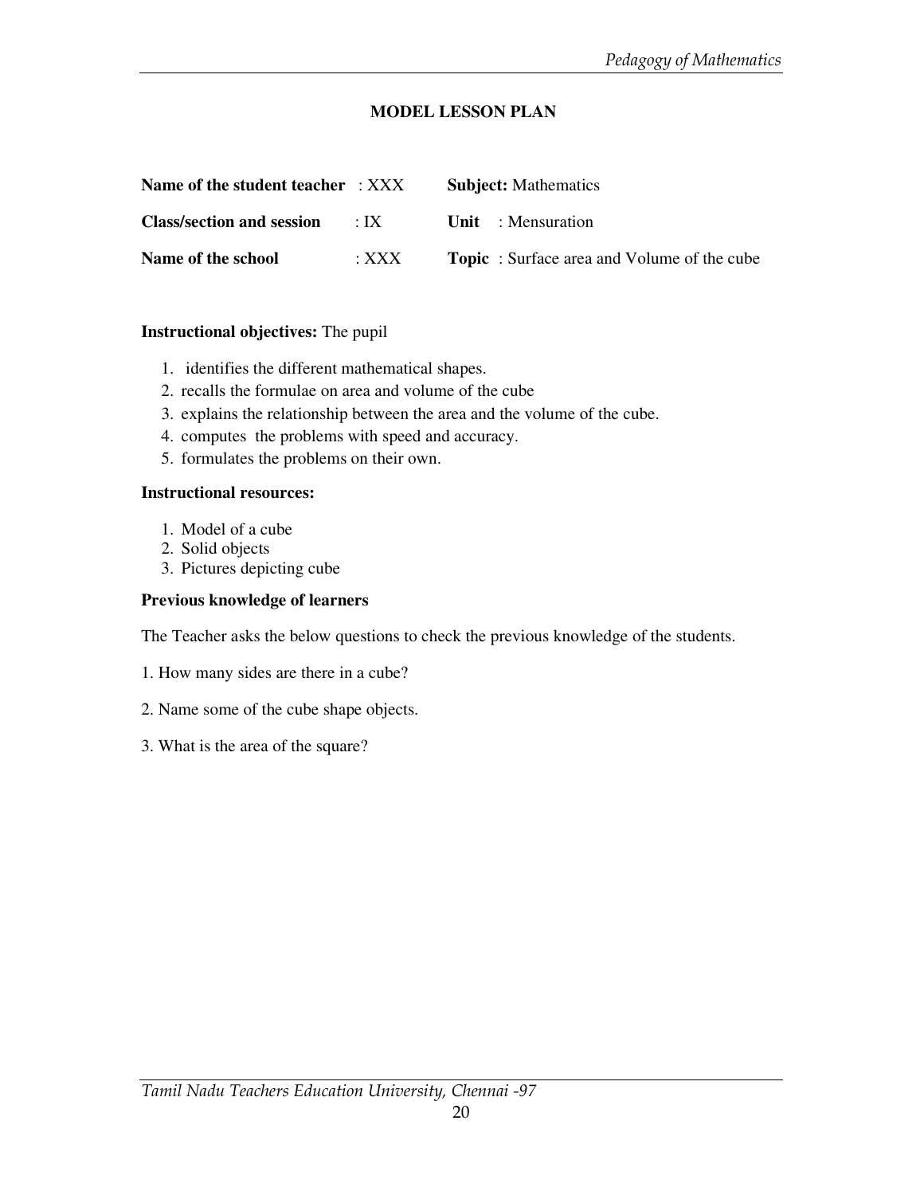## MODEL LESSON PLAN

| | | |
|---|---|---|
| **Name of the student teacher** | : XXX | **Subject:** Mathematics |
| **Class/section and session** | : IX | **Unit** : Mensuration |
| **Name of the school** | : XXX | **Topic** : Surface area and Volume of the cube |

**Instructional objectives:** The pupil

1. identifies the different mathematical shapes.
2. recalls the formulae on area and volume of the cube
3. explains the relationship between the area and the volume of the cube.
4. computes the problems with speed and accuracy.
5. formulates the problems on their own.

**Instructional resources:**

1. Model of a cube
2. Solid objects
3. Pictures depicting cube

**Previous knowledge of learners**

The Teacher asks the below questions to check the previous knowledge of the students.

1. How many sides are there in a cube?

2. Name some of the cube shape objects.

3. What is the area of the square?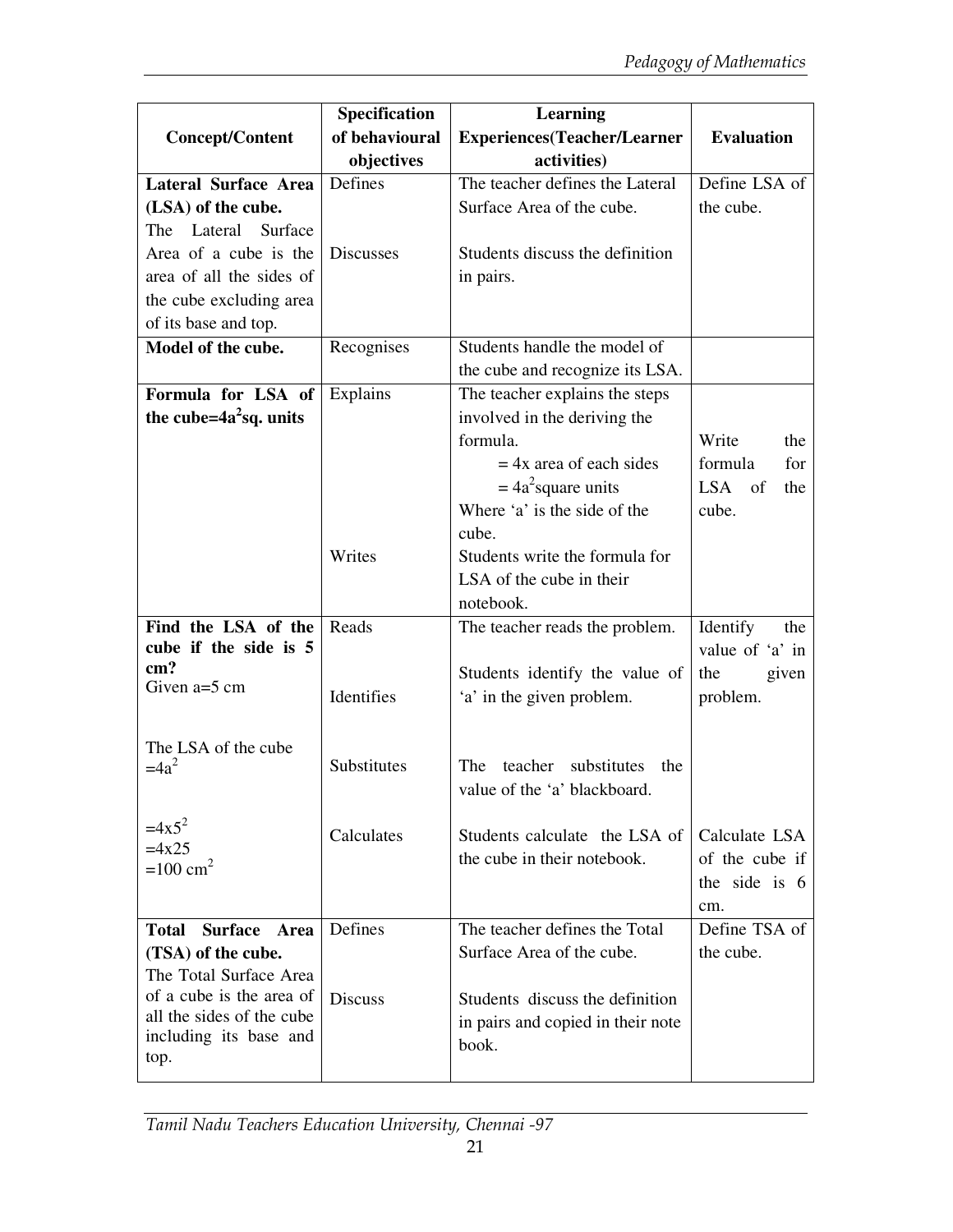| Concept/Content | Specification of behavioural objectives | Learning Experiences(Teacher/Learner activities) | Evaluation |
|---|---|---|---|
| **Lateral Surface Area (LSA) of the cube.** The Lateral Surface Area of a cube is the area of all the sides of the cube excluding area of its base and top. | Defines<br><br>Discusses | The teacher defines the Lateral Surface Area of the cube.<br><br>Students discuss the definition in pairs. | Define LSA of the cube. |
| **Model of the cube.** | Recognises | Students handle the model of the cube and recognize its LSA. | |
| **Formula for LSA of the cube=$4a^2$sq. units** | Explains<br><br><br><br><br><br><br>Writes | The teacher explains the steps involved in the deriving the formula.<br>= 4x area of each sides<br>= $4a^2$square units<br>Where 'a' is the side of the cube.<br>Students write the formula for LSA of the cube in their notebook. | Write the formula for LSA of the cube. |
| **Find the LSA of the cube if the side is 5 cm?**<br>Given a=5 cm<br><br>The LSA of the cube $=4a^2$<br><br>$=4 \times 5^2$<br>$=4 \times 25$<br>$=100$ cm$^2$ | Reads<br><br>Identifies<br><br>Substitutes<br><br>Calculates | The teacher reads the problem.<br><br>Students identify the value of 'a' in the given problem.<br><br>The teacher substitutes the value of the 'a' blackboard.<br><br>Students calculate the LSA of the cube in their notebook. | Identify the value of 'a' in the given problem.<br><br><br><br>Calculate LSA of the cube if the side is 6 cm. |
| **Total Surface Area (TSA) of the cube.** The Total Surface Area of a cube is the area of all the sides of the cube including its base and top. | Defines<br><br>Discuss | The teacher defines the Total Surface Area of the cube.<br><br>Students discuss the definition in pairs and copied in their note book. | Define TSA of the cube. |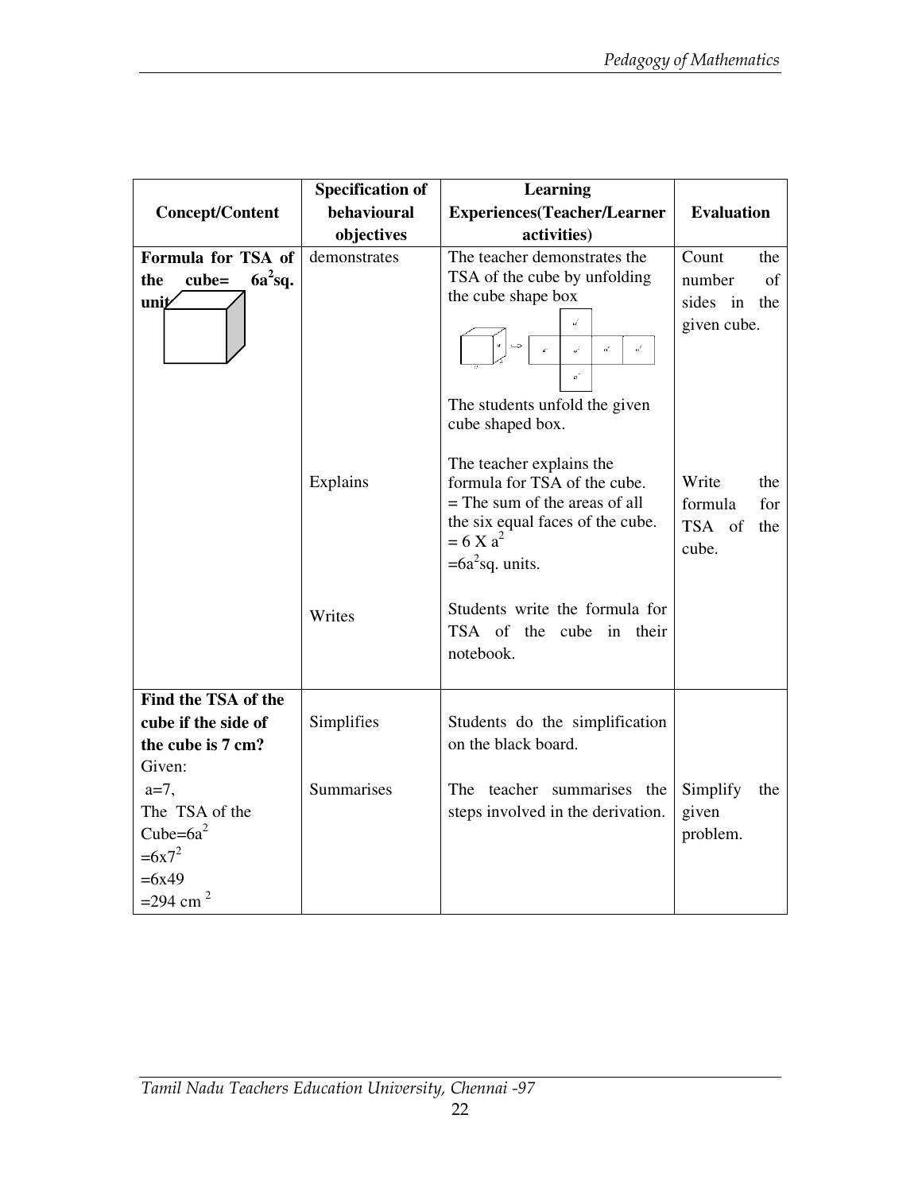| Concept/Content | Specification of behavioural objectives | Learning Experiences(Teacher/Learner activities) | Evaluation |
|---|---|---|---|
| **Formula for TSA of the cube= $6a^2$sq. unit** | demonstrates | The teacher demonstrates the TSA of the cube by unfolding the cube shape box<br><br>The students unfold the given cube shaped box. | Count the number of sides in the given cube. |
| | Explains | The teacher explains the formula for TSA of the cube.<br>= The sum of the areas of all the six equal faces of the cube.<br>$= 6 \times a^2$<br>$=6a^2$sq. units. | Write the formula for TSA of the cube. |
| | Writes | Students write the formula for TSA of the cube in their notebook. | |
| **Find the TSA of the cube if the side of the cube is 7 cm?**<br>Given:<br>a=7,<br>The TSA of the Cube=$6a^2$<br>$=6 \times 7^2$<br>$=6 \times 49$<br>$=294$ cm $^2$ | Simplifies<br><br>Summarises | Students do the simplification on the black board.<br><br>The teacher summarises the steps involved in the derivation. | Simplify the given problem. |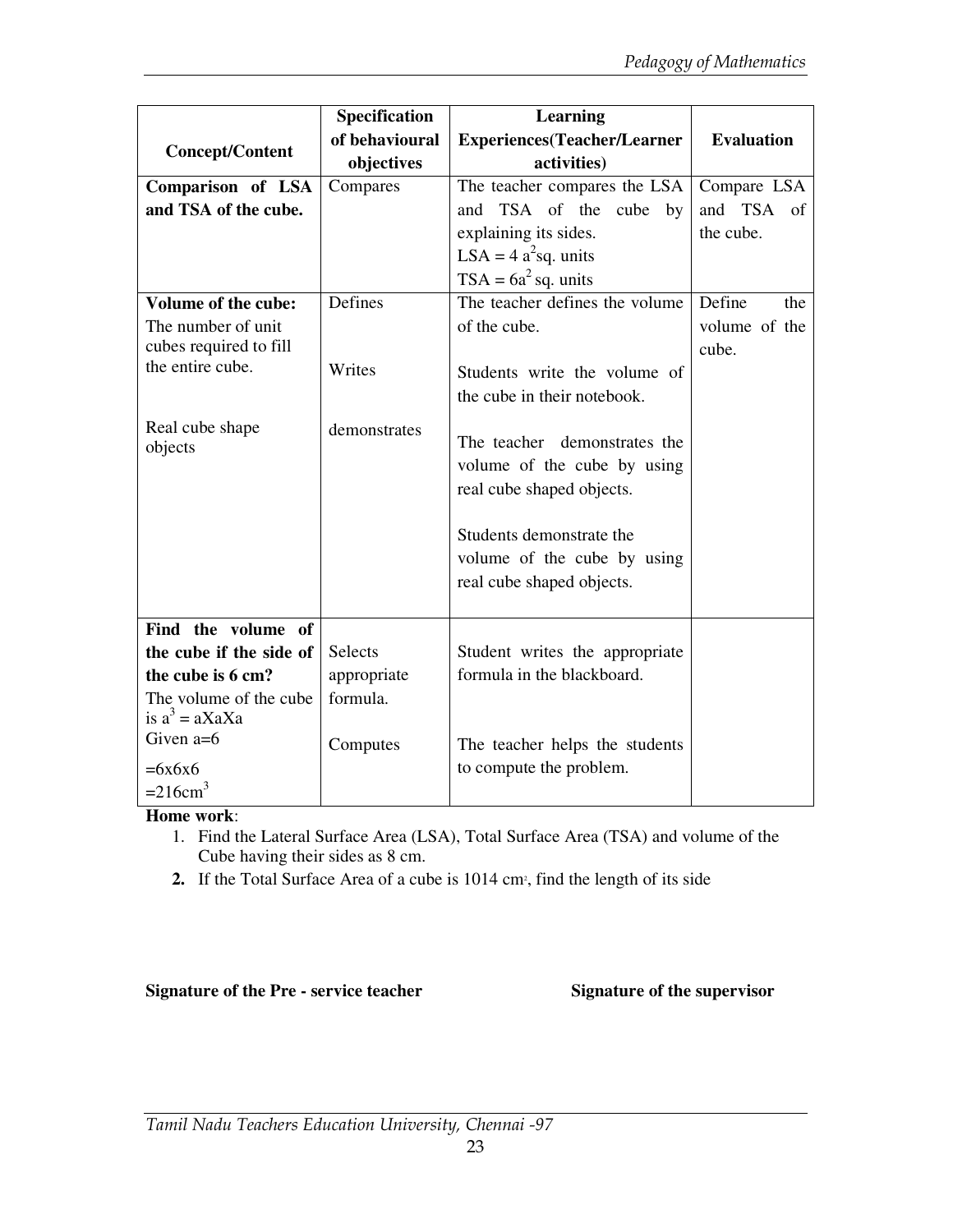| Concept/Content | Specification of behavioural objectives | Learning Experiences(Teacher/Learner activities) | Evaluation |
|---|---|---|---|
| **Comparison of LSA and TSA of the cube.** | Compares | The teacher compares the LSA and TSA of the cube by explaining its sides.<br>LSA = 4 $a^2$sq. units<br>TSA = $6a^2$ sq. units | Compare LSA and TSA of the cube. |
| **Volume of the cube:**<br>The number of unit cubes required to fill the entire cube.<br><br>Real cube shape objects | Defines<br><br>Writes<br><br>demonstrates | The teacher defines the volume of the cube.<br><br>Students write the volume of the cube in their notebook.<br><br>The teacher demonstrates the volume of the cube by using real cube shaped objects.<br><br>Students demonstrate the volume of the cube by using real cube shaped objects. | Define the volume of the cube. |
| **Find the volume of the cube if the side of the cube is 6 cm?**<br>The volume of the cube is $a^3$ = aXaXa<br>Given a=6<br>=6x6x6<br>=216$cm^3$ | Selects appropriate formula.<br><br>Computes | Student writes the appropriate formula in the blackboard.<br><br>The teacher helps the students to compute the problem. | |

**Home work**:

1. Find the Lateral Surface Area (LSA), Total Surface Area (TSA) and volume of the Cube having their sides as 8 cm.
2. If the Total Surface Area of a cube is 1014 $cm^2$, find the length of its side

**Signature of the Pre - service teacher** **Signature of the supervisor**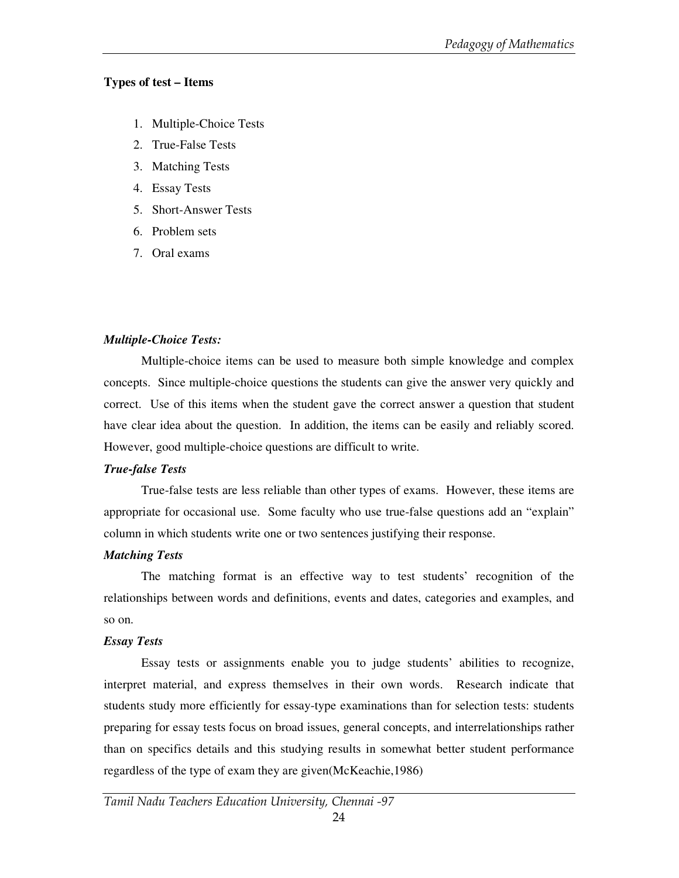**Types of test – Items**

1. Multiple-Choice Tests
2. True-False Tests
3. Matching Tests
4. Essay Tests
5. Short-Answer Tests
6. Problem sets
7. Oral exams

***Multiple-Choice Tests:***

Multiple-choice items can be used to measure both simple knowledge and complex concepts. Since multiple-choice questions the students can give the answer very quickly and correct. Use of this items when the student gave the correct answer a question that student have clear idea about the question. In addition, the items can be easily and reliably scored. However, good multiple-choice questions are difficult to write.

***True-false Tests***

True-false tests are less reliable than other types of exams. However, these items are appropriate for occasional use. Some faculty who use true-false questions add an "explain" column in which students write one or two sentences justifying their response.

***Matching Tests***

The matching format is an effective way to test students' recognition of the relationships between words and definitions, events and dates, categories and examples, and so on.

***Essay Tests***

Essay tests or assignments enable you to judge students' abilities to recognize, interpret material, and express themselves in their own words. Research indicate that students study more efficiently for essay-type examinations than for selection tests: students preparing for essay tests focus on broad issues, general concepts, and interrelationships rather than on specifics details and this studying results in somewhat better student performance regardless of the type of exam they are given(McKeachie,1986)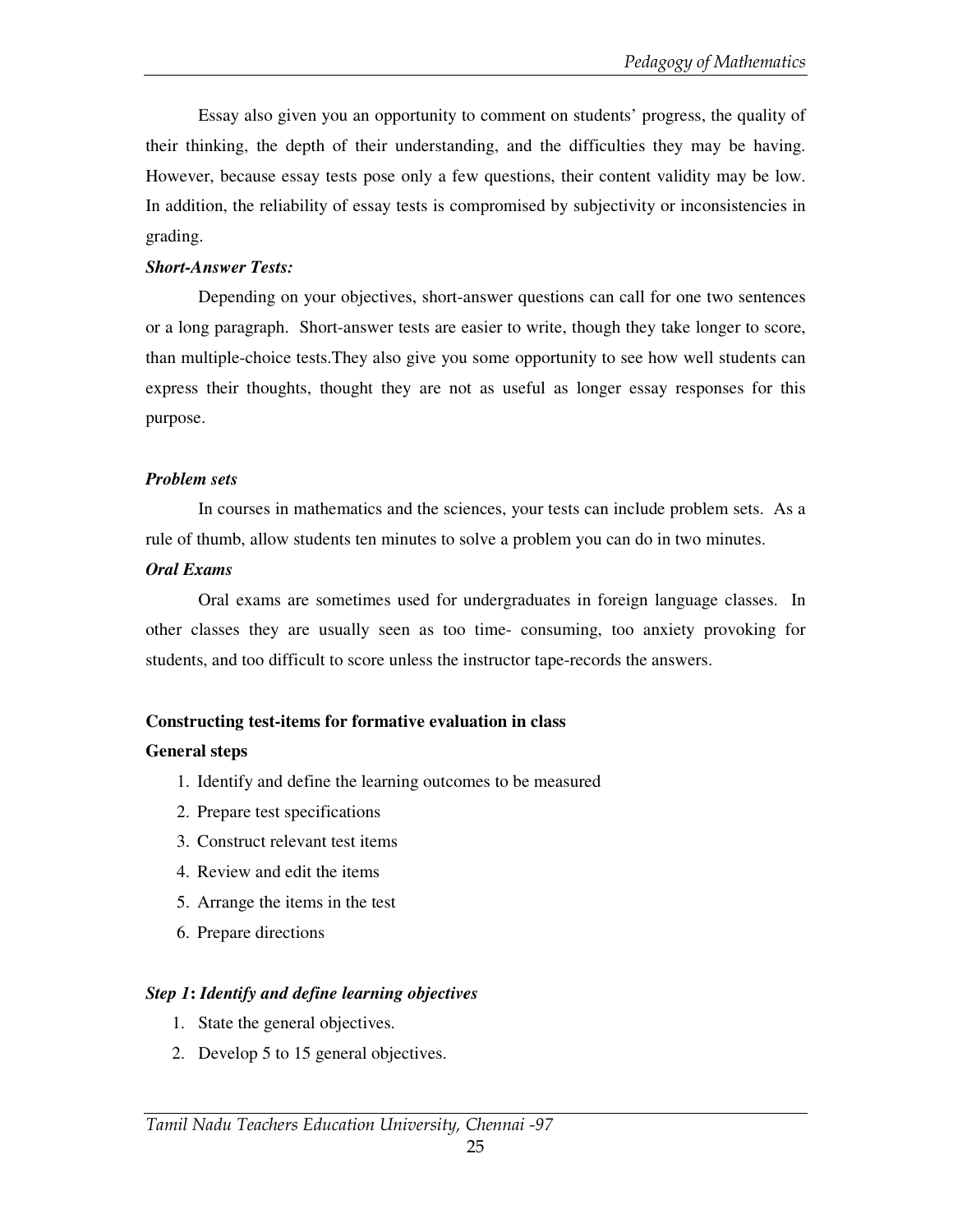Essay also given you an opportunity to comment on students' progress, the quality of their thinking, the depth of their understanding, and the difficulties they may be having. However, because essay tests pose only a few questions, their content validity may be low. In addition, the reliability of essay tests is compromised by subjectivity or inconsistencies in grading.

***Short-Answer Tests:***

Depending on your objectives, short-answer questions can call for one two sentences or a long paragraph. Short-answer tests are easier to write, though they take longer to score, than multiple-choice tests.They also give you some opportunity to see how well students can express their thoughts, thought they are not as useful as longer essay responses for this purpose.

***Problem sets***

In courses in mathematics and the sciences, your tests can include problem sets. As a rule of thumb, allow students ten minutes to solve a problem you can do in two minutes.

***Oral Exams***

Oral exams are sometimes used for undergraduates in foreign language classes. In other classes they are usually seen as too time- consuming, too anxiety provoking for students, and too difficult to score unless the instructor tape-records the answers.

**Constructing test-items for formative evaluation in class**

**General steps**

1. Identify and define the learning outcomes to be measured
2. Prepare test specifications
3. Construct relevant test items
4. Review and edit the items
5. Arrange the items in the test
6. Prepare directions

***Step 1*: *Identify and define learning objectives***

1. State the general objectives.
2. Develop 5 to 15 general objectives.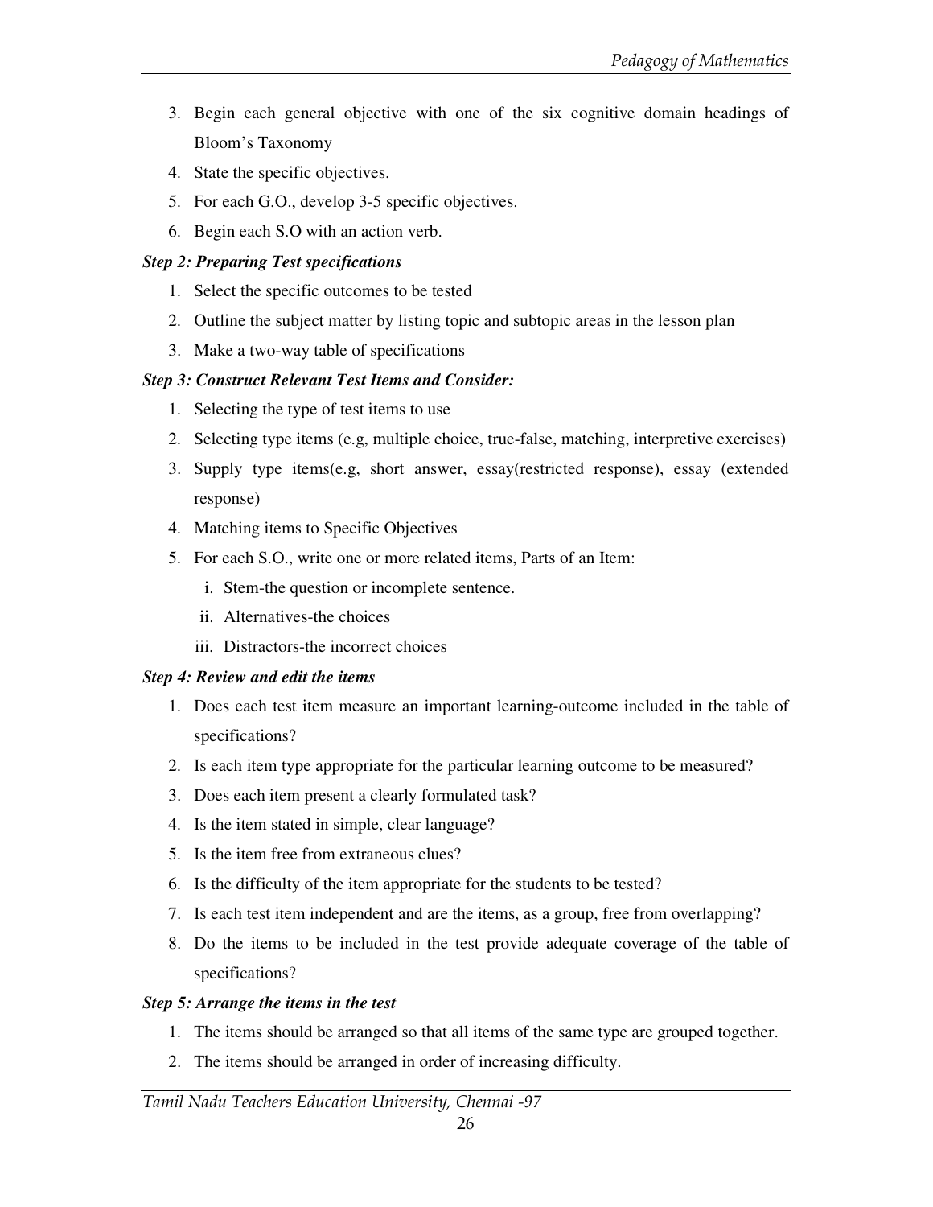3. Begin each general objective with one of the six cognitive domain headings of Bloom's Taxonomy
4. State the specific objectives.
5. For each G.O., develop 3-5 specific objectives.
6. Begin each S.O with an action verb.

***Step 2: Preparing Test specifications***

1. Select the specific outcomes to be tested
2. Outline the subject matter by listing topic and subtopic areas in the lesson plan
3. Make a two-way table of specifications

***Step 3: Construct Relevant Test Items and Consider:***

1. Selecting the type of test items to use
2. Selecting type items (e.g, multiple choice, true-false, matching, interpretive exercises)
3. Supply type items(e.g, short answer, essay(restricted response), essay (extended response)
4. Matching items to Specific Objectives
5. For each S.O., write one or more related items, Parts of an Item:
   i. Stem-the question or incomplete sentence.
   ii. Alternatives-the choices
   iii. Distractors-the incorrect choices

***Step 4: Review and edit the items***

1. Does each test item measure an important learning-outcome included in the table of specifications?
2. Is each item type appropriate for the particular learning outcome to be measured?
3. Does each item present a clearly formulated task?
4. Is the item stated in simple, clear language?
5. Is the item free from extraneous clues?
6. Is the difficulty of the item appropriate for the students to be tested?
7. Is each test item independent and are the items, as a group, free from overlapping?
8. Do the items to be included in the test provide adequate coverage of the table of specifications?

***Step 5: Arrange the items in the test***

1. The items should be arranged so that all items of the same type are grouped together.
2. The items should be arranged in order of increasing difficulty.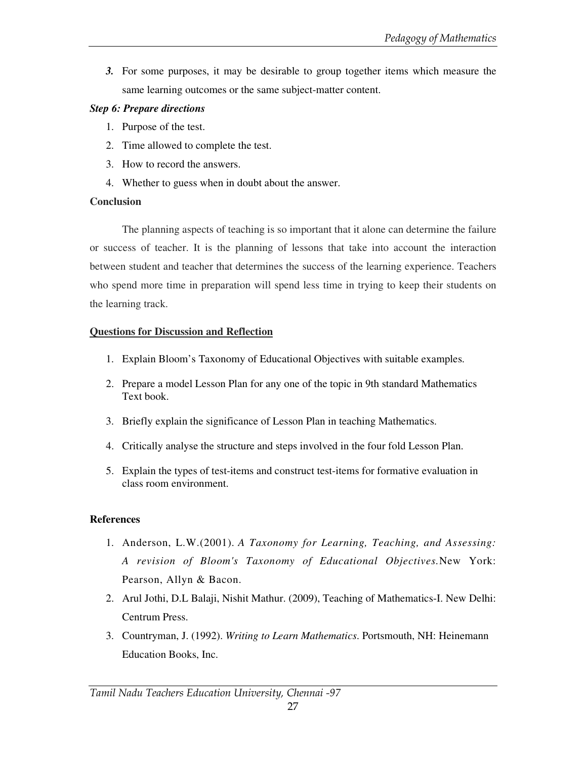3. For some purposes, it may be desirable to group together items which measure the same learning outcomes or the same subject-matter content.

***Step 6: Prepare directions***

1. Purpose of the test.
2. Time allowed to complete the test.
3. How to record the answers.
4. Whether to guess when in doubt about the answer.

**Conclusion**

The planning aspects of teaching is so important that it alone can determine the failure or success of teacher. It is the planning of lessons that take into account the interaction between student and teacher that determines the success of the learning experience. Teachers who spend more time in preparation will spend less time in trying to keep their students on the learning track.

**Questions for Discussion and Reflection**

1. Explain Bloom's Taxonomy of Educational Objectives with suitable examples.
2. Prepare a model Lesson Plan for any one of the topic in 9th standard Mathematics Text book.
3. Briefly explain the significance of Lesson Plan in teaching Mathematics.
4. Critically analyse the structure and steps involved in the four fold Lesson Plan.
5. Explain the types of test-items and construct test-items for formative evaluation in class room environment.

**References**

1. Anderson, L.W.(2001). *A Taxonomy for Learning, Teaching, and Assessing: A revision of Bloom's Taxonomy of Educational Objectives.*New York: Pearson, Allyn & Bacon.
2. Arul Jothi, D.L Balaji, Nishit Mathur. (2009), Teaching of Mathematics-I. New Delhi: Centrum Press.
3. Countryman, J. (1992). *Writing to Learn Mathematics*. Portsmouth, NH: Heinemann Education Books, Inc.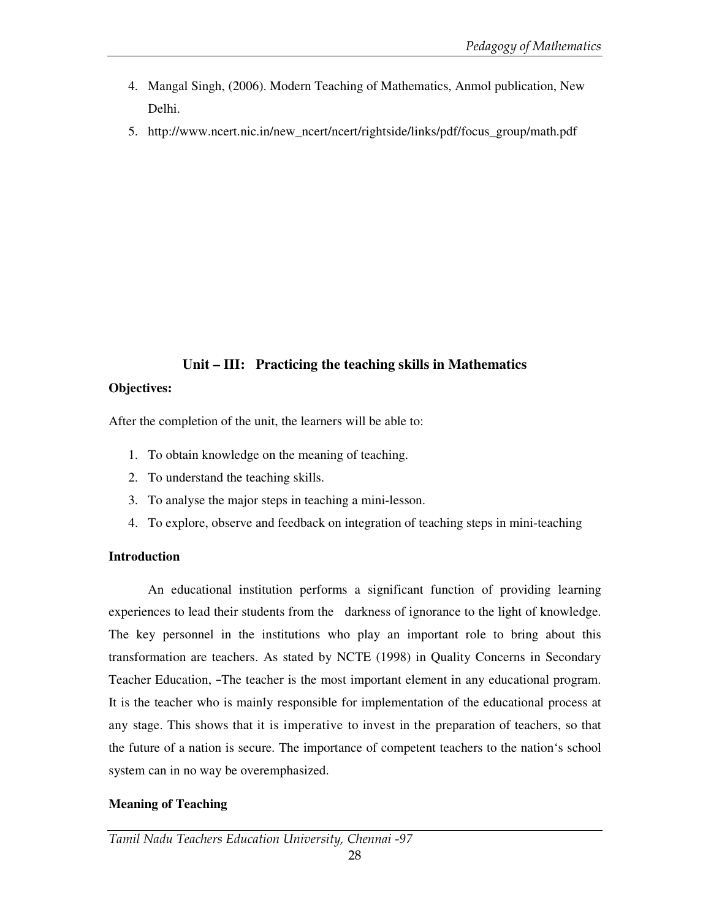4. Mangal Singh, (2006). Modern Teaching of Mathematics, Anmol publication, New Delhi.
5. http://www.ncert.nic.in/new_ncert/ncert/rightside/links/pdf/focus_group/math.pdf

## Unit – III: Practicing the teaching skills in Mathematics

**Objectives:**

After the completion of the unit, the learners will be able to:

1. To obtain knowledge on the meaning of teaching.
2. To understand the teaching skills.
3. To analyse the major steps in teaching a mini-lesson.
4. To explore, observe and feedback on integration of teaching steps in mini-teaching

**Introduction**

An educational institution performs a significant function of providing learning experiences to lead their students from the darkness of ignorance to the light of knowledge. The key personnel in the institutions who play an important role to bring about this transformation are teachers. As stated by NCTE (1998) in Quality Concerns in Secondary Teacher Education, –The teacher is the most important element in any educational program. It is the teacher who is mainly responsible for implementation of the educational process at any stage. This shows that it is imperative to invest in the preparation of teachers, so that the future of a nation is secure. The importance of competent teachers to the nation's school system can in no way be overemphasized.

**Meaning of Teaching**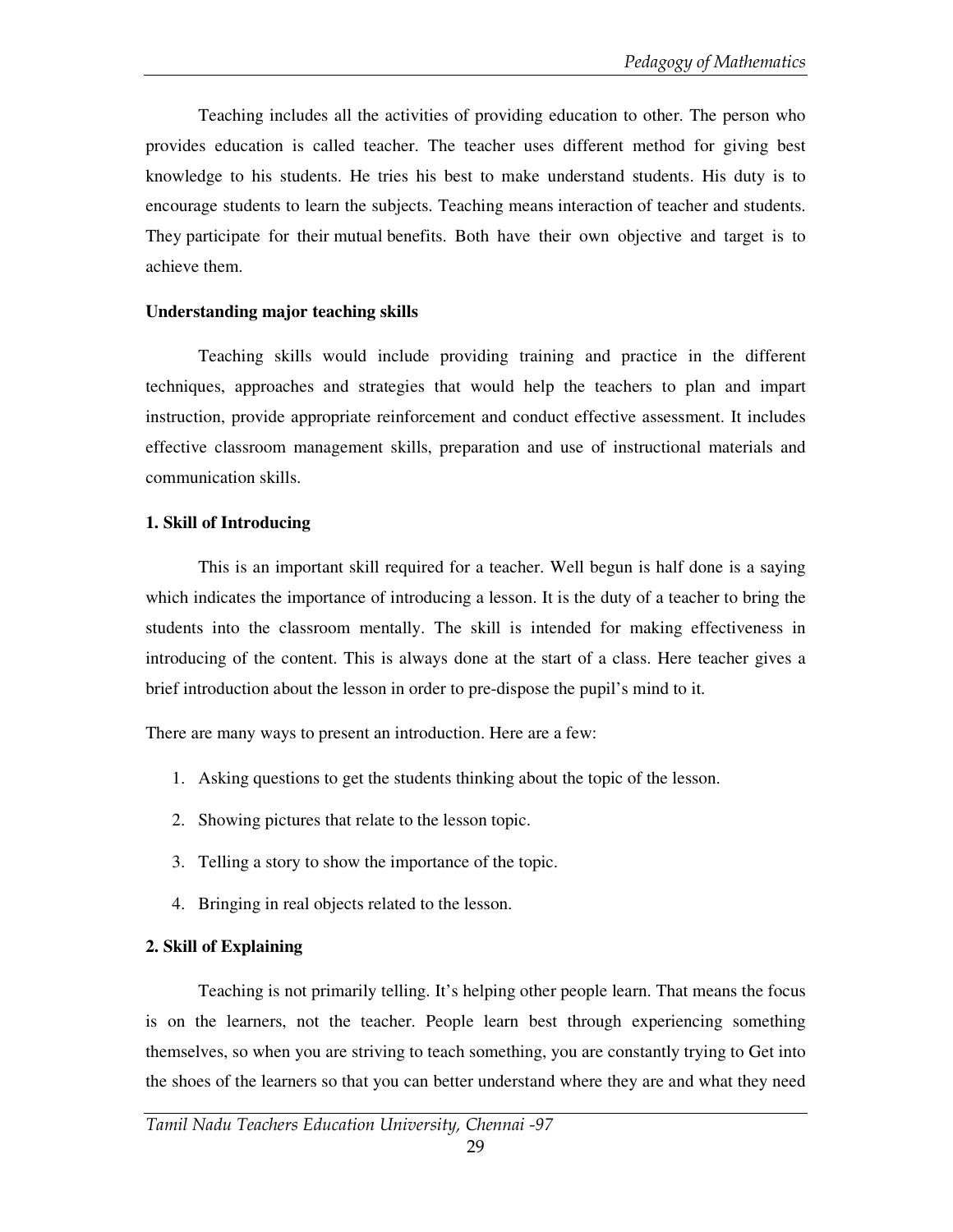Teaching includes all the activities of providing education to other. The person who provides education is called teacher. The teacher uses different method for giving best knowledge to his students. He tries his best to make understand students. His duty is to encourage students to learn the subjects. Teaching means interaction of teacher and students. They participate for their mutual benefits. Both have their own objective and target is to achieve them.

**Understanding major teaching skills**

Teaching skills would include providing training and practice in the different techniques, approaches and strategies that would help the teachers to plan and impart instruction, provide appropriate reinforcement and conduct effective assessment. It includes effective classroom management skills, preparation and use of instructional materials and communication skills.

**1. Skill of Introducing**

This is an important skill required for a teacher. Well begun is half done is a saying which indicates the importance of introducing a lesson. It is the duty of a teacher to bring the students into the classroom mentally. The skill is intended for making effectiveness in introducing of the content. This is always done at the start of a class. Here teacher gives a brief introduction about the lesson in order to pre-dispose the pupil's mind to it.

There are many ways to present an introduction. Here are a few:

1. Asking questions to get the students thinking about the topic of the lesson.
2. Showing pictures that relate to the lesson topic.
3. Telling a story to show the importance of the topic.
4. Bringing in real objects related to the lesson.

**2. Skill of Explaining**

Teaching is not primarily telling. It's helping other people learn. That means the focus is on the learners, not the teacher. People learn best through experiencing something themselves, so when you are striving to teach something, you are constantly trying to Get into the shoes of the learners so that you can better understand where they are and what they need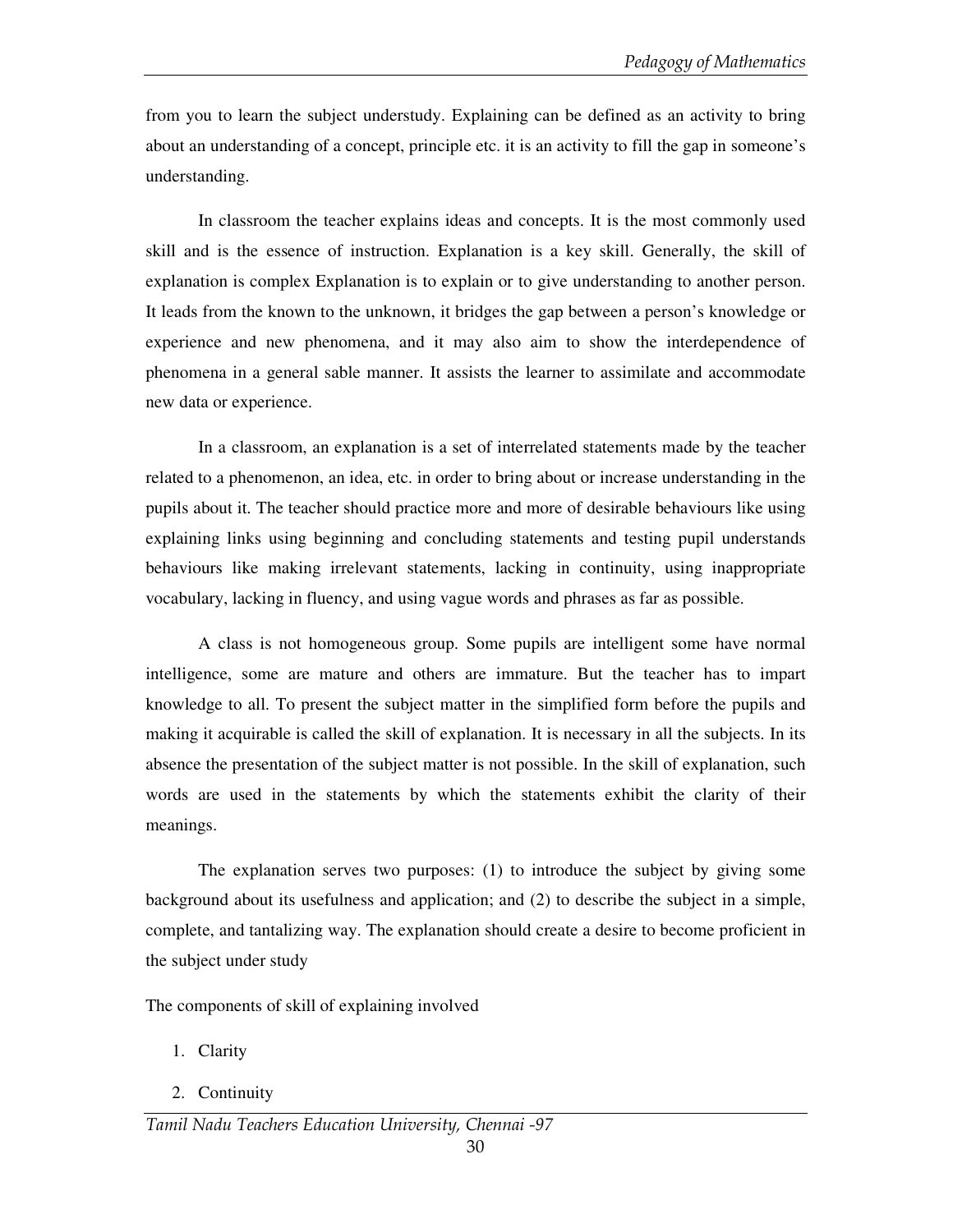from you to learn the subject understudy. Explaining can be defined as an activity to bring about an understanding of a concept, principle etc. it is an activity to fill the gap in someone's understanding.

In classroom the teacher explains ideas and concepts. It is the most commonly used skill and is the essence of instruction. Explanation is a key skill. Generally, the skill of explanation is complex Explanation is to explain or to give understanding to another person. It leads from the known to the unknown, it bridges the gap between a person's knowledge or experience and new phenomena, and it may also aim to show the interdependence of phenomena in a general sable manner. It assists the learner to assimilate and accommodate new data or experience.

In a classroom, an explanation is a set of interrelated statements made by the teacher related to a phenomenon, an idea, etc. in order to bring about or increase understanding in the pupils about it. The teacher should practice more and more of desirable behaviours like using explaining links using beginning and concluding statements and testing pupil understands behaviours like making irrelevant statements, lacking in continuity, using inappropriate vocabulary, lacking in fluency, and using vague words and phrases as far as possible.

A class is not homogeneous group. Some pupils are intelligent some have normal intelligence, some are mature and others are immature. But the teacher has to impart knowledge to all. To present the subject matter in the simplified form before the pupils and making it acquirable is called the skill of explanation. It is necessary in all the subjects. In its absence the presentation of the subject matter is not possible. In the skill of explanation, such words are used in the statements by which the statements exhibit the clarity of their meanings.

The explanation serves two purposes: (1) to introduce the subject by giving some background about its usefulness and application; and (2) to describe the subject in a simple, complete, and tantalizing way. The explanation should create a desire to become proficient in the subject under study

The components of skill of explaining involved

1. Clarity
2. Continuity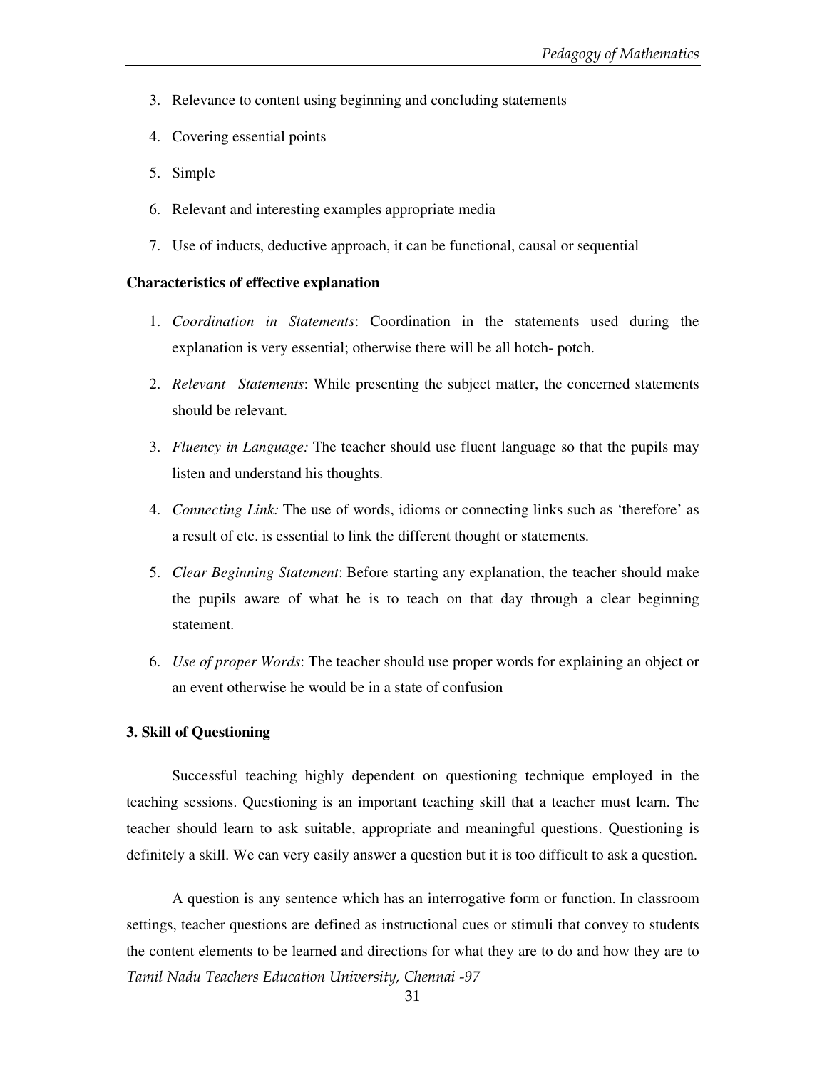3. Relevance to content using beginning and concluding statements
4. Covering essential points
5. Simple
6. Relevant and interesting examples appropriate media
7. Use of inducts, deductive approach, it can be functional, causal or sequential

**Characteristics of effective explanation**

1. *Coordination in Statements*: Coordination in the statements used during the explanation is very essential; otherwise there will be all hotch- potch.
2. *Relevant Statements*: While presenting the subject matter, the concerned statements should be relevant.
3. *Fluency in Language:* The teacher should use fluent language so that the pupils may listen and understand his thoughts.
4. *Connecting Link:* The use of words, idioms or connecting links such as 'therefore' as a result of etc. is essential to link the different thought or statements.
5. *Clear Beginning Statement*: Before starting any explanation, the teacher should make the pupils aware of what he is to teach on that day through a clear beginning statement.
6. *Use of proper Words*: The teacher should use proper words for explaining an object or an event otherwise he would be in a state of confusion

**3. Skill of Questioning**

Successful teaching highly dependent on questioning technique employed in the teaching sessions. Questioning is an important teaching skill that a teacher must learn. The teacher should learn to ask suitable, appropriate and meaningful questions. Questioning is definitely a skill. We can very easily answer a question but it is too difficult to ask a question.

A question is any sentence which has an interrogative form or function. In classroom settings, teacher questions are defined as instructional cues or stimuli that convey to students the content elements to be learned and directions for what they are to do and how they are to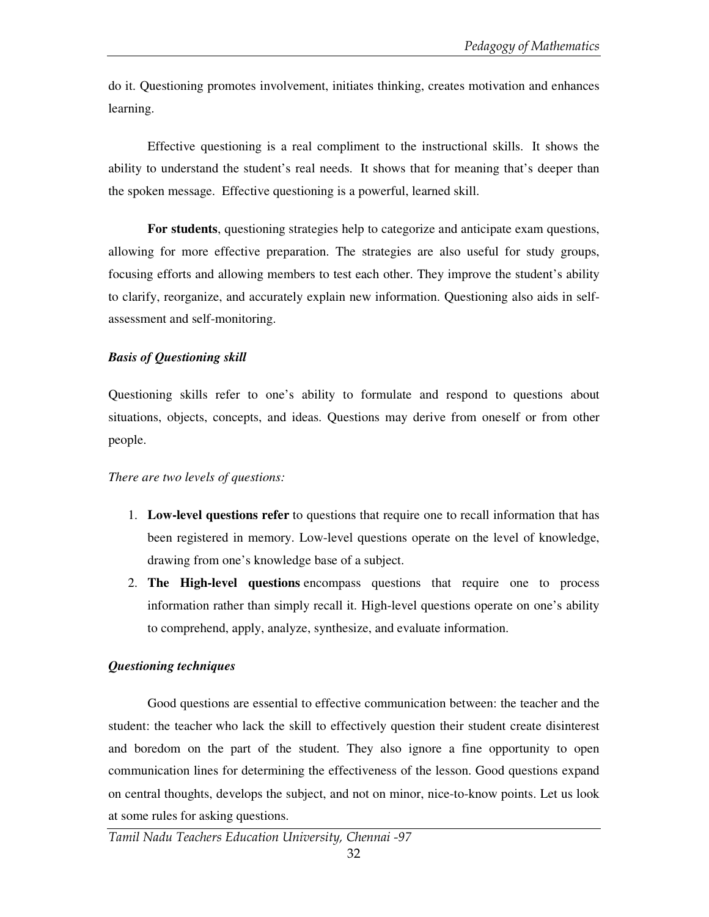do it. Questioning promotes involvement, initiates thinking, creates motivation and enhances learning.

Effective questioning is a real compliment to the instructional skills. It shows the ability to understand the student's real needs. It shows that for meaning that's deeper than the spoken message. Effective questioning is a powerful, learned skill.

**For students**, questioning strategies help to categorize and anticipate exam questions, allowing for more effective preparation. The strategies are also useful for study groups, focusing efforts and allowing members to test each other. They improve the student's ability to clarify, reorganize, and accurately explain new information. Questioning also aids in self-assessment and self-monitoring.

***Basis of Questioning skill***

Questioning skills refer to one's ability to formulate and respond to questions about situations, objects, concepts, and ideas. Questions may derive from oneself or from other people.

*There are two levels of questions:*

1. **Low-level questions refer** to questions that require one to recall information that has been registered in memory. Low-level questions operate on the level of knowledge, drawing from one's knowledge base of a subject.
2. **The High-level questions** encompass questions that require one to process information rather than simply recall it. High-level questions operate on one's ability to comprehend, apply, analyze, synthesize, and evaluate information.

***Questioning techniques***

Good questions are essential to effective communication between: the teacher and the student: the teacher who lack the skill to effectively question their student create disinterest and boredom on the part of the student. They also ignore a fine opportunity to open communication lines for determining the effectiveness of the lesson. Good questions expand on central thoughts, develops the subject, and not on minor, nice-to-know points. Let us look at some rules for asking questions.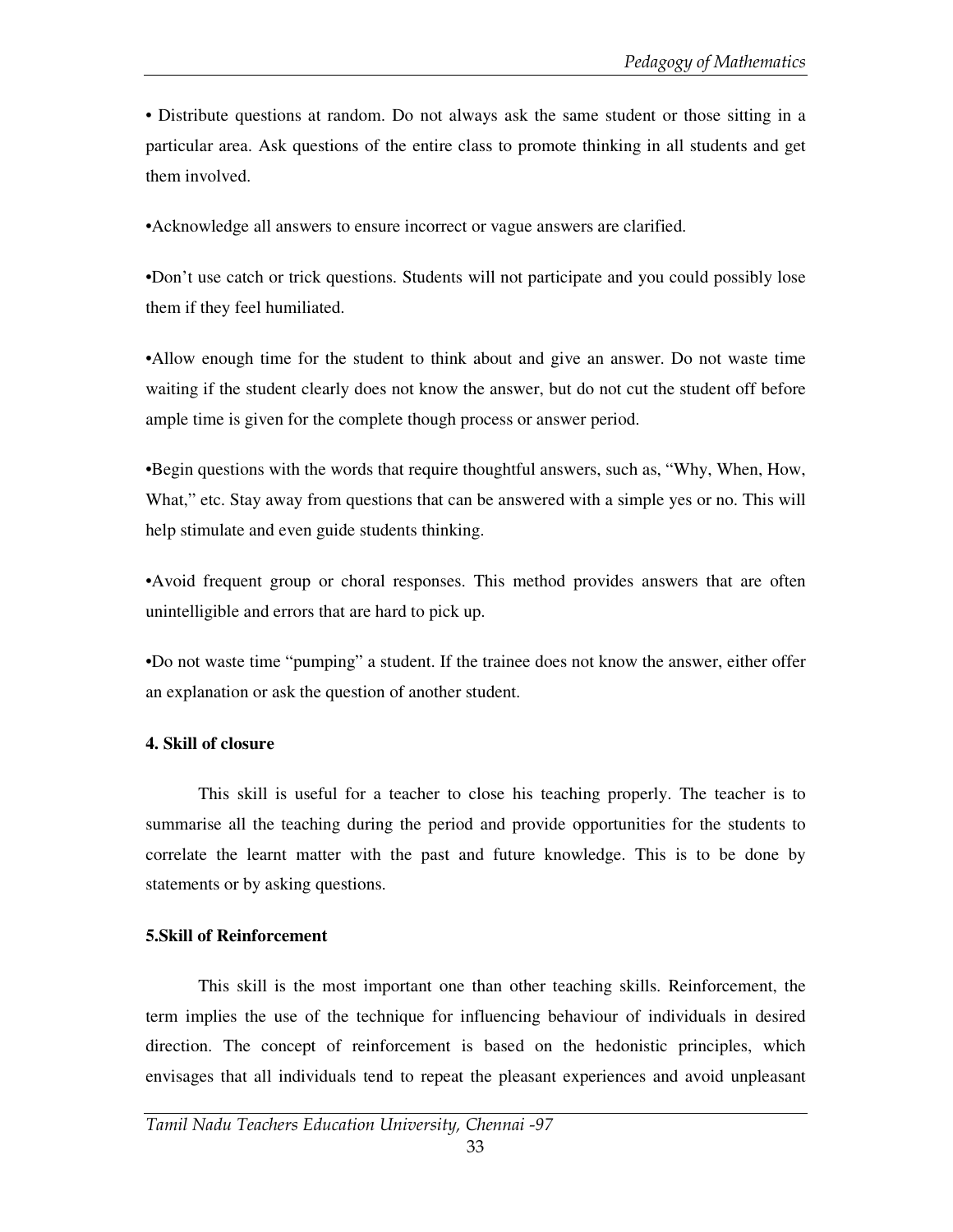• Distribute questions at random. Do not always ask the same student or those sitting in a particular area. Ask questions of the entire class to promote thinking in all students and get them involved.

•Acknowledge all answers to ensure incorrect or vague answers are clarified.

•Don't use catch or trick questions. Students will not participate and you could possibly lose them if they feel humiliated.

•Allow enough time for the student to think about and give an answer. Do not waste time waiting if the student clearly does not know the answer, but do not cut the student off before ample time is given for the complete though process or answer period.

•Begin questions with the words that require thoughtful answers, such as, "Why, When, How, What," etc. Stay away from questions that can be answered with a simple yes or no. This will help stimulate and even guide students thinking.

•Avoid frequent group or choral responses. This method provides answers that are often unintelligible and errors that are hard to pick up.

•Do not waste time "pumping" a student. If the trainee does not know the answer, either offer an explanation or ask the question of another student.

**4. Skill of closure**

This skill is useful for a teacher to close his teaching properly. The teacher is to summarise all the teaching during the period and provide opportunities for the students to correlate the learnt matter with the past and future knowledge. This is to be done by statements or by asking questions.

**5.Skill of Reinforcement**

This skill is the most important one than other teaching skills. Reinforcement, the term implies the use of the technique for influencing behaviour of individuals in desired direction. The concept of reinforcement is based on the hedonistic principles, which envisages that all individuals tend to repeat the pleasant experiences and avoid unpleasant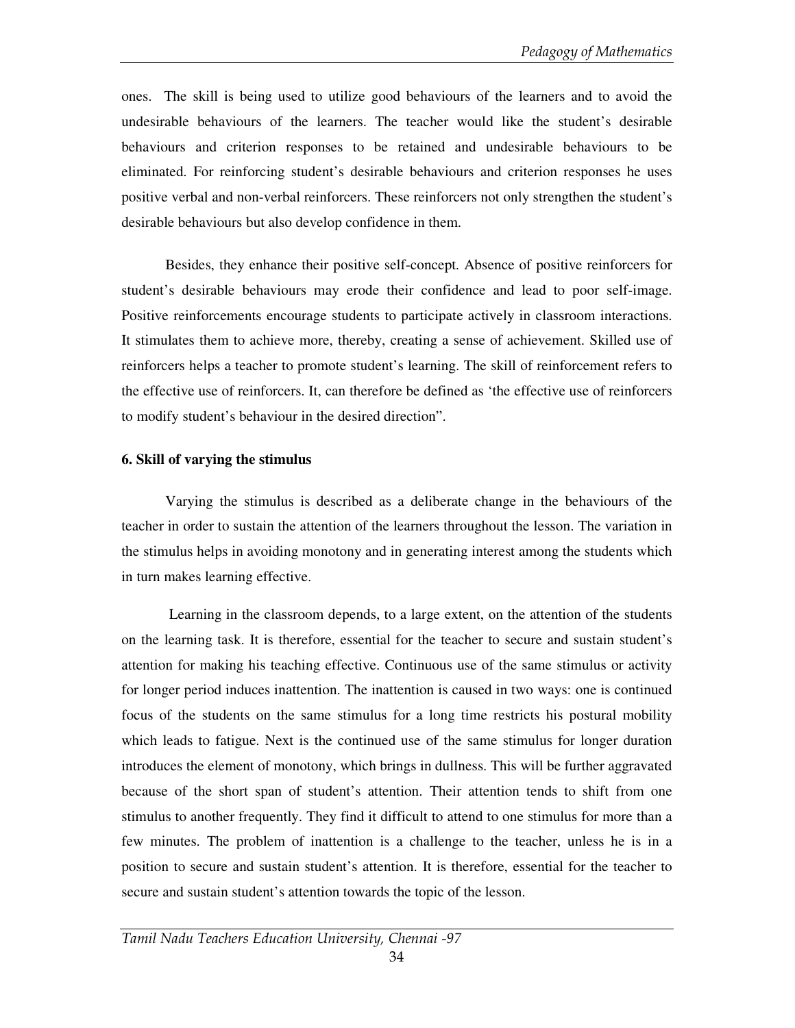ones. The skill is being used to utilize good behaviours of the learners and to avoid the undesirable behaviours of the learners. The teacher would like the student's desirable behaviours and criterion responses to be retained and undesirable behaviours to be eliminated. For reinforcing student's desirable behaviours and criterion responses he uses positive verbal and non-verbal reinforcers. These reinforcers not only strengthen the student's desirable behaviours but also develop confidence in them.

Besides, they enhance their positive self-concept. Absence of positive reinforcers for student's desirable behaviours may erode their confidence and lead to poor self-image. Positive reinforcements encourage students to participate actively in classroom interactions. It stimulates them to achieve more, thereby, creating a sense of achievement. Skilled use of reinforcers helps a teacher to promote student's learning. The skill of reinforcement refers to the effective use of reinforcers. It, can therefore be defined as 'the effective use of reinforcers to modify student's behaviour in the desired direction".

**6. Skill of varying the stimulus**

Varying the stimulus is described as a deliberate change in the behaviours of the teacher in order to sustain the attention of the learners throughout the lesson. The variation in the stimulus helps in avoiding monotony and in generating interest among the students which in turn makes learning effective.

Learning in the classroom depends, to a large extent, on the attention of the students on the learning task. It is therefore, essential for the teacher to secure and sustain student's attention for making his teaching effective. Continuous use of the same stimulus or activity for longer period induces inattention. The inattention is caused in two ways: one is continued focus of the students on the same stimulus for a long time restricts his postural mobility which leads to fatigue. Next is the continued use of the same stimulus for longer duration introduces the element of monotony, which brings in dullness. This will be further aggravated because of the short span of student's attention. Their attention tends to shift from one stimulus to another frequently. They find it difficult to attend to one stimulus for more than a few minutes. The problem of inattention is a challenge to the teacher, unless he is in a position to secure and sustain student's attention. It is therefore, essential for the teacher to secure and sustain student's attention towards the topic of the lesson.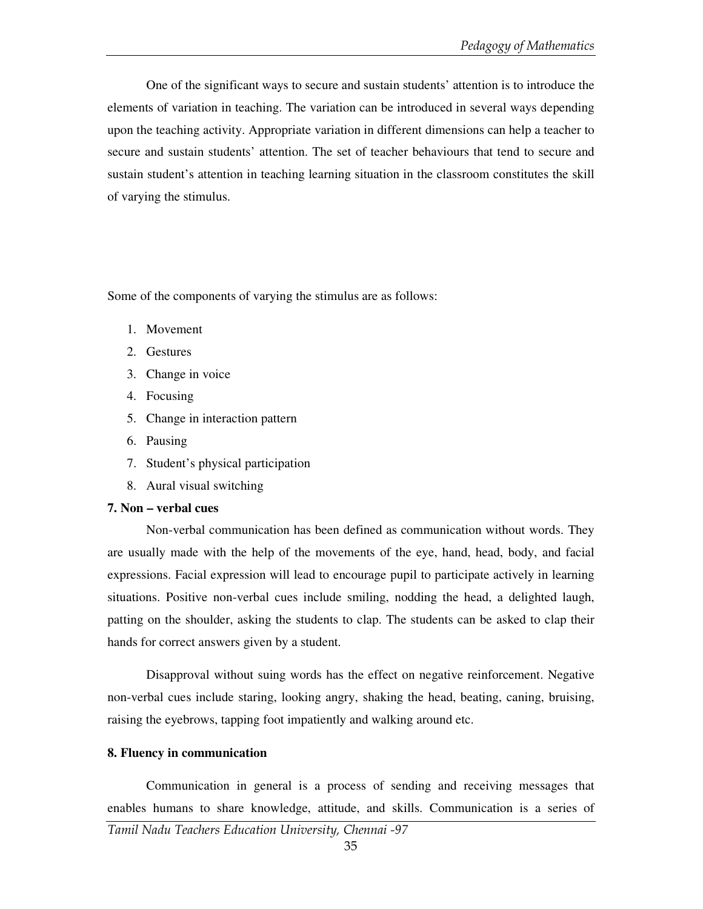One of the significant ways to secure and sustain students' attention is to introduce the elements of variation in teaching. The variation can be introduced in several ways depending upon the teaching activity. Appropriate variation in different dimensions can help a teacher to secure and sustain students' attention. The set of teacher behaviours that tend to secure and sustain student's attention in teaching learning situation in the classroom constitutes the skill of varying the stimulus.

Some of the components of varying the stimulus are as follows:

1. Movement
2. Gestures
3. Change in voice
4. Focusing
5. Change in interaction pattern
6. Pausing
7. Student's physical participation
8. Aural visual switching

**7. Non – verbal cues**

Non-verbal communication has been defined as communication without words. They are usually made with the help of the movements of the eye, hand, head, body, and facial expressions. Facial expression will lead to encourage pupil to participate actively in learning situations. Positive non-verbal cues include smiling, nodding the head, a delighted laugh, patting on the shoulder, asking the students to clap. The students can be asked to clap their hands for correct answers given by a student.

Disapproval without suing words has the effect on negative reinforcement. Negative non-verbal cues include staring, looking angry, shaking the head, beating, caning, bruising, raising the eyebrows, tapping foot impatiently and walking around etc.

**8. Fluency in communication**

Communication in general is a process of sending and receiving messages that enables humans to share knowledge, attitude, and skills. Communication is a series of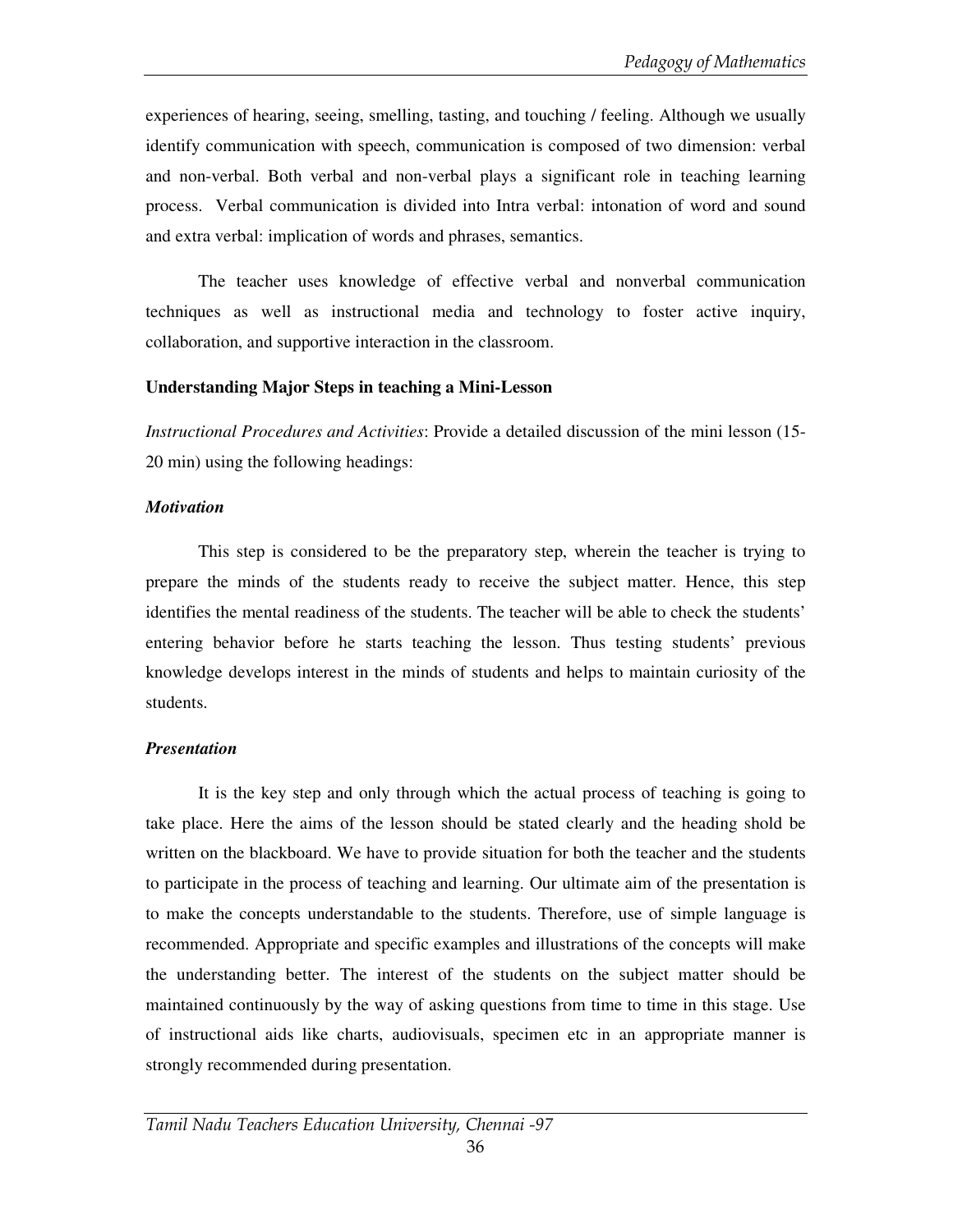experiences of hearing, seeing, smelling, tasting, and touching / feeling. Although we usually identify communication with speech, communication is composed of two dimension: verbal and non-verbal. Both verbal and non-verbal plays a significant role in teaching learning process. Verbal communication is divided into Intra verbal: intonation of word and sound and extra verbal: implication of words and phrases, semantics.

The teacher uses knowledge of effective verbal and nonverbal communication techniques as well as instructional media and technology to foster active inquiry, collaboration, and supportive interaction in the classroom.

**Understanding Major Steps in teaching a Mini-Lesson**

*Instructional Procedures and Activities*: Provide a detailed discussion of the mini lesson (15-20 min) using the following headings:

***Motivation***

This step is considered to be the preparatory step, wherein the teacher is trying to prepare the minds of the students ready to receive the subject matter. Hence, this step identifies the mental readiness of the students. The teacher will be able to check the students' entering behavior before he starts teaching the lesson. Thus testing students' previous knowledge develops interest in the minds of students and helps to maintain curiosity of the students.

***Presentation***

It is the key step and only through which the actual process of teaching is going to take place. Here the aims of the lesson should be stated clearly and the heading shold be written on the blackboard. We have to provide situation for both the teacher and the students to participate in the process of teaching and learning. Our ultimate aim of the presentation is to make the concepts understandable to the students. Therefore, use of simple language is recommended. Appropriate and specific examples and illustrations of the concepts will make the understanding better. The interest of the students on the subject matter should be maintained continuously by the way of asking questions from time to time in this stage. Use of instructional aids like charts, audiovisuals, specimen etc in an appropriate manner is strongly recommended during presentation.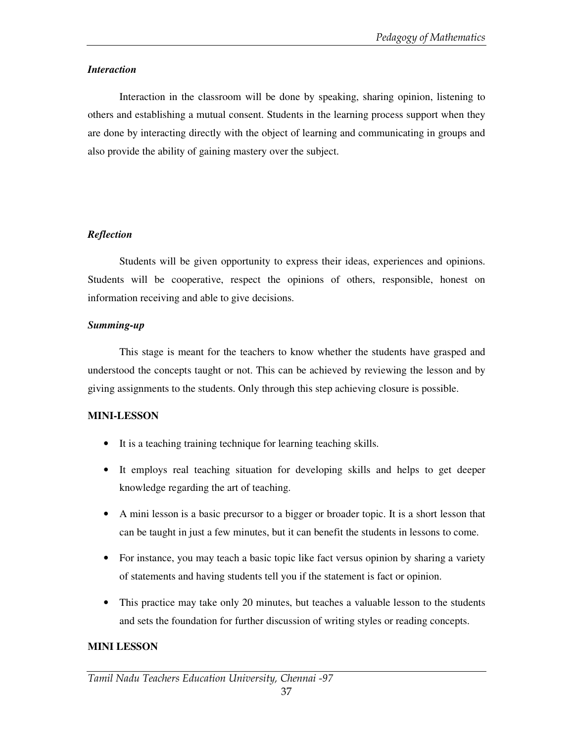***Interaction***

Interaction in the classroom will be done by speaking, sharing opinion, listening to others and establishing a mutual consent. Students in the learning process support when they are done by interacting directly with the object of learning and communicating in groups and also provide the ability of gaining mastery over the subject.

***Reflection***

Students will be given opportunity to express their ideas, experiences and opinions. Students will be cooperative, respect the opinions of others, responsible, honest on information receiving and able to give decisions.

***Summing-up***

This stage is meant for the teachers to know whether the students have grasped and understood the concepts taught or not. This can be achieved by reviewing the lesson and by giving assignments to the students. Only through this step achieving closure is possible.

**MINI-LESSON**

- It is a teaching training technique for learning teaching skills.
- It employs real teaching situation for developing skills and helps to get deeper knowledge regarding the art of teaching.
- A mini lesson is a basic precursor to a bigger or broader topic. It is a short lesson that can be taught in just a few minutes, but it can benefit the students in lessons to come.
- For instance, you may teach a basic topic like fact versus opinion by sharing a variety of statements and having students tell you if the statement is fact or opinion.
- This practice may take only 20 minutes, but teaches a valuable lesson to the students and sets the foundation for further discussion of writing styles or reading concepts.

**MINI LESSON**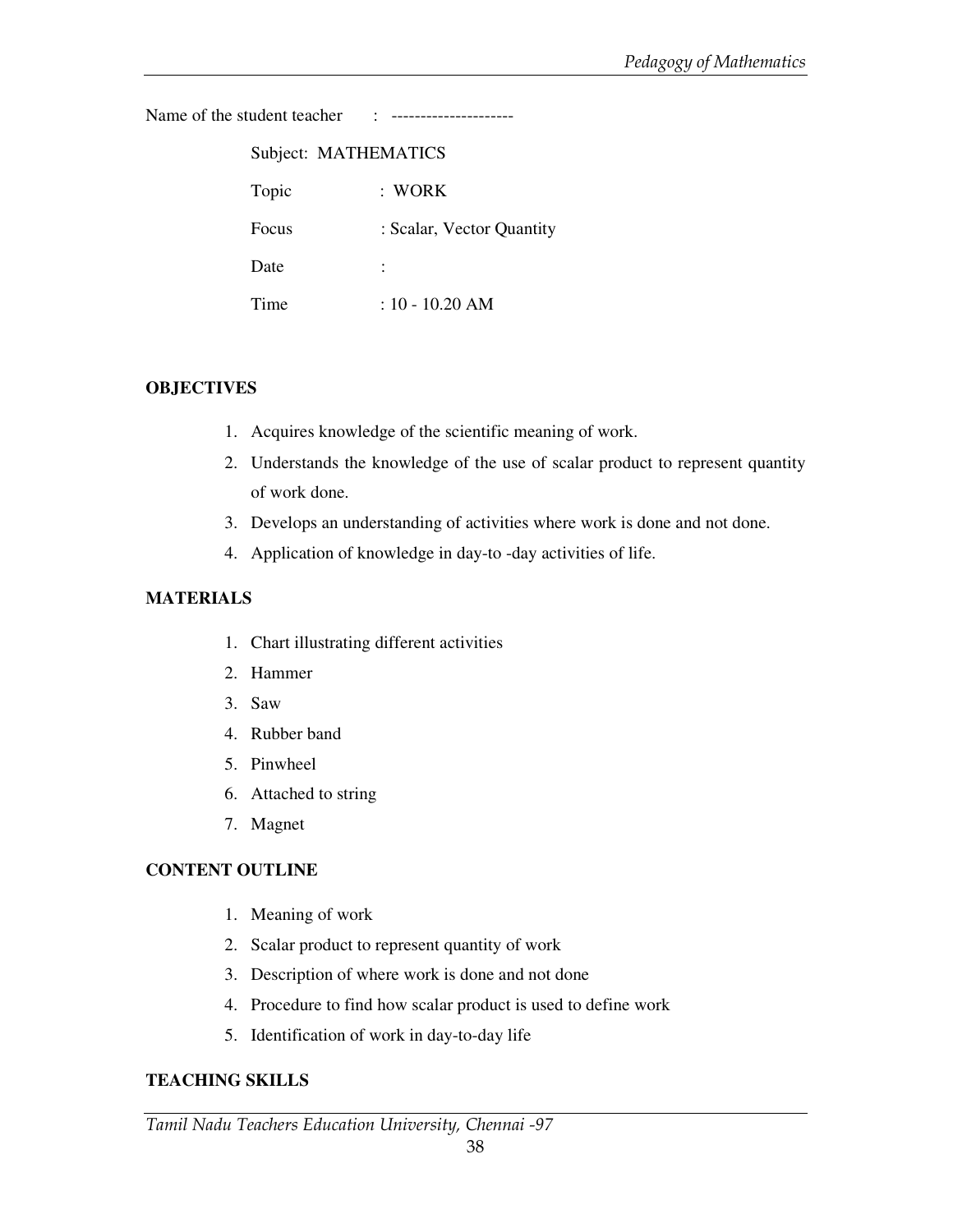Name of the student teacher : ---------------------

Subject: MATHEMATICS

Topic : WORK

Focus : Scalar, Vector Quantity

Date :

Time : 10 - 10.20 AM

## OBJECTIVES

1. Acquires knowledge of the scientific meaning of work.
2. Understands the knowledge of the use of scalar product to represent quantity of work done.
3. Develops an understanding of activities where work is done and not done.
4. Application of knowledge in day-to -day activities of life.

## MATERIALS

1. Chart illustrating different activities
2. Hammer
3. Saw
4. Rubber band
5. Pinwheel
6. Attached to string
7. Magnet

## CONTENT OUTLINE

1. Meaning of work
2. Scalar product to represent quantity of work
3. Description of where work is done and not done
4. Procedure to find how scalar product is used to define work
5. Identification of work in day-to-day life

## TEACHING SKILLS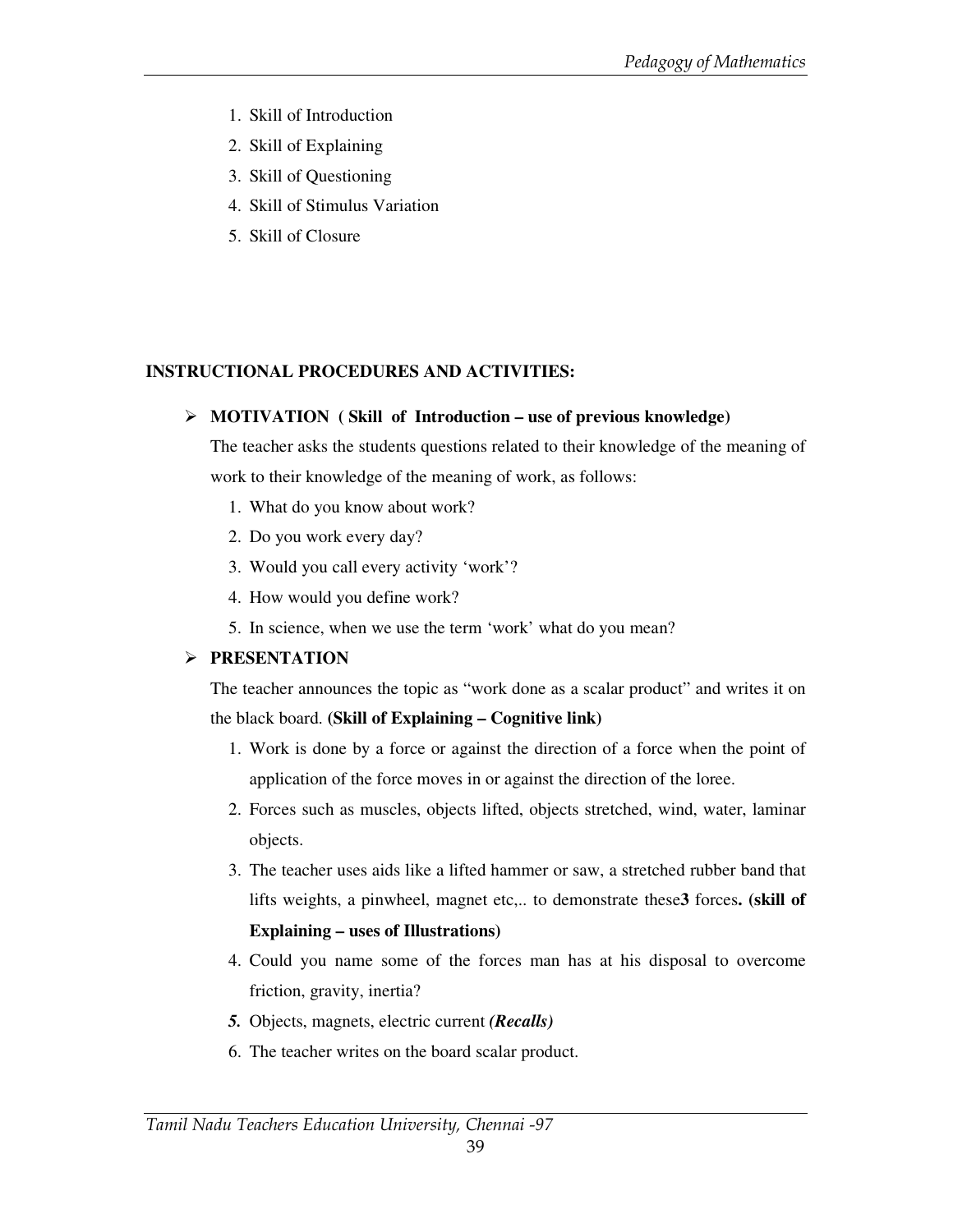1. Skill of Introduction
2. Skill of Explaining
3. Skill of Questioning
4. Skill of Stimulus Variation
5. Skill of Closure

**INSTRUCTIONAL PROCEDURES AND ACTIVITIES:**

- **MOTIVATION ( Skill of Introduction – use of previous knowledge)**

  The teacher asks the students questions related to their knowledge of the meaning of work to their knowledge of the meaning of work, as follows:

  1. What do you know about work?
  2. Do you work every day?
  3. Would you call every activity 'work'?
  4. How would you define work?
  5. In science, when we use the term 'work' what do you mean?

- **PRESENTATION**

  The teacher announces the topic as "work done as a scalar product" and writes it on the black board. **(Skill of Explaining – Cognitive link)**

  1. Work is done by a force or against the direction of a force when the point of application of the force moves in or against the direction of the loree.
  2. Forces such as muscles, objects lifted, objects stretched, wind, water, laminar objects.
  3. The teacher uses aids like a lifted hammer or saw, a stretched rubber band that lifts weights, a pinwheel, magnet etc,.. to demonstrate these**3** forces**. (skill of Explaining – uses of Illustrations)**
  4. Could you name some of the forces man has at his disposal to overcome friction, gravity, inertia?
  5. Objects, magnets, electric current ***(Recalls)***
  6. The teacher writes on the board scalar product.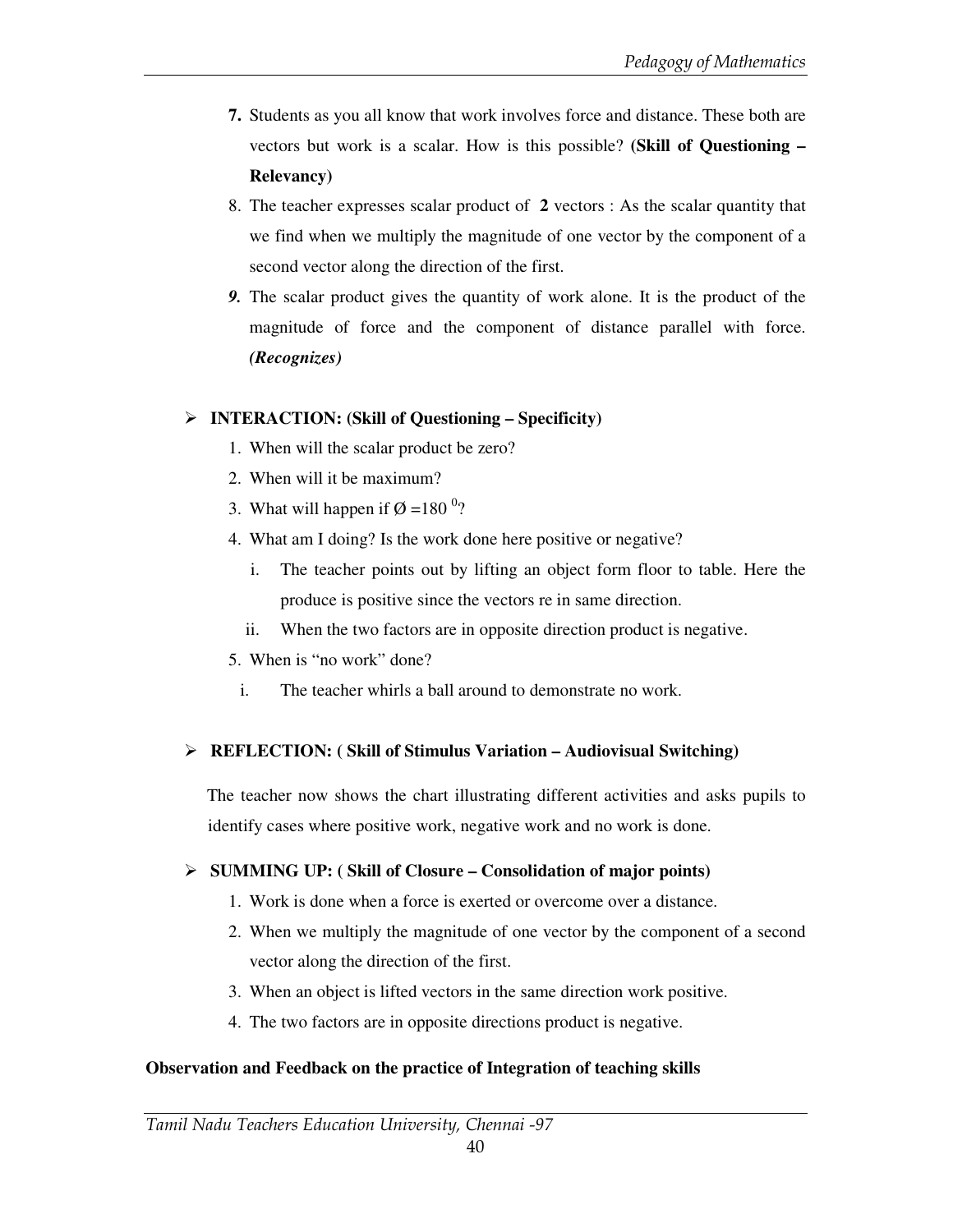7. Students as you all know that work involves force and distance. These both are vectors but work is a scalar. How is this possible? **(Skill of Questioning – Relevancy)**
8. The teacher expresses scalar product of **2** vectors : As the scalar quantity that we find when we multiply the magnitude of one vector by the component of a second vector along the direction of the first.
9. The scalar product gives the quantity of work alone. It is the product of the magnitude of force and the component of distance parallel with force. ***(Recognizes)***

- **INTERACTION: (Skill of Questioning – Specificity)**
  1. When will the scalar product be zero?
  2. When will it be maximum?
  3. What will happen if $Ø = 180^0$?
  4. What am I doing? Is the work done here positive or negative?
     1. The teacher points out by lifting an object form floor to table. Here the produce is positive since the vectors re in same direction.
     2. When the two factors are in opposite direction product is negative.
  5. When is "no work" done?
     1. The teacher whirls a ball around to demonstrate no work.

- **REFLECTION: ( Skill of Stimulus Variation – Audiovisual Switching)**

  The teacher now shows the chart illustrating different activities and asks pupils to identify cases where positive work, negative work and no work is done.

- **SUMMING UP: ( Skill of Closure – Consolidation of major points)**
  1. Work is done when a force is exerted or overcome over a distance.
  2. When we multiply the magnitude of one vector by the component of a second vector along the direction of the first.
  3. When an object is lifted vectors in the same direction work positive.
  4. The two factors are in opposite directions product is negative.

**Observation and Feedback on the practice of Integration of teaching skills**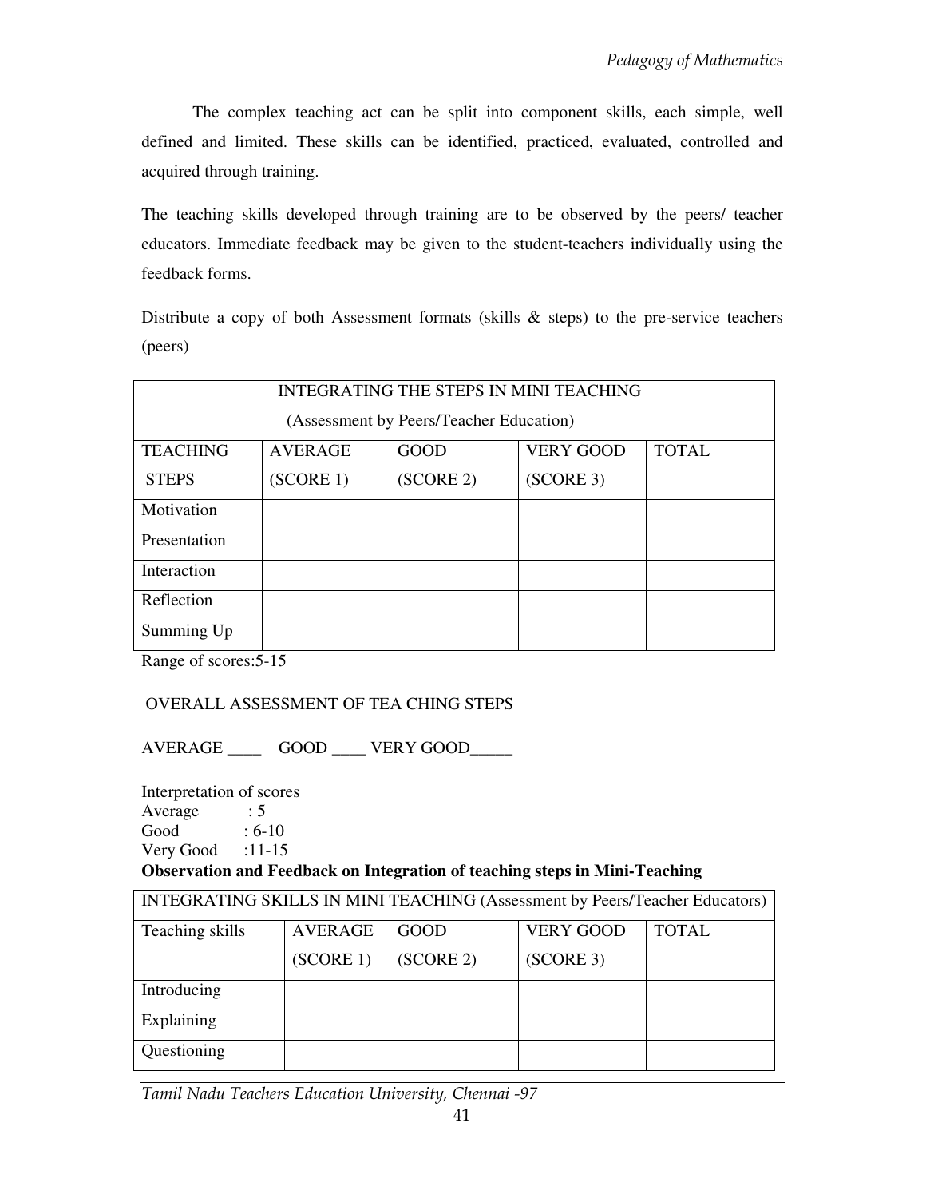The complex teaching act can be split into component skills, each simple, well defined and limited. These skills can be identified, practiced, evaluated, controlled and acquired through training.

The teaching skills developed through training are to be observed by the peers/ teacher educators. Immediate feedback may be given to the student-teachers individually using the feedback forms.

Distribute a copy of both Assessment formats (skills & steps) to the pre-service teachers (peers)

| INTEGRATING THE STEPS IN MINI TEACHING (Assessment by Peers/Teacher Education) | | | | |
|---|---|---|---|---|
| TEACHING STEPS | AVERAGE (SCORE 1) | GOOD (SCORE 2) | VERY GOOD (SCORE 3) | TOTAL |
| Motivation | | | | |
| Presentation | | | | |
| Interaction | | | | |
| Reflection | | | | |
| Summing Up | | | | |

Range of scores:5-15

OVERALL ASSESSMENT OF TEA CHING STEPS

AVERAGE ____ GOOD ____ VERY GOOD_____

Interpretation of scores
Average : 5
Good : 6-10
Very Good :11-15

**Observation and Feedback on Integration of teaching steps in Mini-Teaching**

| INTEGRATING SKILLS IN MINI TEACHING (Assessment by Peers/Teacher Educators) | | | | |
|---|---|---|---|---|
| Teaching skills | AVERAGE (SCORE 1) | GOOD (SCORE 2) | VERY GOOD (SCORE 3) | TOTAL |
| Introducing | | | | |
| Explaining | | | | |
| Questioning | | | | |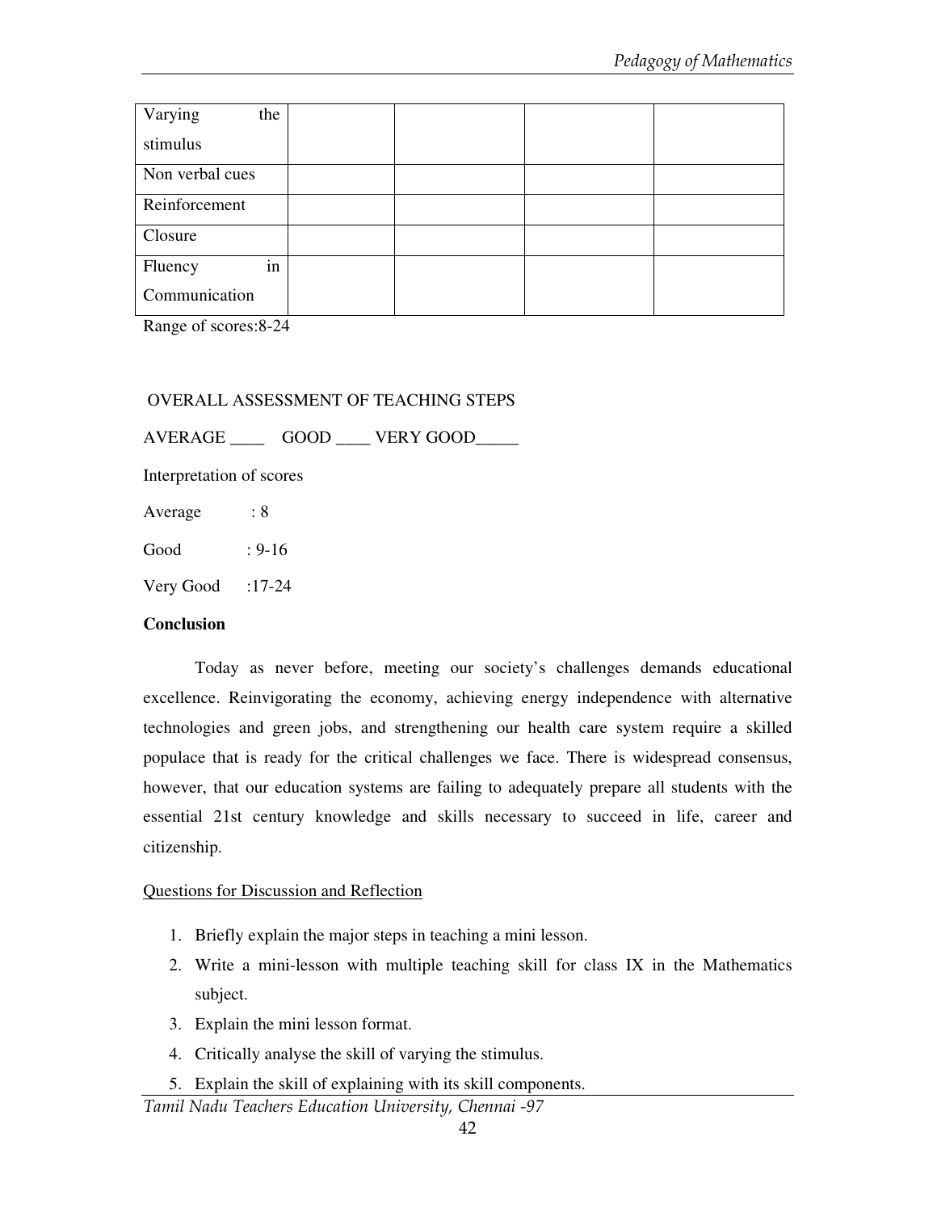| Varying the stimulus | | | | |
|---|---|---|---|---|
| Non verbal cues | | | | |
| Reinforcement | | | | |
| Closure | | | | |
| Fluency in Communication | | | | |

Range of scores:8-24

OVERALL ASSESSMENT OF TEACHING STEPS

AVERAGE ____ GOOD ____ VERY GOOD_____

Interpretation of scores

Average : 8

Good : 9-16

Very Good :17-24

**Conclusion**

Today as never before, meeting our society's challenges demands educational excellence. Reinvigorating the economy, achieving energy independence with alternative technologies and green jobs, and strengthening our health care system require a skilled populace that is ready for the critical challenges we face. There is widespread consensus, however, that our education systems are failing to adequately prepare all students with the essential 21st century knowledge and skills necessary to succeed in life, career and citizenship.

<u>Questions for Discussion and Reflection</u>

1. Briefly explain the major steps in teaching a mini lesson.
2. Write a mini-lesson with multiple teaching skill for class IX in the Mathematics subject.
3. Explain the mini lesson format.
4. Critically analyse the skill of varying the stimulus.
5. Explain the skill of explaining with its skill components.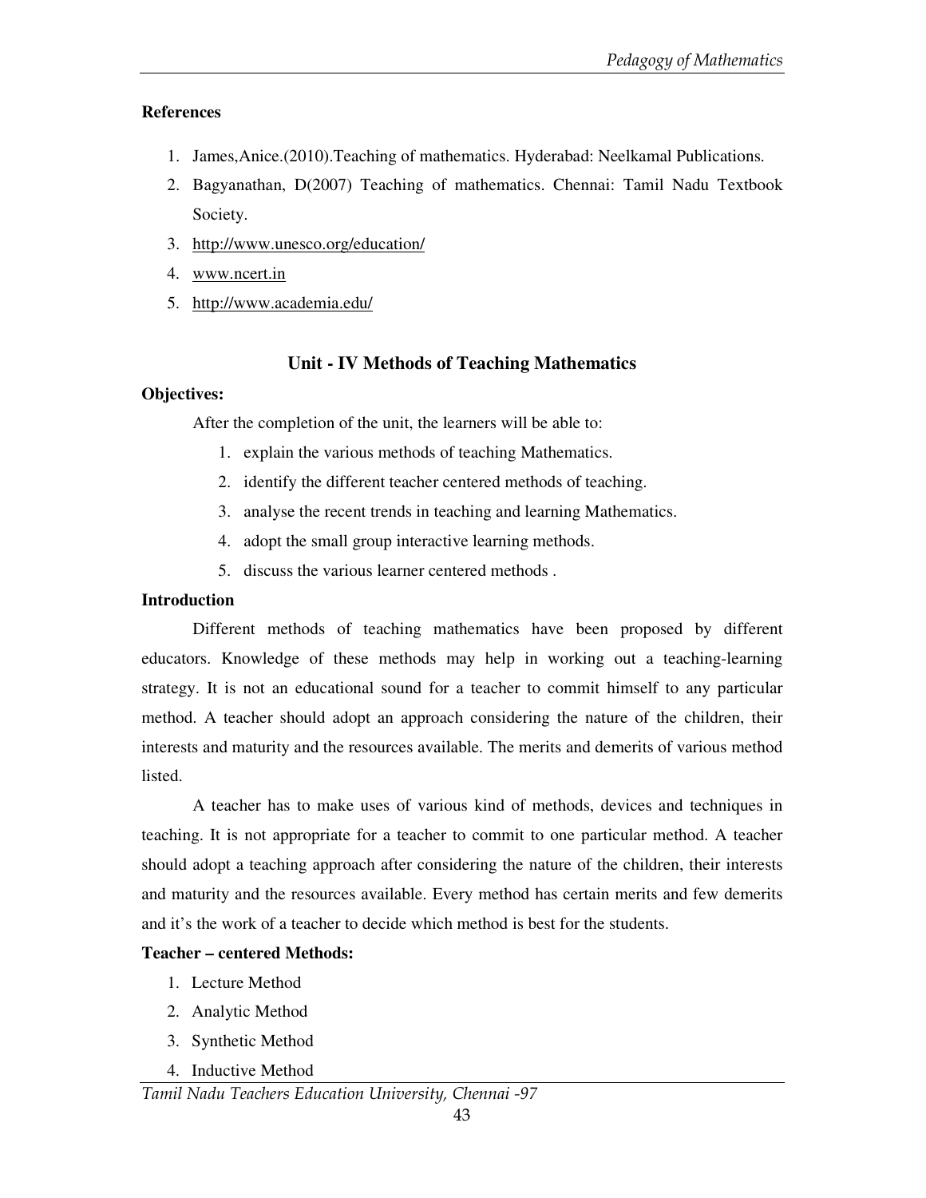**References**

1. James,Anice.(2010).Teaching of mathematics. Hyderabad: Neelkamal Publications.
2. Bagyanathan, D(2007) Teaching of mathematics. Chennai: Tamil Nadu Textbook Society.
3. http://www.unesco.org/education/
4. www.ncert.in
5. http://www.academia.edu/

## Unit - IV Methods of Teaching Mathematics

**Objectives:**

After the completion of the unit, the learners will be able to:

1. explain the various methods of teaching Mathematics.
2. identify the different teacher centered methods of teaching.
3. analyse the recent trends in teaching and learning Mathematics.
4. adopt the small group interactive learning methods.
5. discuss the various learner centered methods .

**Introduction**

Different methods of teaching mathematics have been proposed by different educators. Knowledge of these methods may help in working out a teaching-learning strategy. It is not an educational sound for a teacher to commit himself to any particular method. A teacher should adopt an approach considering the nature of the children, their interests and maturity and the resources available. The merits and demerits of various method listed.

A teacher has to make uses of various kind of methods, devices and techniques in teaching. It is not appropriate for a teacher to commit to one particular method. A teacher should adopt a teaching approach after considering the nature of the children, their interests and maturity and the resources available. Every method has certain merits and few demerits and it's the work of a teacher to decide which method is best for the students.

**Teacher – centered Methods:**

1. Lecture Method
2. Analytic Method
3. Synthetic Method
4. Inductive Method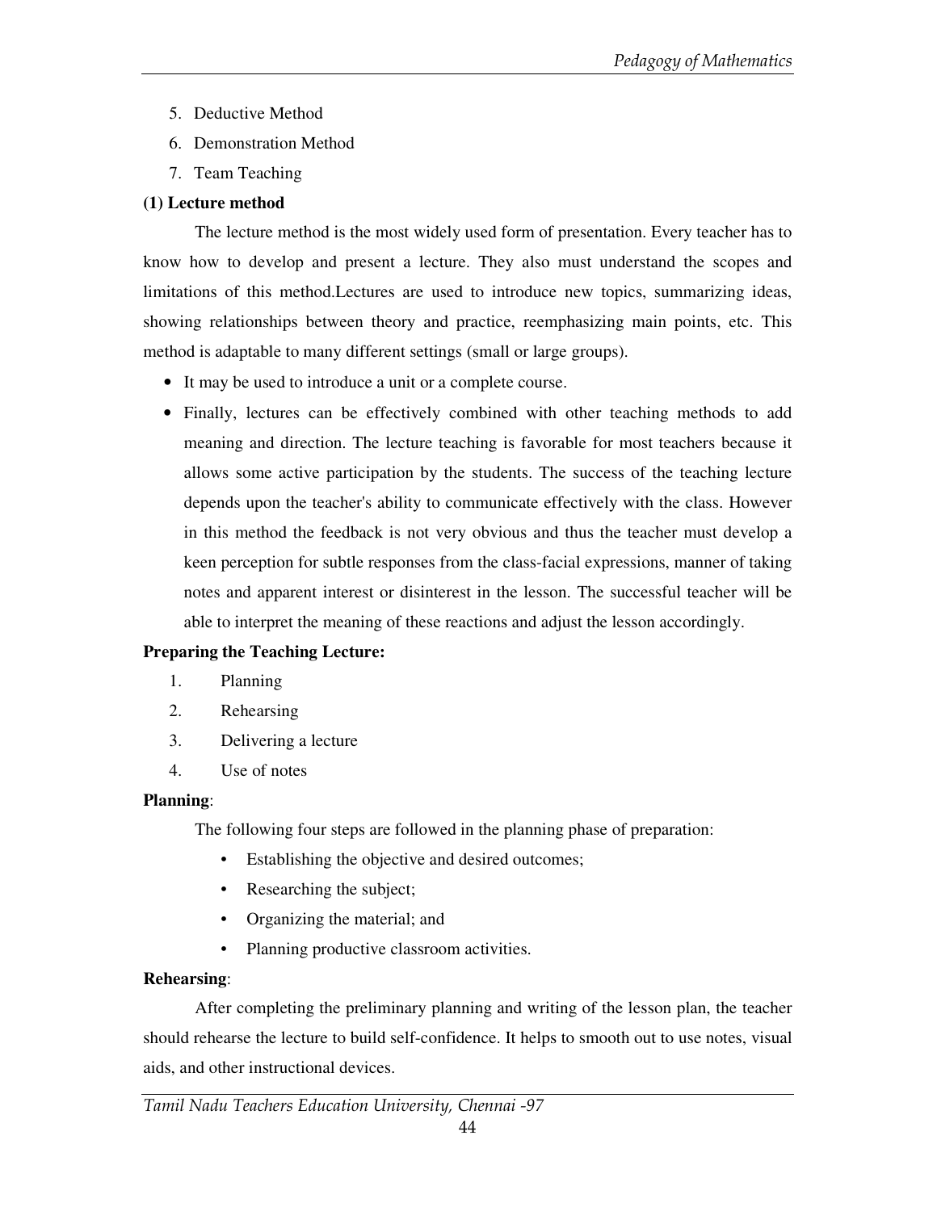5. Deductive Method
6. Demonstration Method
7. Team Teaching

**(1) Lecture method**

The lecture method is the most widely used form of presentation. Every teacher has to know how to develop and present a lecture. They also must understand the scopes and limitations of this method.Lectures are used to introduce new topics, summarizing ideas, showing relationships between theory and practice, reemphasizing main points, etc. This method is adaptable to many different settings (small or large groups).

- It may be used to introduce a unit or a complete course.
- Finally, lectures can be effectively combined with other teaching methods to add meaning and direction. The lecture teaching is favorable for most teachers because it allows some active participation by the students. The success of the teaching lecture depends upon the teacher's ability to communicate effectively with the class. However in this method the feedback is not very obvious and thus the teacher must develop a keen perception for subtle responses from the class-facial expressions, manner of taking notes and apparent interest or disinterest in the lesson. The successful teacher will be able to interpret the meaning of these reactions and adjust the lesson accordingly.

**Preparing the Teaching Lecture:**

1. Planning
2. Rehearsing
3. Delivering a lecture
4. Use of notes

**Planning**:

The following four steps are followed in the planning phase of preparation:

- Establishing the objective and desired outcomes;
- Researching the subject;
- Organizing the material; and
- Planning productive classroom activities.

**Rehearsing**:

After completing the preliminary planning and writing of the lesson plan, the teacher should rehearse the lecture to build self-confidence. It helps to smooth out to use notes, visual aids, and other instructional devices.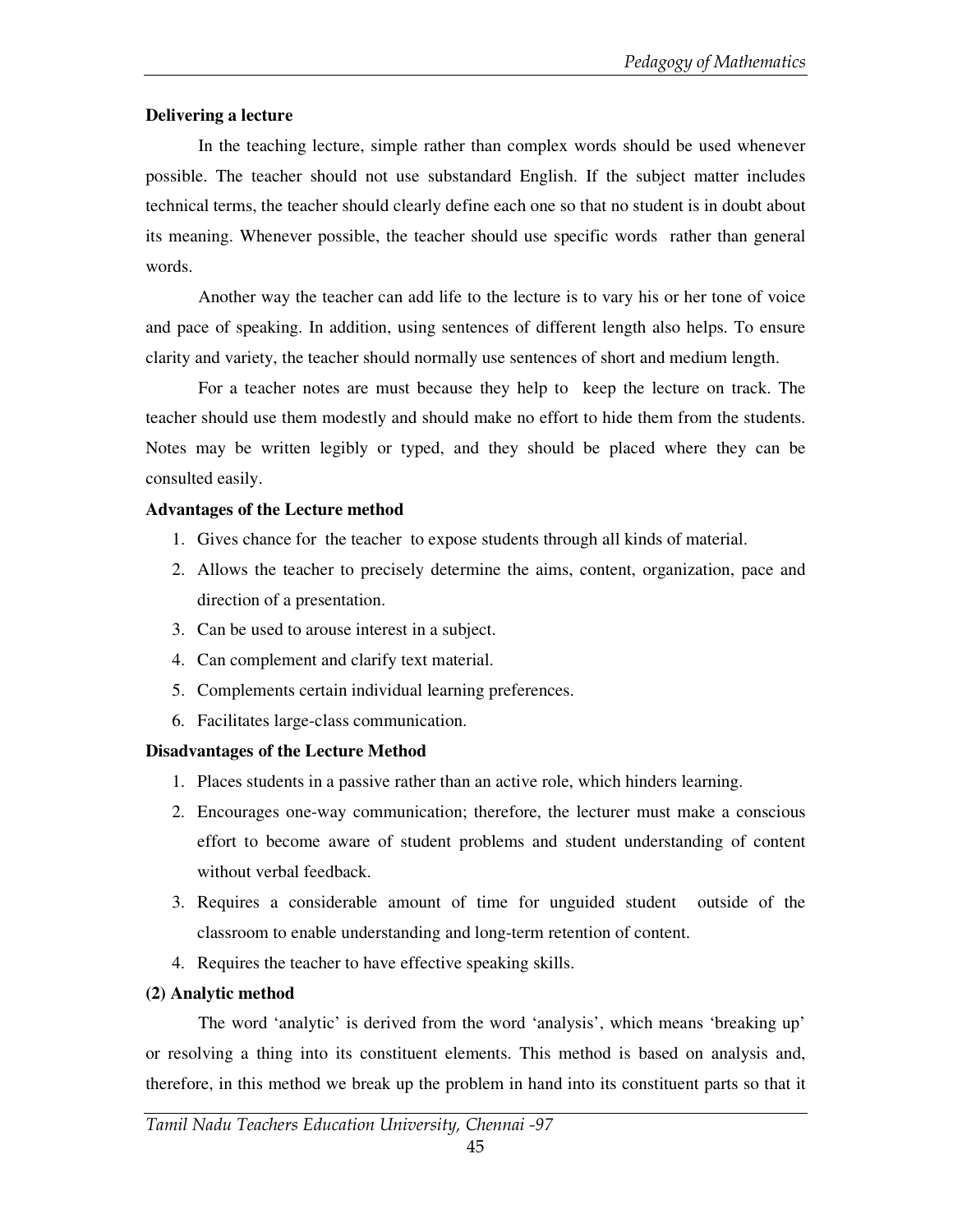**Delivering a lecture**

In the teaching lecture, simple rather than complex words should be used whenever possible. The teacher should not use substandard English. If the subject matter includes technical terms, the teacher should clearly define each one so that no student is in doubt about its meaning. Whenever possible, the teacher should use specific words rather than general words.

Another way the teacher can add life to the lecture is to vary his or her tone of voice and pace of speaking. In addition, using sentences of different length also helps. To ensure clarity and variety, the teacher should normally use sentences of short and medium length.

For a teacher notes are must because they help to keep the lecture on track. The teacher should use them modestly and should make no effort to hide them from the students. Notes may be written legibly or typed, and they should be placed where they can be consulted easily.

**Advantages of the Lecture method**

1. Gives chance for the teacher to expose students through all kinds of material.
2. Allows the teacher to precisely determine the aims, content, organization, pace and direction of a presentation.
3. Can be used to arouse interest in a subject.
4. Can complement and clarify text material.
5. Complements certain individual learning preferences.
6. Facilitates large-class communication.

**Disadvantages of the Lecture Method**

1. Places students in a passive rather than an active role, which hinders learning.
2. Encourages one-way communication; therefore, the lecturer must make a conscious effort to become aware of student problems and student understanding of content without verbal feedback.
3. Requires a considerable amount of time for unguided student outside of the classroom to enable understanding and long-term retention of content.
4. Requires the teacher to have effective speaking skills.

**(2) Analytic method**

The word 'analytic' is derived from the word 'analysis', which means 'breaking up' or resolving a thing into its constituent elements. This method is based on analysis and, therefore, in this method we break up the problem in hand into its constituent parts so that it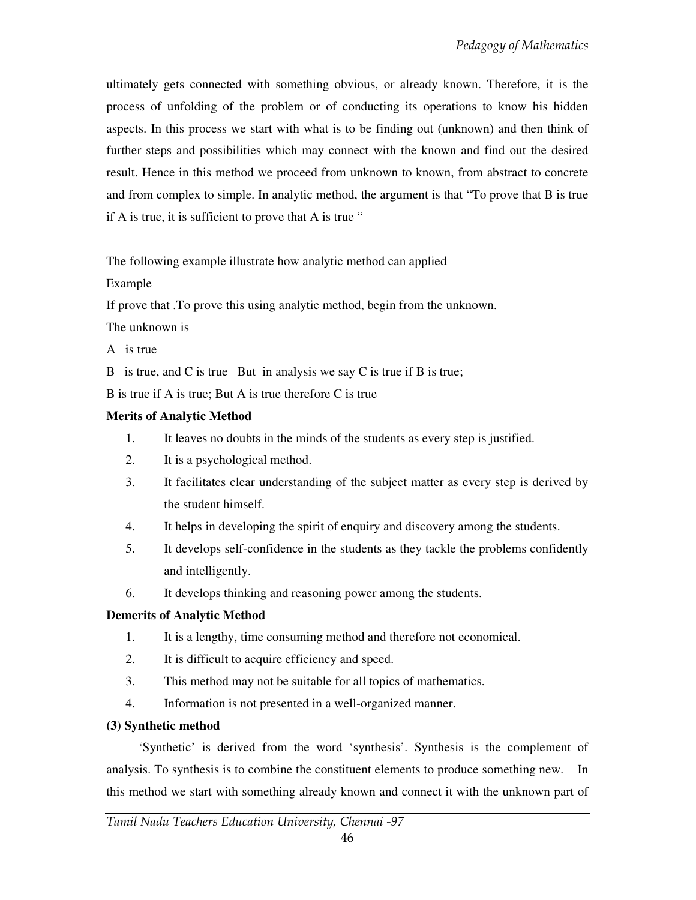ultimately gets connected with something obvious, or already known. Therefore, it is the process of unfolding of the problem or of conducting its operations to know his hidden aspects. In this process we start with what is to be finding out (unknown) and then think of further steps and possibilities which may connect with the known and find out the desired result. Hence in this method we proceed from unknown to known, from abstract to concrete and from complex to simple. In analytic method, the argument is that "To prove that B is true if A is true, it is sufficient to prove that A is true "

The following example illustrate how analytic method can applied

Example

If prove that .To prove this using analytic method, begin from the unknown.

The unknown is

A is true

B is true, and C is true But in analysis we say C is true if B is true;

B is true if A is true; But A is true therefore C is true

**Merits of Analytic Method**

1. It leaves no doubts in the minds of the students as every step is justified.
2. It is a psychological method.
3. It facilitates clear understanding of the subject matter as every step is derived by the student himself.
4. It helps in developing the spirit of enquiry and discovery among the students.
5. It develops self-confidence in the students as they tackle the problems confidently and intelligently.
6. It develops thinking and reasoning power among the students.

**Demerits of Analytic Method**

1. It is a lengthy, time consuming method and therefore not economical.
2. It is difficult to acquire efficiency and speed.
3. This method may not be suitable for all topics of mathematics.
4. Information is not presented in a well-organized manner.

**(3) Synthetic method**

'Synthetic' is derived from the word 'synthesis'. Synthesis is the complement of analysis. To synthesis is to combine the constituent elements to produce something new. In this method we start with something already known and connect it with the unknown part of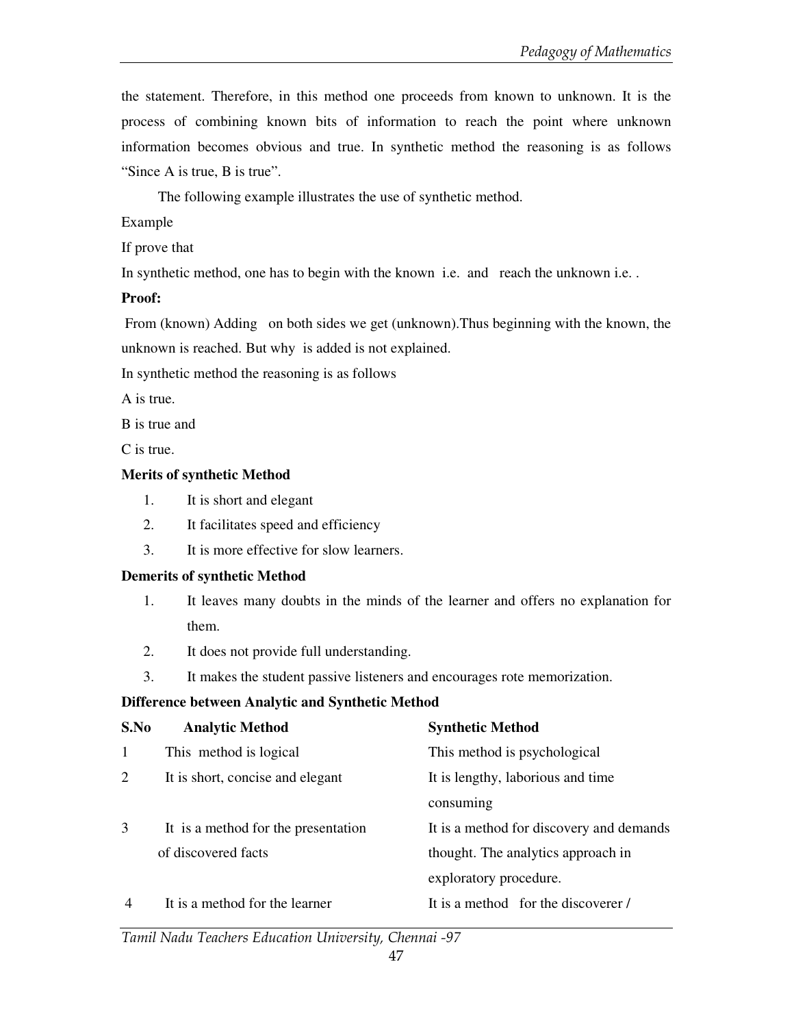the statement. Therefore, in this method one proceeds from known to unknown. It is the process of combining known bits of information to reach the point where unknown information becomes obvious and true. In synthetic method the reasoning is as follows "Since A is true, B is true".

The following example illustrates the use of synthetic method.

Example

If prove that

In synthetic method, one has to begin with the known i.e. and reach the unknown i.e. .

**Proof:**

From (known) Adding on both sides we get (unknown).Thus beginning with the known, the unknown is reached. But why is added is not explained.

In synthetic method the reasoning is as follows

A is true.

B is true and

C is true.

**Merits of synthetic Method**

1. It is short and elegant
2. It facilitates speed and efficiency
3. It is more effective for slow learners.

**Demerits of synthetic Method**

1. It leaves many doubts in the minds of the learner and offers no explanation for them.
2. It does not provide full understanding.
3. It makes the student passive listeners and encourages rote memorization.

**Difference between Analytic and Synthetic Method**

| S.No | Analytic Method | Synthetic Method |
|---|---|---|
| 1 | This method is logical | This method is psychological |
| 2 | It is short, concise and elegant | It is lengthy, laborious and time consuming |
| 3 | It is a method for the presentation of discovered facts | It is a method for discovery and demands thought. The analytics approach in exploratory procedure. |
| 4 | It is a method for the learner | It is a method for the discoverer / |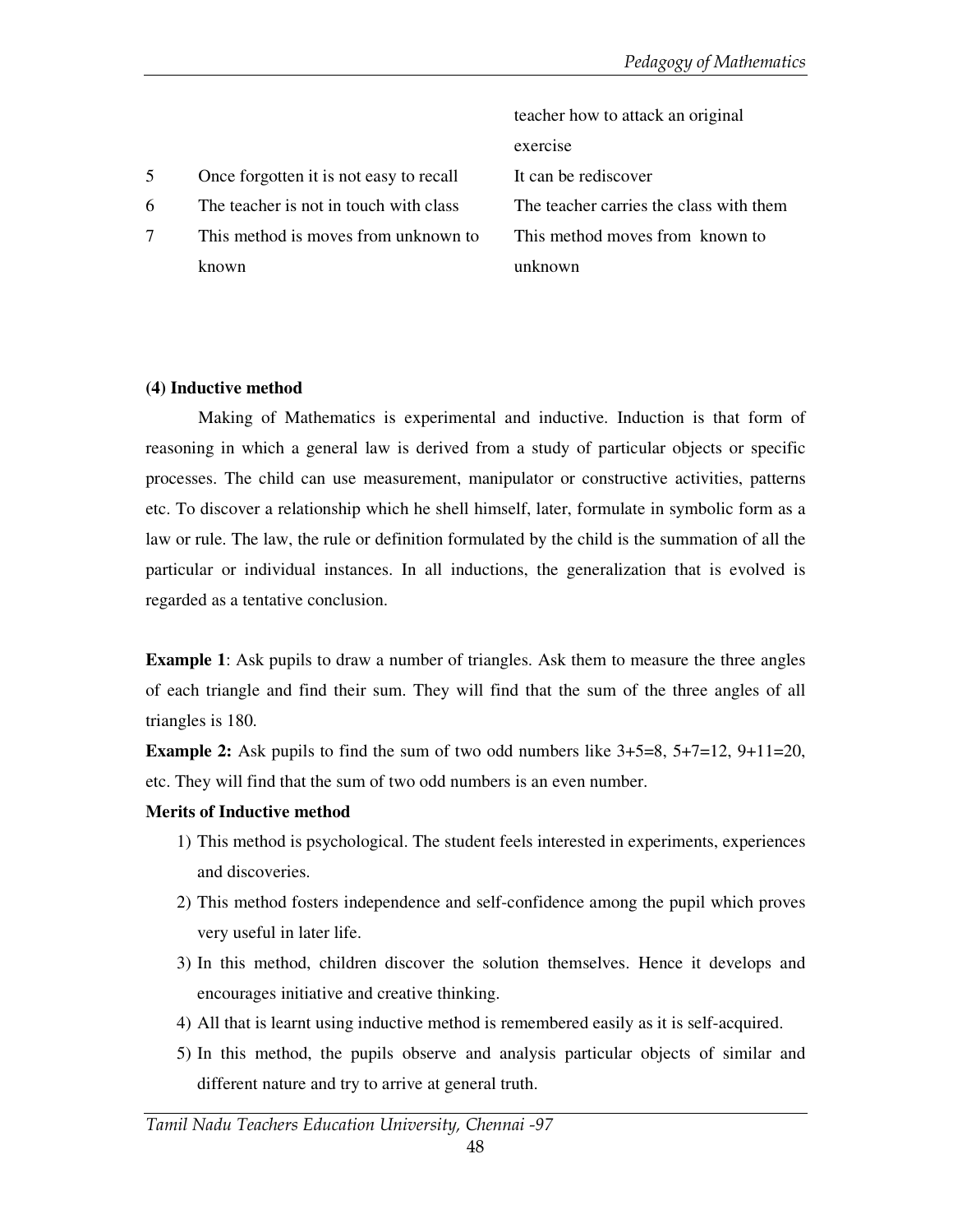| | | teacher how to attack an original exercise |
|---|---|---|
| 5 | Once forgotten it is not easy to recall | It can be rediscover |
| 6 | The teacher is not in touch with class | The teacher carries the class with them |
| 7 | This method is moves from unknown to known | This method moves from known to unknown |

**(4) Inductive method**

Making of Mathematics is experimental and inductive. Induction is that form of reasoning in which a general law is derived from a study of particular objects or specific processes. The child can use measurement, manipulator or constructive activities, patterns etc. To discover a relationship which he shell himself, later, formulate in symbolic form as a law or rule. The law, the rule or definition formulated by the child is the summation of all the particular or individual instances. In all inductions, the generalization that is evolved is regarded as a tentative conclusion.

**Example 1**: Ask pupils to draw a number of triangles. Ask them to measure the three angles of each triangle and find their sum. They will find that the sum of the three angles of all triangles is 180.

**Example 2:** Ask pupils to find the sum of two odd numbers like 3+5=8, 5+7=12, 9+11=20, etc. They will find that the sum of two odd numbers is an even number.

**Merits of Inductive method**

1) This method is psychological. The student feels interested in experiments, experiences and discoveries.
2) This method fosters independence and self-confidence among the pupil which proves very useful in later life.
3) In this method, children discover the solution themselves. Hence it develops and encourages initiative and creative thinking.
4) All that is learnt using inductive method is remembered easily as it is self-acquired.
5) In this method, the pupils observe and analysis particular objects of similar and different nature and try to arrive at general truth.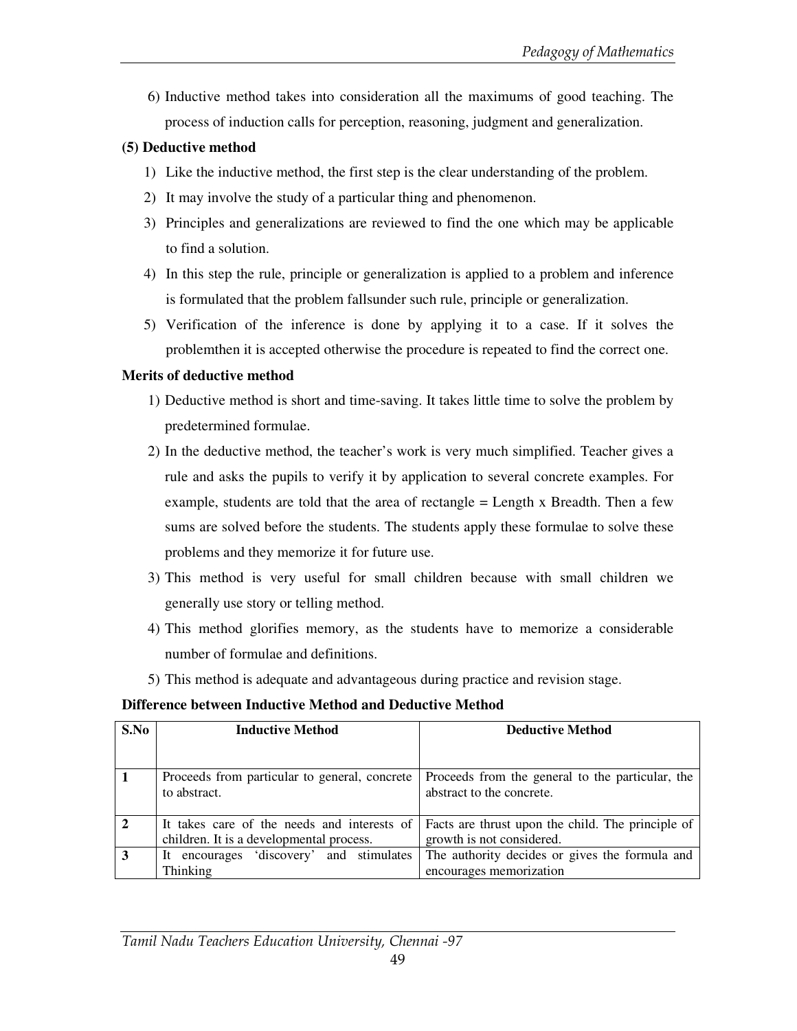6) Inductive method takes into consideration all the maximums of good teaching. The process of induction calls for perception, reasoning, judgment and generalization.

**(5) Deductive method**

1) Like the inductive method, the first step is the clear understanding of the problem.
2) It may involve the study of a particular thing and phenomenon.
3) Principles and generalizations are reviewed to find the one which may be applicable to find a solution.
4) In this step the rule, principle or generalization is applied to a problem and inference is formulated that the problem fallsunder such rule, principle or generalization.
5) Verification of the inference is done by applying it to a case. If it solves the problemthen it is accepted otherwise the procedure is repeated to find the correct one.

**Merits of deductive method**

1) Deductive method is short and time-saving. It takes little time to solve the problem by predetermined formulae.
2) In the deductive method, the teacher's work is very much simplified. Teacher gives a rule and asks the pupils to verify it by application to several concrete examples. For example, students are told that the area of rectangle = Length x Breadth. Then a few sums are solved before the students. The students apply these formulae to solve these problems and they memorize it for future use.
3) This method is very useful for small children because with small children we generally use story or telling method.
4) This method glorifies memory, as the students have to memorize a considerable number of formulae and definitions.
5) This method is adequate and advantageous during practice and revision stage.

**Difference between Inductive Method and Deductive Method**

| S.No | Inductive Method | Deductive Method |
|---|---|---|
| 1 | Proceeds from particular to general, concrete to abstract. | Proceeds from the general to the particular, the abstract to the concrete. |
| 2 | It takes care of the needs and interests of children. It is a developmental process. | Facts are thrust upon the child. The principle of growth is not considered. |
| 3 | It encourages 'discovery' and stimulates Thinking | The authority decides or gives the formula and encourages memorization |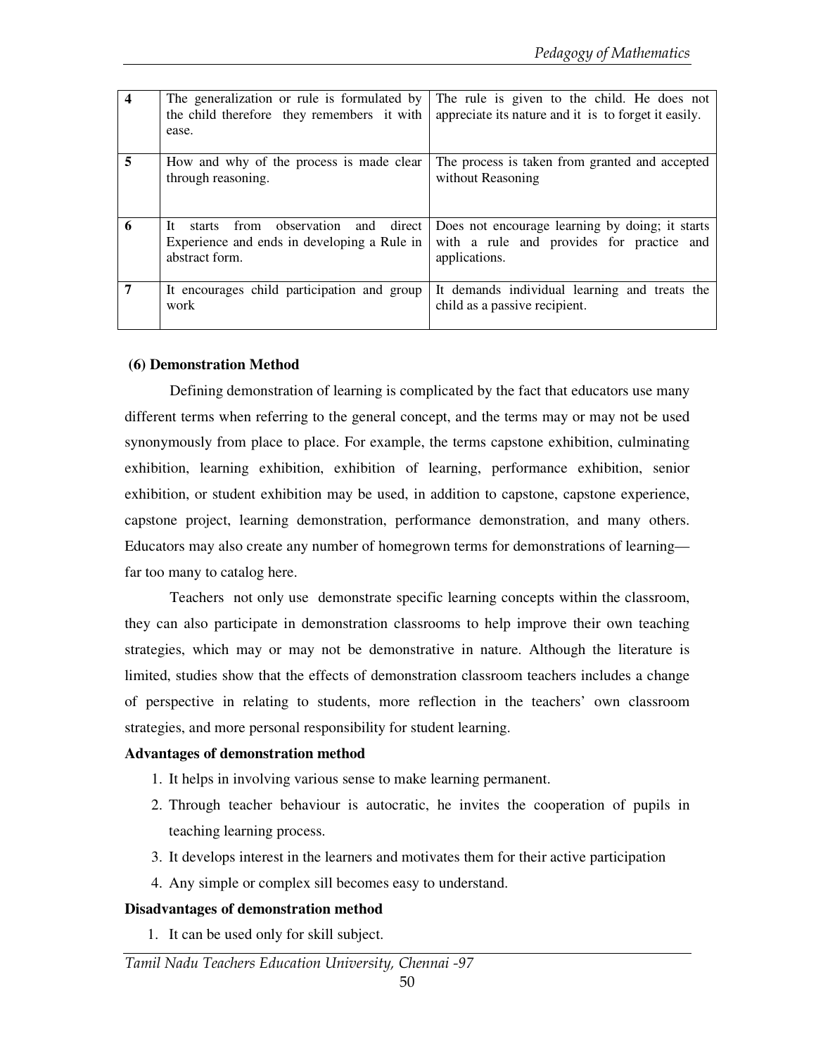| | | |
|---|---|---|
| **4** | The generalization or rule is formulated by the child therefore they remembers it with ease. | The rule is given to the child. He does not appreciate its nature and it is to forget it easily. |
| **5** | How and why of the process is made clear through reasoning. | The process is taken from granted and accepted without Reasoning |
| **6** | It starts from observation and direct Experience and ends in developing a Rule in abstract form. | Does not encourage learning by doing; it starts with a rule and provides for practice and applications. |
| **7** | It encourages child participation and group work | It demands individual learning and treats the child as a passive recipient. |

### (6) Demonstration Method

Defining demonstration of learning is complicated by the fact that educators use many different terms when referring to the general concept, and the terms may or may not be used synonymously from place to place. For example, the terms capstone exhibition, culminating exhibition, learning exhibition, exhibition of learning, performance exhibition, senior exhibition, or student exhibition may be used, in addition to capstone, capstone experience, capstone project, learning demonstration, performance demonstration, and many others. Educators may also create any number of homegrown terms for demonstrations of learning—far too many to catalog here.

Teachers not only use demonstrate specific learning concepts within the classroom, they can also participate in demonstration classrooms to help improve their own teaching strategies, which may or may not be demonstrative in nature. Although the literature is limited, studies show that the effects of demonstration classroom teachers includes a change of perspective in relating to students, more reflection in the teachers' own classroom strategies, and more personal responsibility for student learning.

**Advantages of demonstration method**

1. It helps in involving various sense to make learning permanent.
2. Through teacher behaviour is autocratic, he invites the cooperation of pupils in teaching learning process.
3. It develops interest in the learners and motivates them for their active participation
4. Any simple or complex sill becomes easy to understand.

**Disadvantages of demonstration method**

1. It can be used only for skill subject.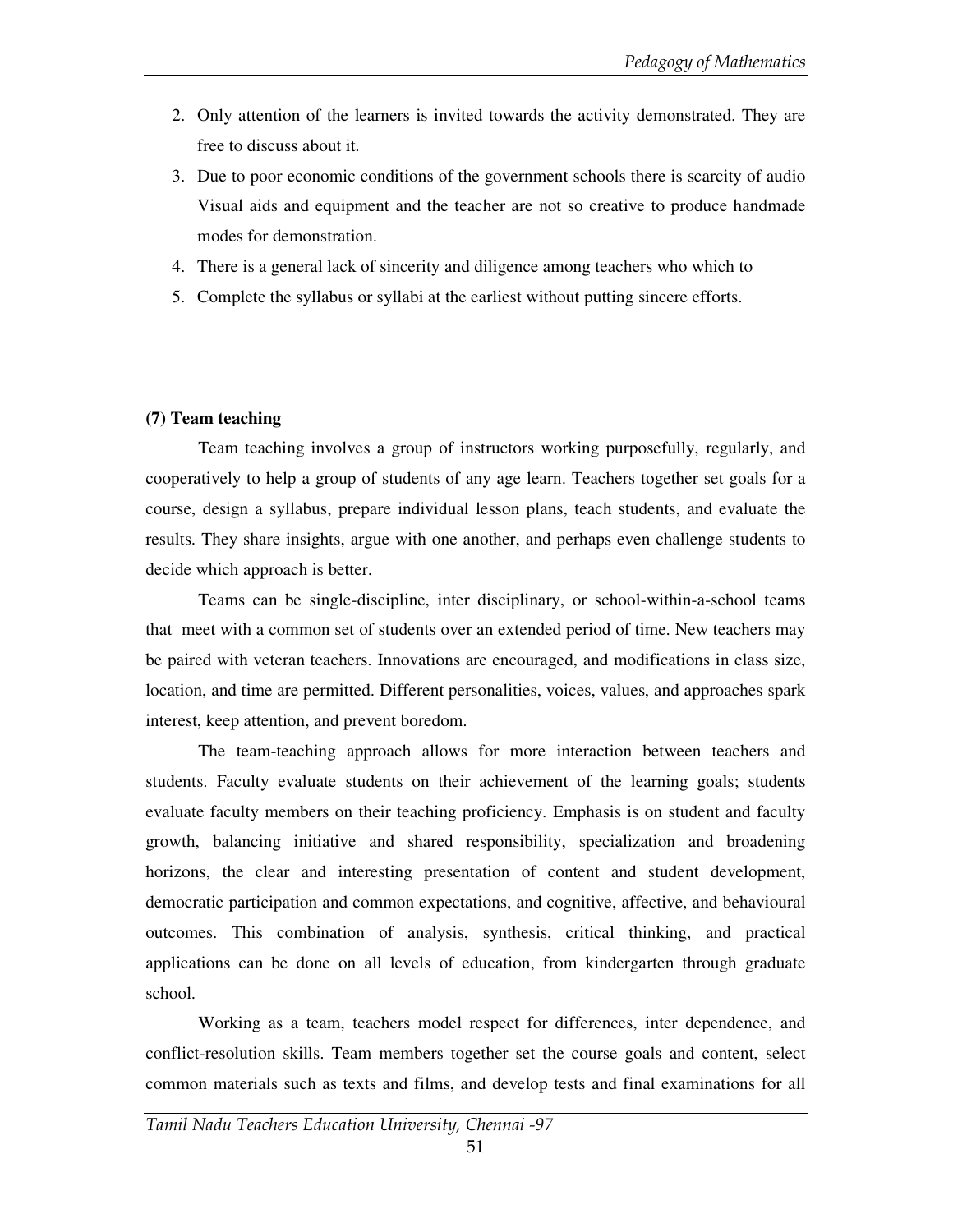2. Only attention of the learners is invited towards the activity demonstrated. They are free to discuss about it.
3. Due to poor economic conditions of the government schools there is scarcity of audio Visual aids and equipment and the teacher are not so creative to produce handmade modes for demonstration.
4. There is a general lack of sincerity and diligence among teachers who which to
5. Complete the syllabus or syllabi at the earliest without putting sincere efforts.

**(7) Team teaching**

Team teaching involves a group of instructors working purposefully, regularly, and cooperatively to help a group of students of any age learn. Teachers together set goals for a course, design a syllabus, prepare individual lesson plans, teach students, and evaluate the results. They share insights, argue with one another, and perhaps even challenge students to decide which approach is better.

Teams can be single-discipline, inter disciplinary, or school-within-a-school teams that meet with a common set of students over an extended period of time. New teachers may be paired with veteran teachers. Innovations are encouraged, and modifications in class size, location, and time are permitted. Different personalities, voices, values, and approaches spark interest, keep attention, and prevent boredom.

The team-teaching approach allows for more interaction between teachers and students. Faculty evaluate students on their achievement of the learning goals; students evaluate faculty members on their teaching proficiency. Emphasis is on student and faculty growth, balancing initiative and shared responsibility, specialization and broadening horizons, the clear and interesting presentation of content and student development, democratic participation and common expectations, and cognitive, affective, and behavioural outcomes. This combination of analysis, synthesis, critical thinking, and practical applications can be done on all levels of education, from kindergarten through graduate school.

Working as a team, teachers model respect for differences, inter dependence, and conflict-resolution skills. Team members together set the course goals and content, select common materials such as texts and films, and develop tests and final examinations for all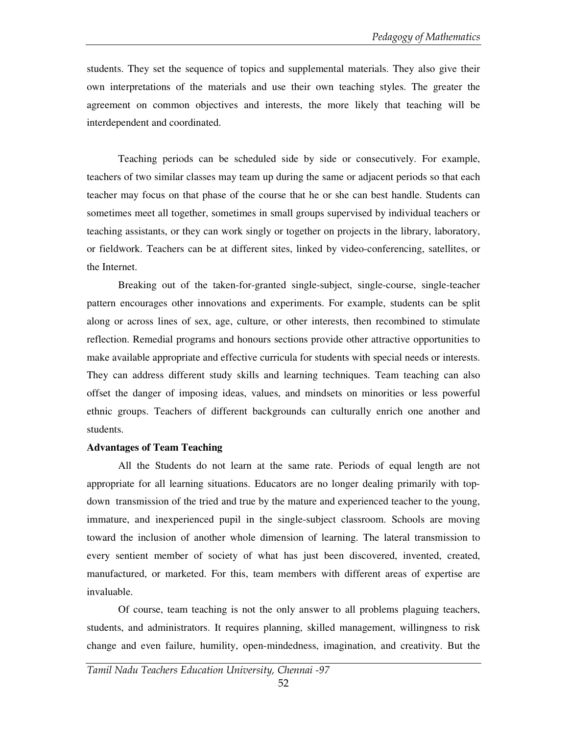students. They set the sequence of topics and supplemental materials. They also give their own interpretations of the materials and use their own teaching styles. The greater the agreement on common objectives and interests, the more likely that teaching will be interdependent and coordinated.

Teaching periods can be scheduled side by side or consecutively. For example, teachers of two similar classes may team up during the same or adjacent periods so that each teacher may focus on that phase of the course that he or she can best handle. Students can sometimes meet all together, sometimes in small groups supervised by individual teachers or teaching assistants, or they can work singly or together on projects in the library, laboratory, or fieldwork. Teachers can be at different sites, linked by video-conferencing, satellites, or the Internet.

Breaking out of the taken-for-granted single-subject, single-course, single-teacher pattern encourages other innovations and experiments. For example, students can be split along or across lines of sex, age, culture, or other interests, then recombined to stimulate reflection. Remedial programs and honours sections provide other attractive opportunities to make available appropriate and effective curricula for students with special needs or interests. They can address different study skills and learning techniques. Team teaching can also offset the danger of imposing ideas, values, and mindsets on minorities or less powerful ethnic groups. Teachers of different backgrounds can culturally enrich one another and students.

**Advantages of Team Teaching**

All the Students do not learn at the same rate. Periods of equal length are not appropriate for all learning situations. Educators are no longer dealing primarily with top-down transmission of the tried and true by the mature and experienced teacher to the young, immature, and inexperienced pupil in the single-subject classroom. Schools are moving toward the inclusion of another whole dimension of learning. The lateral transmission to every sentient member of society of what has just been discovered, invented, created, manufactured, or marketed. For this, team members with different areas of expertise are invaluable.

Of course, team teaching is not the only answer to all problems plaguing teachers, students, and administrators. It requires planning, skilled management, willingness to risk change and even failure, humility, open-mindedness, imagination, and creativity. But the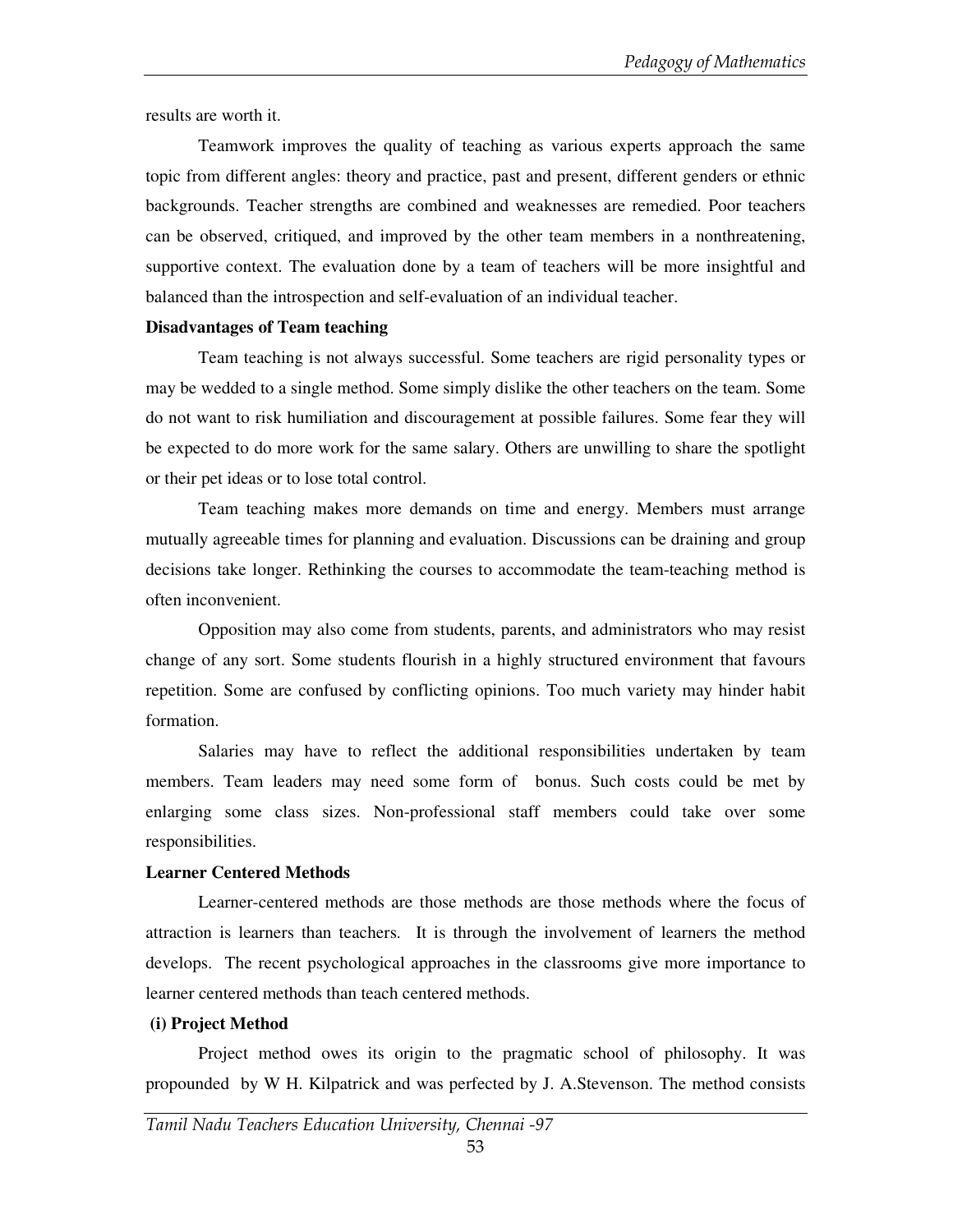results are worth it.

Teamwork improves the quality of teaching as various experts approach the same topic from different angles: theory and practice, past and present, different genders or ethnic backgrounds. Teacher strengths are combined and weaknesses are remedied. Poor teachers can be observed, critiqued, and improved by the other team members in a nonthreatening, supportive context. The evaluation done by a team of teachers will be more insightful and balanced than the introspection and self-evaluation of an individual teacher.

**Disadvantages of Team teaching**

Team teaching is not always successful. Some teachers are rigid personality types or may be wedded to a single method. Some simply dislike the other teachers on the team. Some do not want to risk humiliation and discouragement at possible failures. Some fear they will be expected to do more work for the same salary. Others are unwilling to share the spotlight or their pet ideas or to lose total control.

Team teaching makes more demands on time and energy. Members must arrange mutually agreeable times for planning and evaluation. Discussions can be draining and group decisions take longer. Rethinking the courses to accommodate the team-teaching method is often inconvenient.

Opposition may also come from students, parents, and administrators who may resist change of any sort. Some students flourish in a highly structured environment that favours repetition. Some are confused by conflicting opinions. Too much variety may hinder habit formation.

Salaries may have to reflect the additional responsibilities undertaken by team members. Team leaders may need some form of bonus. Such costs could be met by enlarging some class sizes. Non-professional staff members could take over some responsibilities.

**Learner Centered Methods**

Learner-centered methods are those methods are those methods where the focus of attraction is learners than teachers. It is through the involvement of learners the method develops. The recent psychological approaches in the classrooms give more importance to learner centered methods than teach centered methods.

**(i) Project Method**

Project method owes its origin to the pragmatic school of philosophy. It was propounded by W H. Kilpatrick and was perfected by J. A.Stevenson. The method consists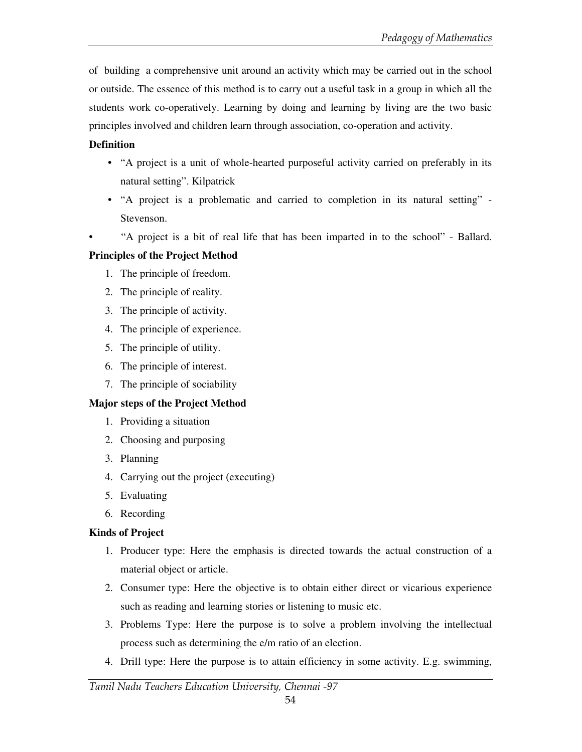of building a comprehensive unit around an activity which may be carried out in the school or outside. The essence of this method is to carry out a useful task in a group in which all the students work co-operatively. Learning by doing and learning by living are the two basic principles involved and children learn through association, co-operation and activity.

**Definition**

- "A project is a unit of whole-hearted purposeful activity carried on preferably in its natural setting". Kilpatrick
- "A project is a problematic and carried to completion in its natural setting" - Stevenson.
- "A project is a bit of real life that has been imparted in to the school" - Ballard.

**Principles of the Project Method**

1. The principle of freedom.
2. The principle of reality.
3. The principle of activity.
4. The principle of experience.
5. The principle of utility.
6. The principle of interest.
7. The principle of sociability

**Major steps of the Project Method**

1. Providing a situation
2. Choosing and purposing
3. Planning
4. Carrying out the project (executing)
5. Evaluating
6. Recording

**Kinds of Project**

1. Producer type: Here the emphasis is directed towards the actual construction of a material object or article.
2. Consumer type: Here the objective is to obtain either direct or vicarious experience such as reading and learning stories or listening to music etc.
3. Problems Type: Here the purpose is to solve a problem involving the intellectual process such as determining the e/m ratio of an election.
4. Drill type: Here the purpose is to attain efficiency in some activity. E.g. swimming,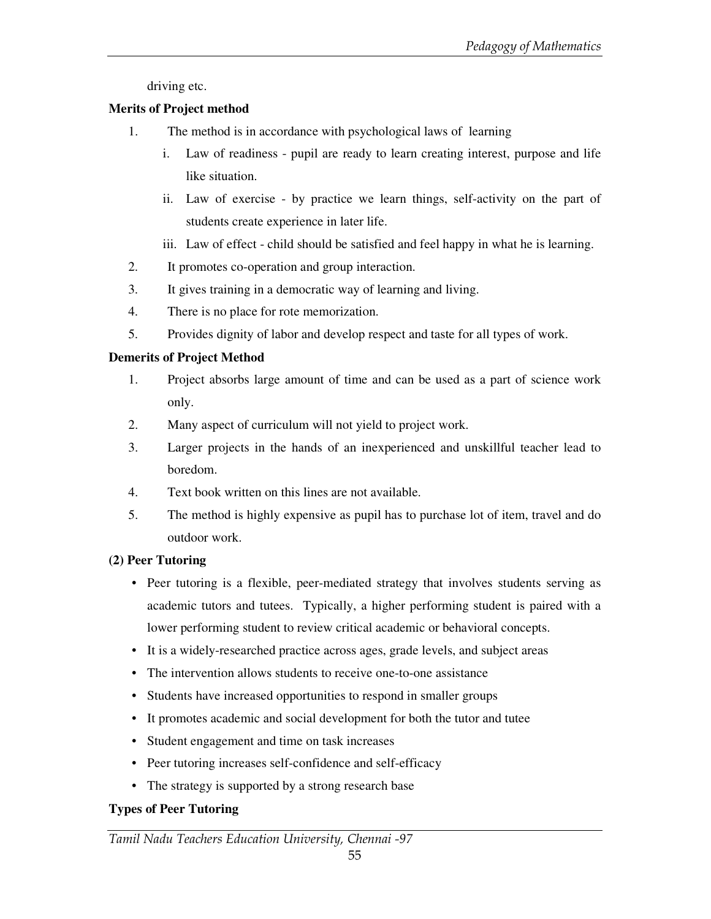driving etc.

**Merits of Project method**

1. The method is in accordance with psychological laws of learning
   i. Law of readiness - pupil are ready to learn creating interest, purpose and life like situation.
   ii. Law of exercise - by practice we learn things, self-activity on the part of students create experience in later life.
   iii. Law of effect - child should be satisfied and feel happy in what he is learning.
2. It promotes co-operation and group interaction.
3. It gives training in a democratic way of learning and living.
4. There is no place for rote memorization.
5. Provides dignity of labor and develop respect and taste for all types of work.

**Demerits of Project Method**

1. Project absorbs large amount of time and can be used as a part of science work only.
2. Many aspect of curriculum will not yield to project work.
3. Larger projects in the hands of an inexperienced and unskillful teacher lead to boredom.
4. Text book written on this lines are not available.
5. The method is highly expensive as pupil has to purchase lot of item, travel and do outdoor work.

**(2) Peer Tutoring**

- Peer tutoring is a flexible, peer-mediated strategy that involves students serving as academic tutors and tutees. Typically, a higher performing student is paired with a lower performing student to review critical academic or behavioral concepts.
- It is a widely-researched practice across ages, grade levels, and subject areas
- The intervention allows students to receive one-to-one assistance
- Students have increased opportunities to respond in smaller groups
- It promotes academic and social development for both the tutor and tutee
- Student engagement and time on task increases
- Peer tutoring increases self-confidence and self-efficacy
- The strategy is supported by a strong research base

**Types of Peer Tutoring**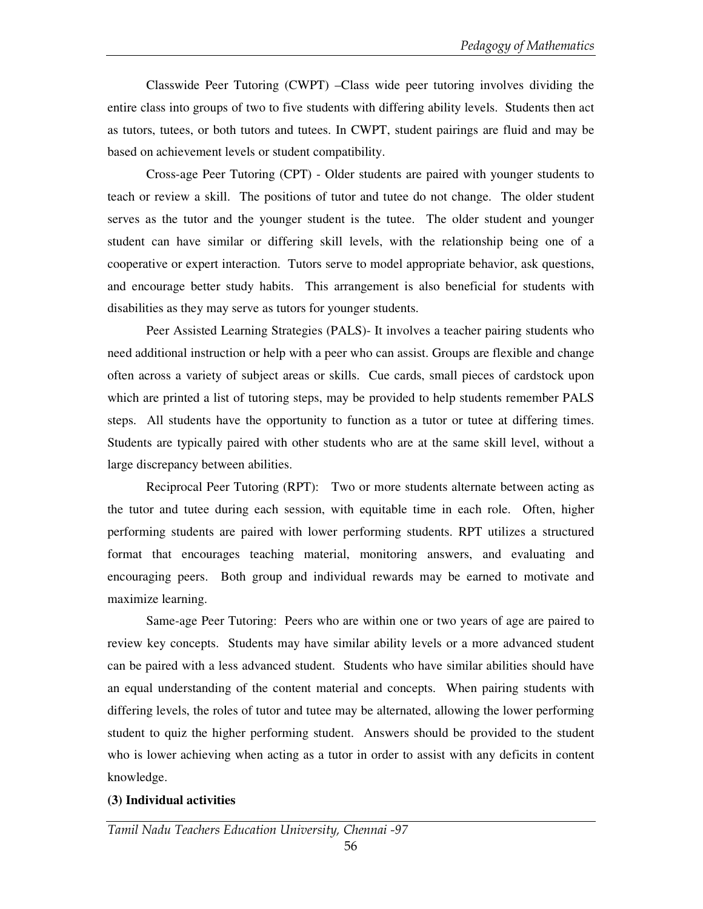Classwide Peer Tutoring (CWPT) –Class wide peer tutoring involves dividing the entire class into groups of two to five students with differing ability levels. Students then act as tutors, tutees, or both tutors and tutees. In CWPT, student pairings are fluid and may be based on achievement levels or student compatibility.

Cross-age Peer Tutoring (CPT) - Older students are paired with younger students to teach or review a skill. The positions of tutor and tutee do not change. The older student serves as the tutor and the younger student is the tutee. The older student and younger student can have similar or differing skill levels, with the relationship being one of a cooperative or expert interaction. Tutors serve to model appropriate behavior, ask questions, and encourage better study habits. This arrangement is also beneficial for students with disabilities as they may serve as tutors for younger students.

Peer Assisted Learning Strategies (PALS)- It involves a teacher pairing students who need additional instruction or help with a peer who can assist. Groups are flexible and change often across a variety of subject areas or skills. Cue cards, small pieces of cardstock upon which are printed a list of tutoring steps, may be provided to help students remember PALS steps. All students have the opportunity to function as a tutor or tutee at differing times. Students are typically paired with other students who are at the same skill level, without a large discrepancy between abilities.

Reciprocal Peer Tutoring (RPT): Two or more students alternate between acting as the tutor and tutee during each session, with equitable time in each role. Often, higher performing students are paired with lower performing students. RPT utilizes a structured format that encourages teaching material, monitoring answers, and evaluating and encouraging peers. Both group and individual rewards may be earned to motivate and maximize learning.

Same-age Peer Tutoring: Peers who are within one or two years of age are paired to review key concepts. Students may have similar ability levels or a more advanced student can be paired with a less advanced student. Students who have similar abilities should have an equal understanding of the content material and concepts. When pairing students with differing levels, the roles of tutor and tutee may be alternated, allowing the lower performing student to quiz the higher performing student. Answers should be provided to the student who is lower achieving when acting as a tutor in order to assist with any deficits in content knowledge.

**(3) Individual activities**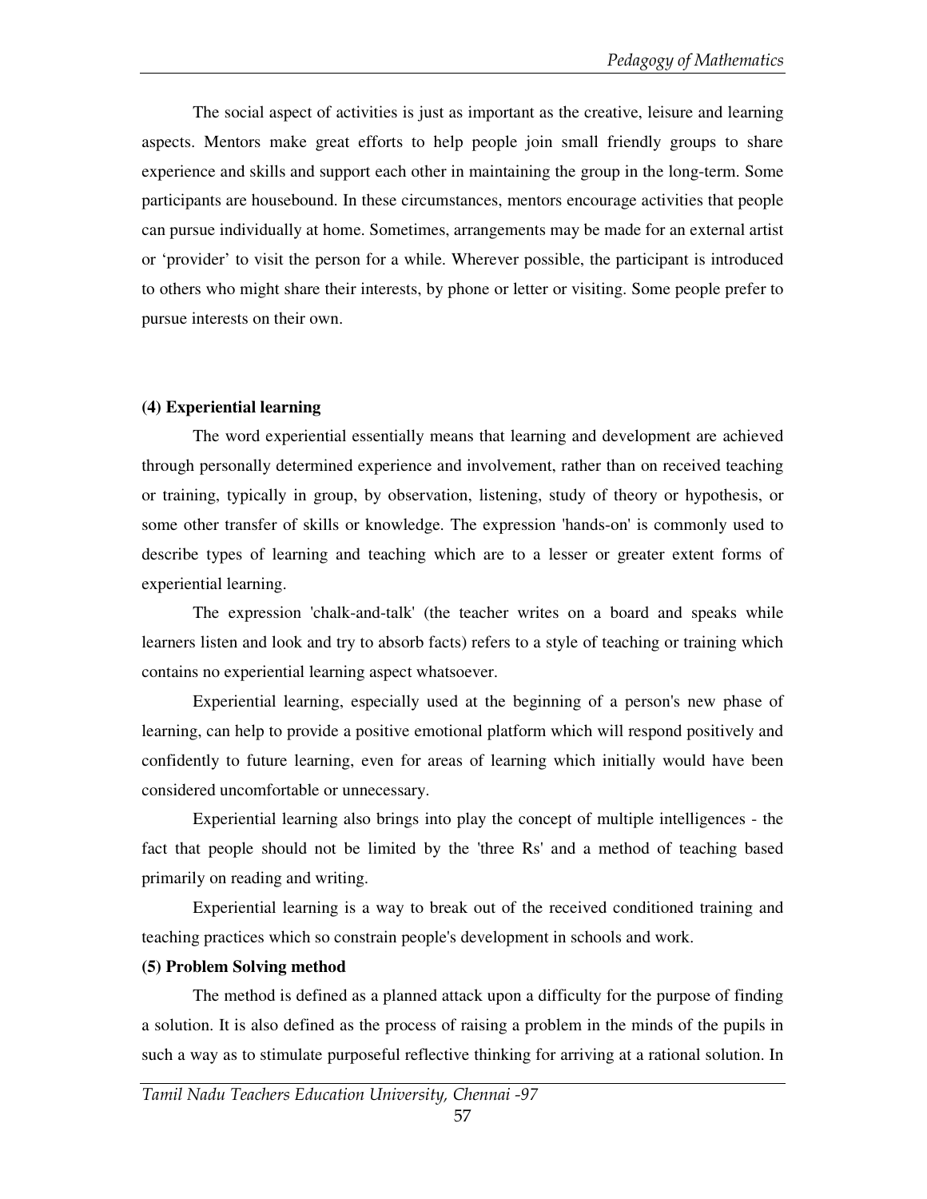The social aspect of activities is just as important as the creative, leisure and learning aspects. Mentors make great efforts to help people join small friendly groups to share experience and skills and support each other in maintaining the group in the long-term. Some participants are housebound. In these circumstances, mentors encourage activities that people can pursue individually at home. Sometimes, arrangements may be made for an external artist or 'provider' to visit the person for a while. Wherever possible, the participant is introduced to others who might share their interests, by phone or letter or visiting. Some people prefer to pursue interests on their own.

**(4) Experiential learning**

The word experiential essentially means that learning and development are achieved through personally determined experience and involvement, rather than on received teaching or training, typically in group, by observation, listening, study of theory or hypothesis, or some other transfer of skills or knowledge. The expression 'hands-on' is commonly used to describe types of learning and teaching which are to a lesser or greater extent forms of experiential learning.

The expression 'chalk-and-talk' (the teacher writes on a board and speaks while learners listen and look and try to absorb facts) refers to a style of teaching or training which contains no experiential learning aspect whatsoever.

Experiential learning, especially used at the beginning of a person's new phase of learning, can help to provide a positive emotional platform which will respond positively and confidently to future learning, even for areas of learning which initially would have been considered uncomfortable or unnecessary.

Experiential learning also brings into play the concept of multiple intelligences - the fact that people should not be limited by the 'three Rs' and a method of teaching based primarily on reading and writing.

Experiential learning is a way to break out of the received conditioned training and teaching practices which so constrain people's development in schools and work.

**(5) Problem Solving method**

The method is defined as a planned attack upon a difficulty for the purpose of finding a solution. It is also defined as the process of raising a problem in the minds of the pupils in such a way as to stimulate purposeful reflective thinking for arriving at a rational solution. In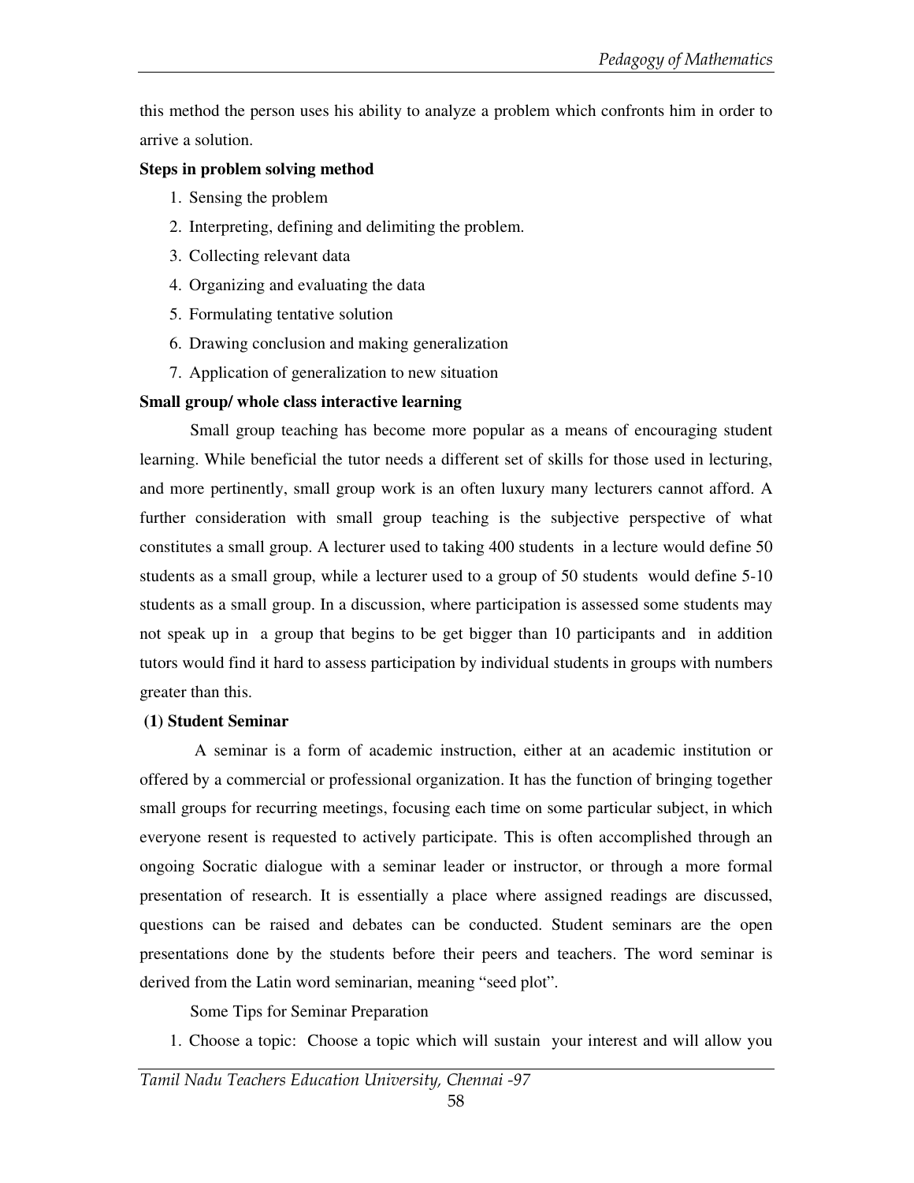this method the person uses his ability to analyze a problem which confronts him in order to arrive a solution.

**Steps in problem solving method**

1. Sensing the problem
2. Interpreting, defining and delimiting the problem.
3. Collecting relevant data
4. Organizing and evaluating the data
5. Formulating tentative solution
6. Drawing conclusion and making generalization
7. Application of generalization to new situation

**Small group/ whole class interactive learning**

Small group teaching has become more popular as a means of encouraging student learning. While beneficial the tutor needs a different set of skills for those used in lecturing, and more pertinently, small group work is an often luxury many lecturers cannot afford. A further consideration with small group teaching is the subjective perspective of what constitutes a small group. A lecturer used to taking 400 students in a lecture would define 50 students as a small group, while a lecturer used to a group of 50 students would define 5-10 students as a small group. In a discussion, where participation is assessed some students may not speak up in a group that begins to be get bigger than 10 participants and in addition tutors would find it hard to assess participation by individual students in groups with numbers greater than this.

**(1) Student Seminar**

A seminar is a form of academic instruction, either at an academic institution or offered by a commercial or professional organization. It has the function of bringing together small groups for recurring meetings, focusing each time on some particular subject, in which everyone resent is requested to actively participate. This is often accomplished through an ongoing Socratic dialogue with a seminar leader or instructor, or through a more formal presentation of research. It is essentially a place where assigned readings are discussed, questions can be raised and debates can be conducted. Student seminars are the open presentations done by the students before their peers and teachers. The word seminar is derived from the Latin word seminarian, meaning "seed plot".

Some Tips for Seminar Preparation

1. Choose a topic: Choose a topic which will sustain your interest and will allow you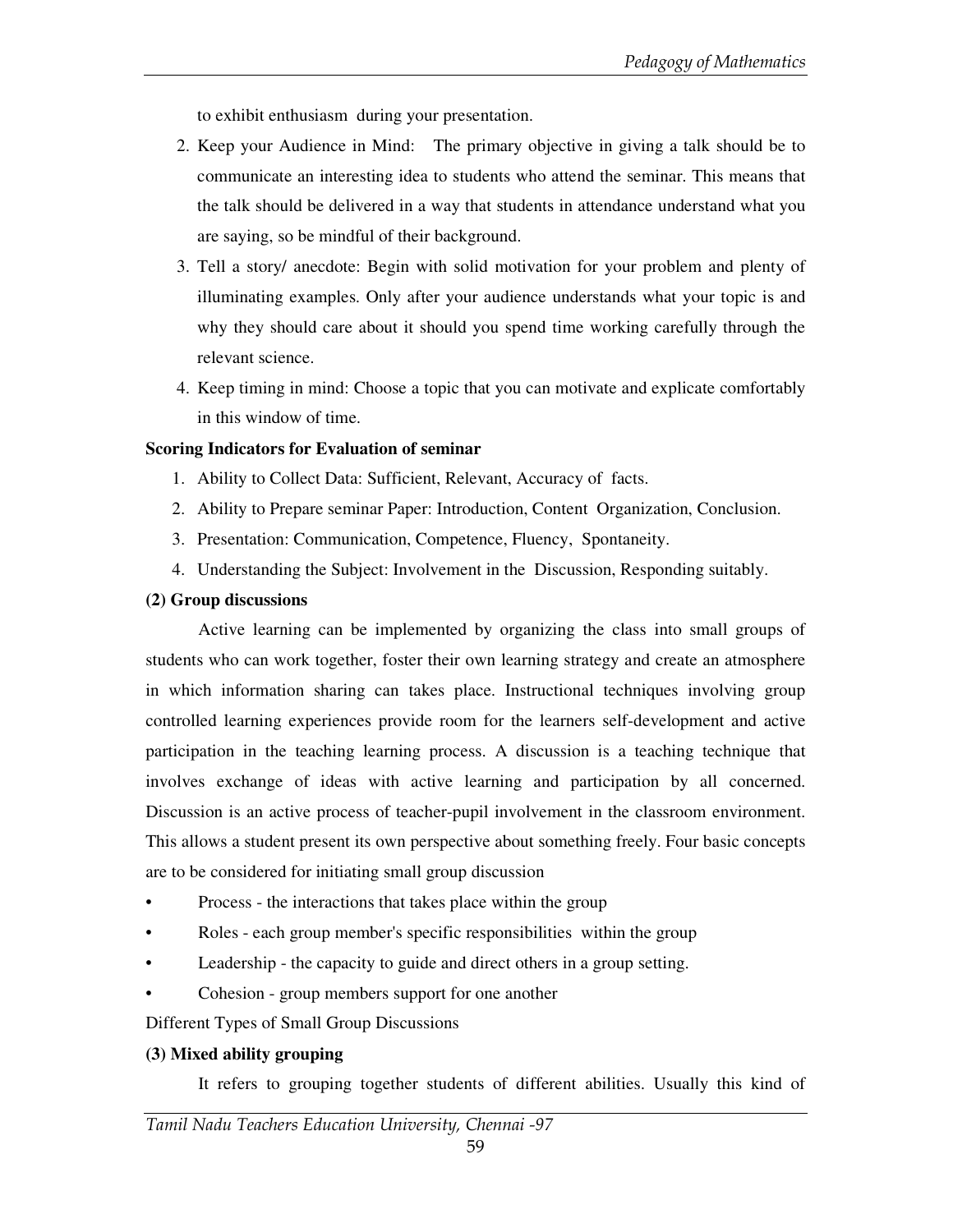to exhibit enthusiasm during your presentation.

2. Keep your Audience in Mind: The primary objective in giving a talk should be to communicate an interesting idea to students who attend the seminar. This means that the talk should be delivered in a way that students in attendance understand what you are saying, so be mindful of their background.
3. Tell a story/ anecdote: Begin with solid motivation for your problem and plenty of illuminating examples. Only after your audience understands what your topic is and why they should care about it should you spend time working carefully through the relevant science.
4. Keep timing in mind: Choose a topic that you can motivate and explicate comfortably in this window of time.

**Scoring Indicators for Evaluation of seminar**

1. Ability to Collect Data: Sufficient, Relevant, Accuracy of facts.
2. Ability to Prepare seminar Paper: Introduction, Content Organization, Conclusion.
3. Presentation: Communication, Competence, Fluency, Spontaneity.
4. Understanding the Subject: Involvement in the Discussion, Responding suitably.

**(2) Group discussions**

Active learning can be implemented by organizing the class into small groups of students who can work together, foster their own learning strategy and create an atmosphere in which information sharing can takes place. Instructional techniques involving group controlled learning experiences provide room for the learners self-development and active participation in the teaching learning process. A discussion is a teaching technique that involves exchange of ideas with active learning and participation by all concerned. Discussion is an active process of teacher-pupil involvement in the classroom environment. This allows a student present its own perspective about something freely. Four basic concepts are to be considered for initiating small group discussion

- Process - the interactions that takes place within the group
- Roles - each group member's specific responsibilities within the group
- Leadership - the capacity to guide and direct others in a group setting.
- Cohesion - group members support for one another

Different Types of Small Group Discussions

**(3) Mixed ability grouping**

It refers to grouping together students of different abilities. Usually this kind of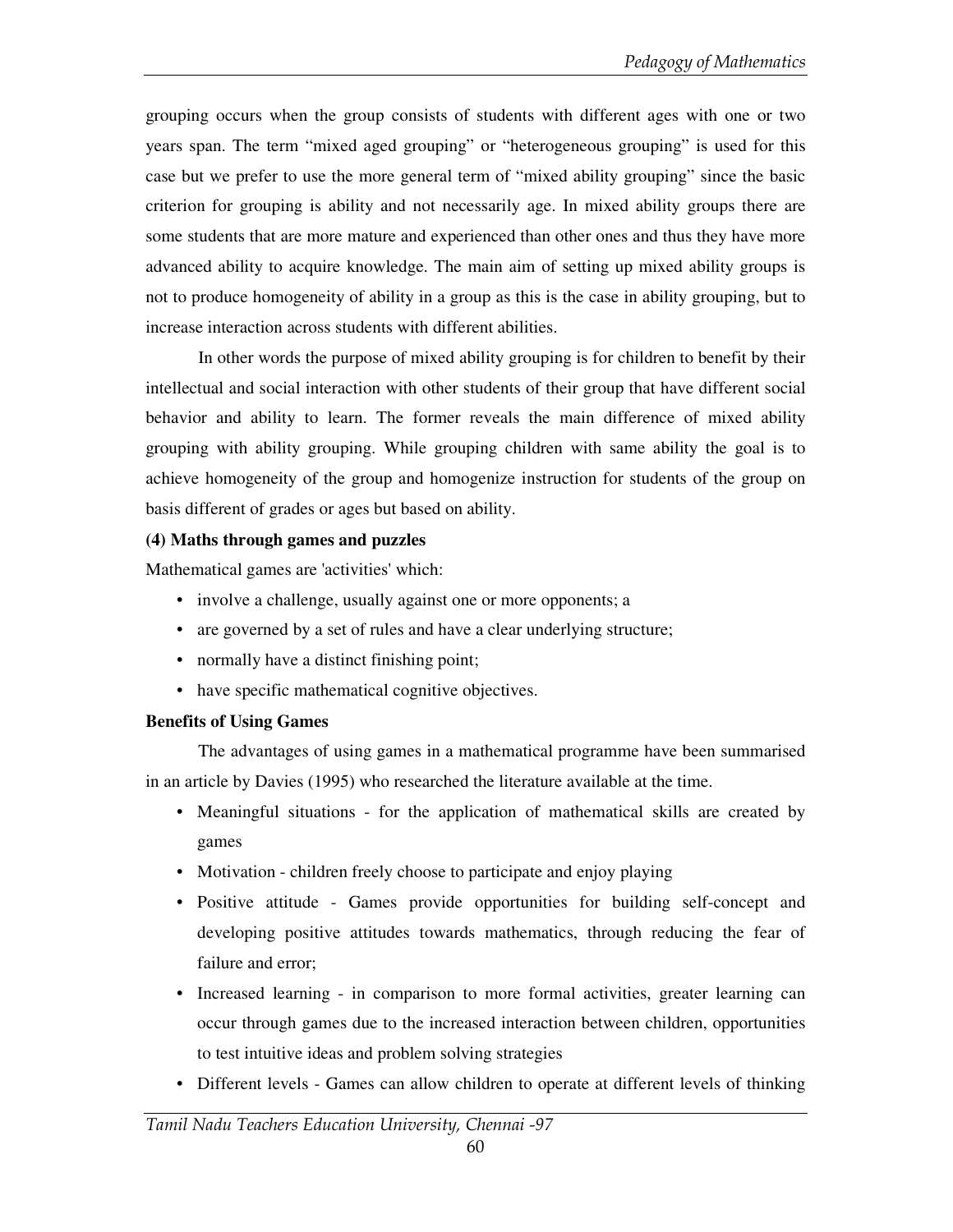grouping occurs when the group consists of students with different ages with one or two years span. The term "mixed aged grouping" or "heterogeneous grouping" is used for this case but we prefer to use the more general term of "mixed ability grouping" since the basic criterion for grouping is ability and not necessarily age. In mixed ability groups there are some students that are more mature and experienced than other ones and thus they have more advanced ability to acquire knowledge. The main aim of setting up mixed ability groups is not to produce homogeneity of ability in a group as this is the case in ability grouping, but to increase interaction across students with different abilities.

In other words the purpose of mixed ability grouping is for children to benefit by their intellectual and social interaction with other students of their group that have different social behavior and ability to learn. The former reveals the main difference of mixed ability grouping with ability grouping. While grouping children with same ability the goal is to achieve homogeneity of the group and homogenize instruction for students of the group on basis different of grades or ages but based on ability.

**(4) Maths through games and puzzles**

Mathematical games are 'activities' which:

- involve a challenge, usually against one or more opponents; a
- are governed by a set of rules and have a clear underlying structure;
- normally have a distinct finishing point;
- have specific mathematical cognitive objectives.

**Benefits of Using Games**

The advantages of using games in a mathematical programme have been summarised in an article by Davies (1995) who researched the literature available at the time.

- Meaningful situations - for the application of mathematical skills are created by games
- Motivation - children freely choose to participate and enjoy playing
- Positive attitude - Games provide opportunities for building self-concept and developing positive attitudes towards mathematics, through reducing the fear of failure and error;
- Increased learning - in comparison to more formal activities, greater learning can occur through games due to the increased interaction between children, opportunities to test intuitive ideas and problem solving strategies
- Different levels - Games can allow children to operate at different levels of thinking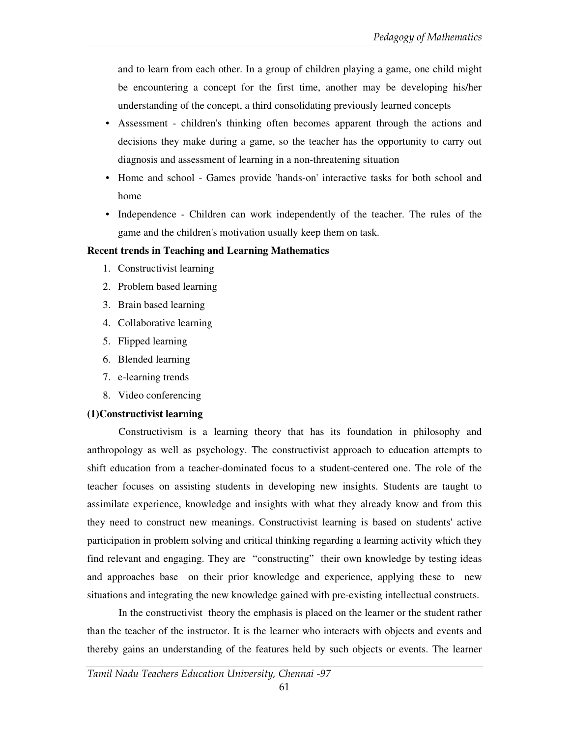and to learn from each other. In a group of children playing a game, one child might be encountering a concept for the first time, another may be developing his/her understanding of the concept, a third consolidating previously learned concepts

- Assessment - children's thinking often becomes apparent through the actions and decisions they make during a game, so the teacher has the opportunity to carry out diagnosis and assessment of learning in a non-threatening situation
- Home and school - Games provide 'hands-on' interactive tasks for both school and home
- Independence - Children can work independently of the teacher. The rules of the game and the children's motivation usually keep them on task.

**Recent trends in Teaching and Learning Mathematics**

1. Constructivist learning
2. Problem based learning
3. Brain based learning
4. Collaborative learning
5. Flipped learning
6. Blended learning
7. e-learning trends
8. Video conferencing

**(1)Constructivist learning**

Constructivism is a learning theory that has its foundation in philosophy and anthropology as well as psychology. The constructivist approach to education attempts to shift education from a teacher-dominated focus to a student-centered one. The role of the teacher focuses on assisting students in developing new insights. Students are taught to assimilate experience, knowledge and insights with what they already know and from this they need to construct new meanings. Constructivist learning is based on students' active participation in problem solving and critical thinking regarding a learning activity which they find relevant and engaging. They are "constructing" their own knowledge by testing ideas and approaches base on their prior knowledge and experience, applying these to new situations and integrating the new knowledge gained with pre-existing intellectual constructs.

In the constructivist theory the emphasis is placed on the learner or the student rather than the teacher of the instructor. It is the learner who interacts with objects and events and thereby gains an understanding of the features held by such objects or events. The learner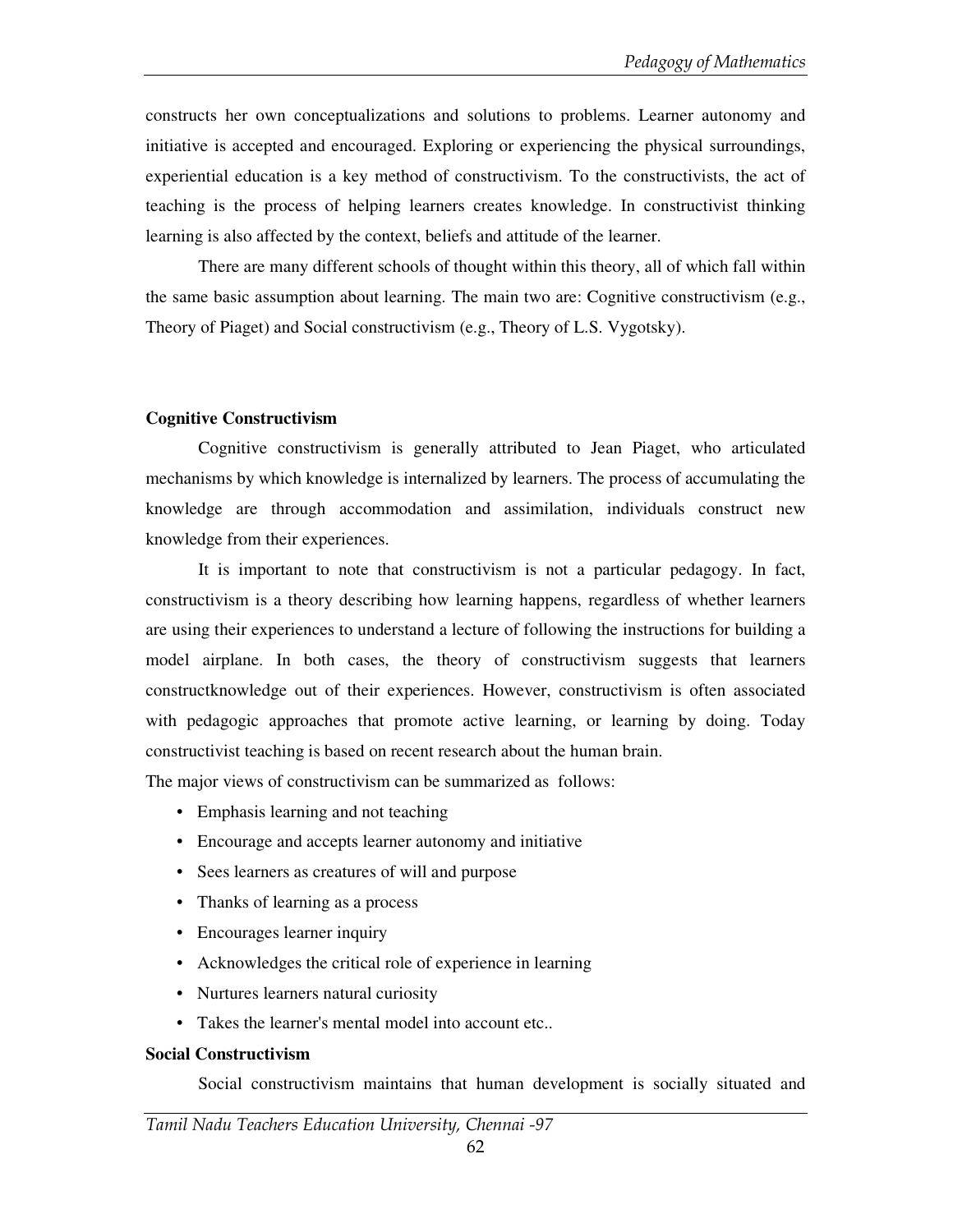constructs her own conceptualizations and solutions to problems. Learner autonomy and initiative is accepted and encouraged. Exploring or experiencing the physical surroundings, experiential education is a key method of constructivism. To the constructivists, the act of teaching is the process of helping learners creates knowledge. In constructivist thinking learning is also affected by the context, beliefs and attitude of the learner.

There are many different schools of thought within this theory, all of which fall within the same basic assumption about learning. The main two are: Cognitive constructivism (e.g., Theory of Piaget) and Social constructivism (e.g., Theory of L.S. Vygotsky).

**Cognitive Constructivism**

Cognitive constructivism is generally attributed to Jean Piaget, who articulated mechanisms by which knowledge is internalized by learners. The process of accumulating the knowledge are through accommodation and assimilation, individuals construct new knowledge from their experiences.

It is important to note that constructivism is not a particular pedagogy. In fact, constructivism is a theory describing how learning happens, regardless of whether learners are using their experiences to understand a lecture of following the instructions for building a model airplane. In both cases, the theory of constructivism suggests that learners constructknowledge out of their experiences. However, constructivism is often associated with pedagogic approaches that promote active learning, or learning by doing. Today constructivist teaching is based on recent research about the human brain.

The major views of constructivism can be summarized as follows:

- Emphasis learning and not teaching
- Encourage and accepts learner autonomy and initiative
- Sees learners as creatures of will and purpose
- Thanks of learning as a process
- Encourages learner inquiry
- Acknowledges the critical role of experience in learning
- Nurtures learners natural curiosity
- Takes the learner's mental model into account etc..

**Social Constructivism**

Social constructivism maintains that human development is socially situated and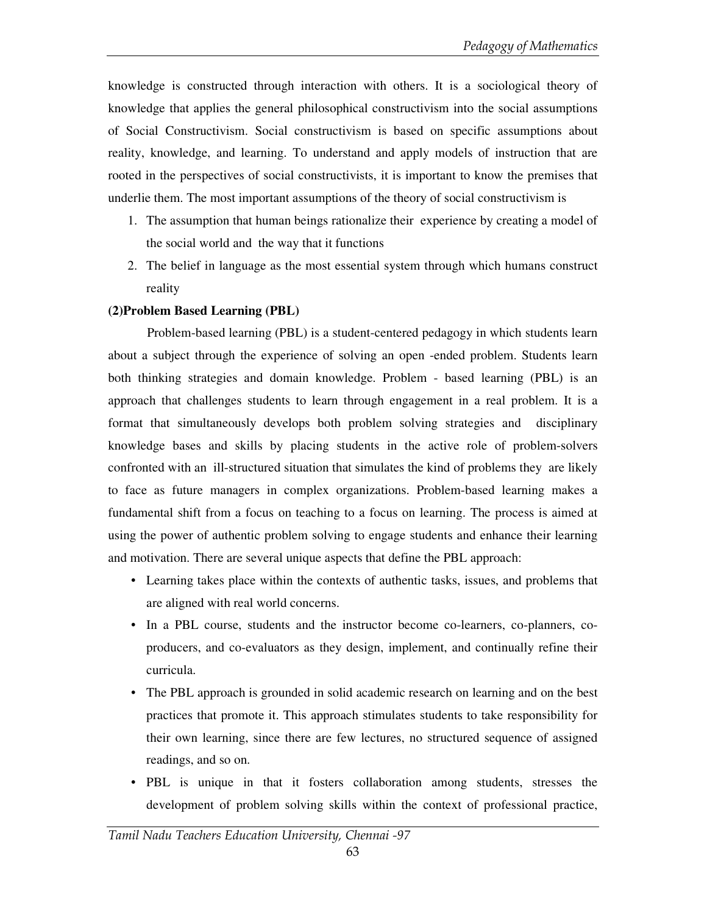knowledge is constructed through interaction with others. It is a sociological theory of knowledge that applies the general philosophical constructivism into the social assumptions of Social Constructivism. Social constructivism is based on specific assumptions about reality, knowledge, and learning. To understand and apply models of instruction that are rooted in the perspectives of social constructivists, it is important to know the premises that underlie them. The most important assumptions of the theory of social constructivism is

1. The assumption that human beings rationalize their experience by creating a model of the social world and the way that it functions
2. The belief in language as the most essential system through which humans construct reality

**(2)Problem Based Learning (PBL)**

Problem-based learning (PBL) is a student-centered pedagogy in which students learn about a subject through the experience of solving an open -ended problem. Students learn both thinking strategies and domain knowledge. Problem - based learning (PBL) is an approach that challenges students to learn through engagement in a real problem. It is a format that simultaneously develops both problem solving strategies and disciplinary knowledge bases and skills by placing students in the active role of problem-solvers confronted with an ill-structured situation that simulates the kind of problems they are likely to face as future managers in complex organizations. Problem-based learning makes a fundamental shift from a focus on teaching to a focus on learning. The process is aimed at using the power of authentic problem solving to engage students and enhance their learning and motivation. There are several unique aspects that define the PBL approach:

- Learning takes place within the contexts of authentic tasks, issues, and problems that are aligned with real world concerns.
- In a PBL course, students and the instructor become co-learners, co-planners, co-producers, and co-evaluators as they design, implement, and continually refine their curricula.
- The PBL approach is grounded in solid academic research on learning and on the best practices that promote it. This approach stimulates students to take responsibility for their own learning, since there are few lectures, no structured sequence of assigned readings, and so on.
- PBL is unique in that it fosters collaboration among students, stresses the development of problem solving skills within the context of professional practice,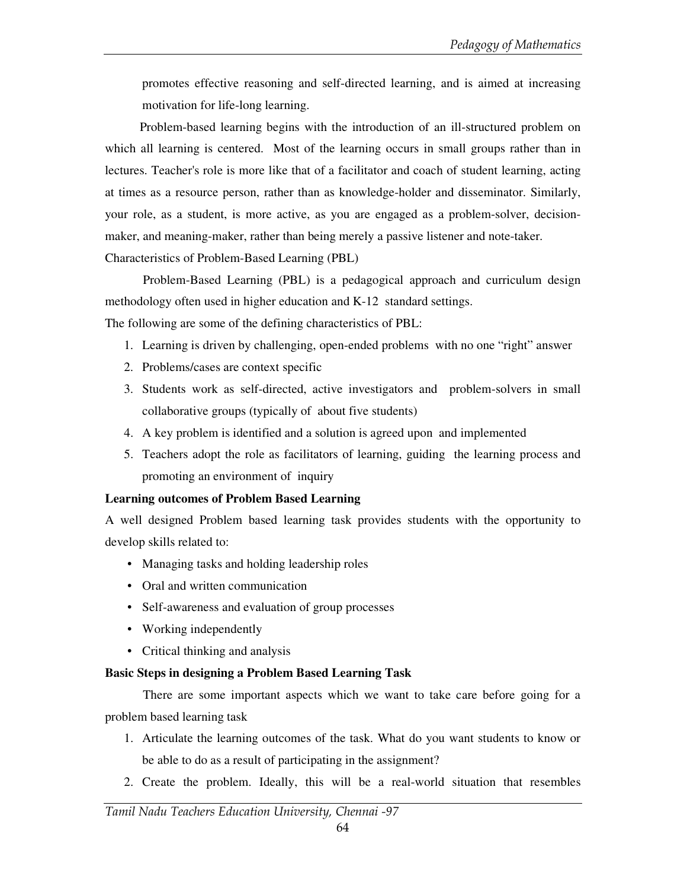promotes effective reasoning and self-directed learning, and is aimed at increasing motivation for life-long learning.

Problem-based learning begins with the introduction of an ill-structured problem on which all learning is centered. Most of the learning occurs in small groups rather than in lectures. Teacher's role is more like that of a facilitator and coach of student learning, acting at times as a resource person, rather than as knowledge-holder and disseminator. Similarly, your role, as a student, is more active, as you are engaged as a problem-solver, decision-maker, and meaning-maker, rather than being merely a passive listener and note-taker.

Characteristics of Problem-Based Learning (PBL)

Problem-Based Learning (PBL) is a pedagogical approach and curriculum design methodology often used in higher education and K-12 standard settings.

The following are some of the defining characteristics of PBL:

1. Learning is driven by challenging, open-ended problems with no one "right" answer
2. Problems/cases are context specific
3. Students work as self-directed, active investigators and problem-solvers in small collaborative groups (typically of about five students)
4. A key problem is identified and a solution is agreed upon and implemented
5. Teachers adopt the role as facilitators of learning, guiding the learning process and promoting an environment of inquiry

**Learning outcomes of Problem Based Learning**

A well designed Problem based learning task provides students with the opportunity to develop skills related to:

- Managing tasks and holding leadership roles
- Oral and written communication
- Self-awareness and evaluation of group processes
- Working independently
- Critical thinking and analysis

**Basic Steps in designing a Problem Based Learning Task**

There are some important aspects which we want to take care before going for a problem based learning task

1. Articulate the learning outcomes of the task. What do you want students to know or be able to do as a result of participating in the assignment?
2. Create the problem. Ideally, this will be a real-world situation that resembles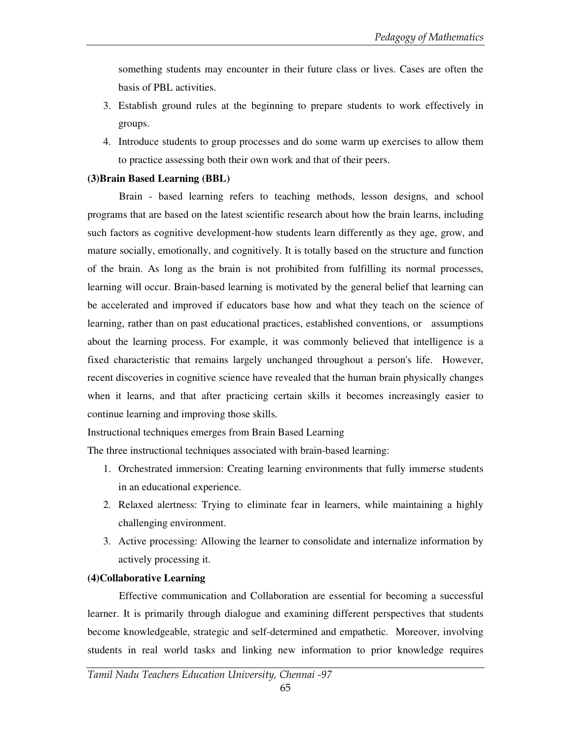something students may encounter in their future class or lives. Cases are often the basis of PBL activities.

3. Establish ground rules at the beginning to prepare students to work effectively in groups.
4. Introduce students to group processes and do some warm up exercises to allow them to practice assessing both their own work and that of their peers.

**(3)Brain Based Learning (BBL)**

Brain - based learning refers to teaching methods, lesson designs, and school programs that are based on the latest scientific research about how the brain learns, including such factors as cognitive development-how students learn differently as they age, grow, and mature socially, emotionally, and cognitively. It is totally based on the structure and function of the brain. As long as the brain is not prohibited from fulfilling its normal processes, learning will occur. Brain-based learning is motivated by the general belief that learning can be accelerated and improved if educators base how and what they teach on the science of learning, rather than on past educational practices, established conventions, or assumptions about the learning process. For example, it was commonly believed that intelligence is a fixed characteristic that remains largely unchanged throughout a person's life. However, recent discoveries in cognitive science have revealed that the human brain physically changes when it learns, and that after practicing certain skills it becomes increasingly easier to continue learning and improving those skills.

Instructional techniques emerges from Brain Based Learning

The three instructional techniques associated with brain-based learning:

1. Orchestrated immersion: Creating learning environments that fully immerse students in an educational experience.
2. Relaxed alertness: Trying to eliminate fear in learners, while maintaining a highly challenging environment.
3. Active processing: Allowing the learner to consolidate and internalize information by actively processing it.

**(4)Collaborative Learning**

Effective communication and Collaboration are essential for becoming a successful learner. It is primarily through dialogue and examining different perspectives that students become knowledgeable, strategic and self-determined and empathetic. Moreover, involving students in real world tasks and linking new information to prior knowledge requires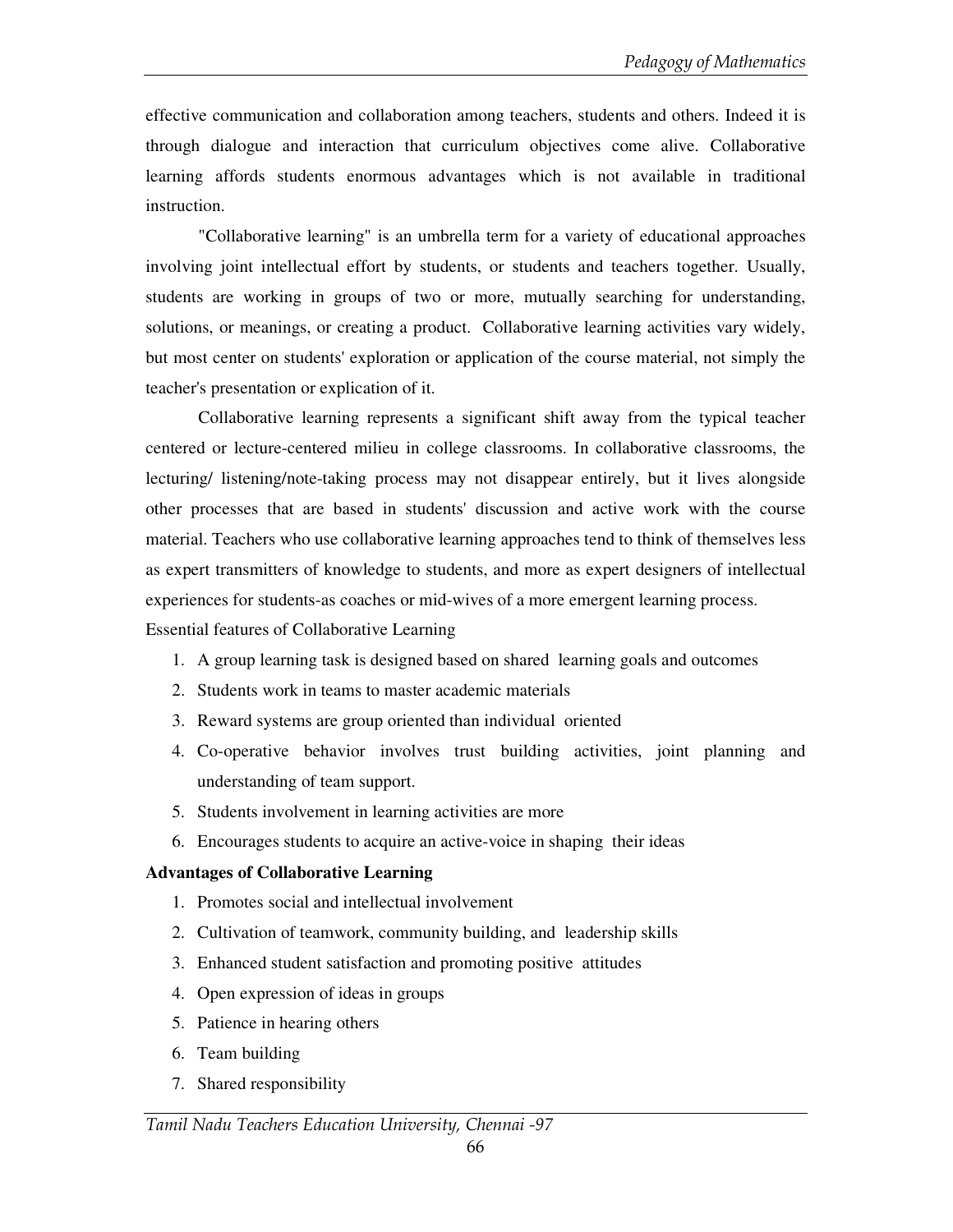effective communication and collaboration among teachers, students and others. Indeed it is through dialogue and interaction that curriculum objectives come alive. Collaborative learning affords students enormous advantages which is not available in traditional instruction.

"Collaborative learning" is an umbrella term for a variety of educational approaches involving joint intellectual effort by students, or students and teachers together. Usually, students are working in groups of two or more, mutually searching for understanding, solutions, or meanings, or creating a product. Collaborative learning activities vary widely, but most center on students' exploration or application of the course material, not simply the teacher's presentation or explication of it.

Collaborative learning represents a significant shift away from the typical teacher centered or lecture-centered milieu in college classrooms. In collaborative classrooms, the lecturing/ listening/note-taking process may not disappear entirely, but it lives alongside other processes that are based in students' discussion and active work with the course material. Teachers who use collaborative learning approaches tend to think of themselves less as expert transmitters of knowledge to students, and more as expert designers of intellectual experiences for students-as coaches or mid-wives of a more emergent learning process.

Essential features of Collaborative Learning

1. A group learning task is designed based on shared learning goals and outcomes
2. Students work in teams to master academic materials
3. Reward systems are group oriented than individual oriented
4. Co-operative behavior involves trust building activities, joint planning and understanding of team support.
5. Students involvement in learning activities are more
6. Encourages students to acquire an active-voice in shaping their ideas

**Advantages of Collaborative Learning**

1. Promotes social and intellectual involvement
2. Cultivation of teamwork, community building, and leadership skills
3. Enhanced student satisfaction and promoting positive attitudes
4. Open expression of ideas in groups
5. Patience in hearing others
6. Team building
7. Shared responsibility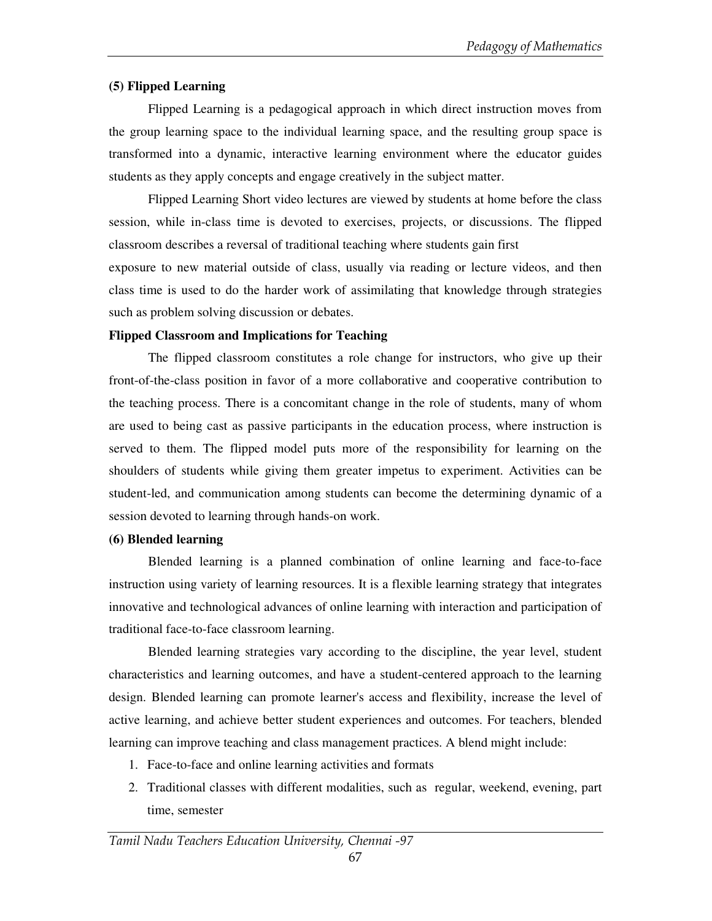**(5) Flipped Learning**

Flipped Learning is a pedagogical approach in which direct instruction moves from the group learning space to the individual learning space, and the resulting group space is transformed into a dynamic, interactive learning environment where the educator guides students as they apply concepts and engage creatively in the subject matter.

Flipped Learning Short video lectures are viewed by students at home before the class session, while in-class time is devoted to exercises, projects, or discussions. The flipped classroom describes a reversal of traditional teaching where students gain first exposure to new material outside of class, usually via reading or lecture videos, and then class time is used to do the harder work of assimilating that knowledge through strategies such as problem solving discussion or debates.

**Flipped Classroom and Implications for Teaching**

The flipped classroom constitutes a role change for instructors, who give up their front-of-the-class position in favor of a more collaborative and cooperative contribution to the teaching process. There is a concomitant change in the role of students, many of whom are used to being cast as passive participants in the education process, where instruction is served to them. The flipped model puts more of the responsibility for learning on the shoulders of students while giving them greater impetus to experiment. Activities can be student-led, and communication among students can become the determining dynamic of a session devoted to learning through hands-on work.

**(6) Blended learning**

Blended learning is a planned combination of online learning and face-to-face instruction using variety of learning resources. It is a flexible learning strategy that integrates innovative and technological advances of online learning with interaction and participation of traditional face-to-face classroom learning.

Blended learning strategies vary according to the discipline, the year level, student characteristics and learning outcomes, and have a student-centered approach to the learning design. Blended learning can promote learner's access and flexibility, increase the level of active learning, and achieve better student experiences and outcomes. For teachers, blended learning can improve teaching and class management practices. A blend might include:

1. Face-to-face and online learning activities and formats
2. Traditional classes with different modalities, such as regular, weekend, evening, part time, semester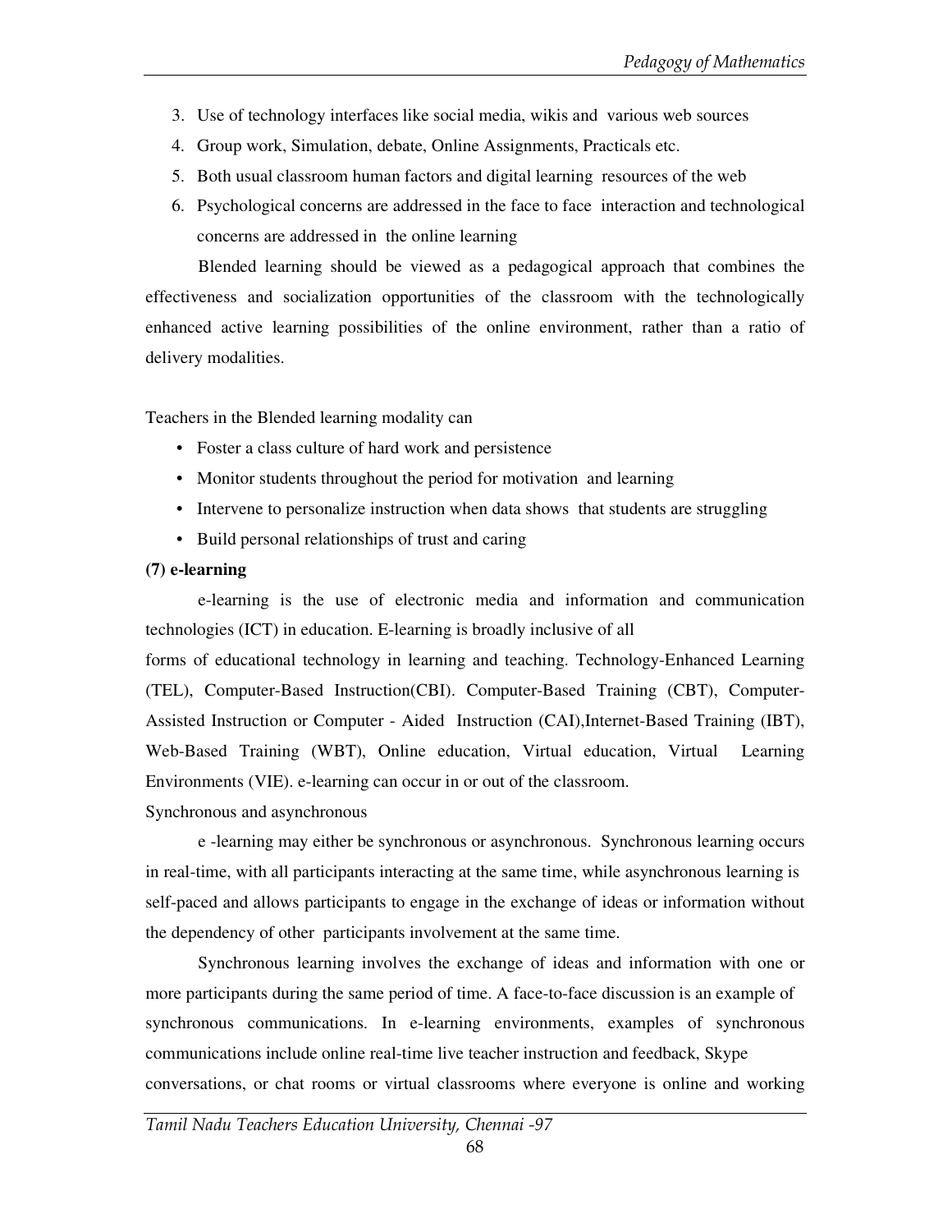3. Use of technology interfaces like social media, wikis and various web sources
4. Group work, Simulation, debate, Online Assignments, Practicals etc.
5. Both usual classroom human factors and digital learning resources of the web
6. Psychological concerns are addressed in the face to face interaction and technological concerns are addressed in the online learning

Blended learning should be viewed as a pedagogical approach that combines the effectiveness and socialization opportunities of the classroom with the technologically enhanced active learning possibilities of the online environment, rather than a ratio of delivery modalities.

Teachers in the Blended learning modality can

- Foster a class culture of hard work and persistence
- Monitor students throughout the period for motivation and learning
- Intervene to personalize instruction when data shows that students are struggling
- Build personal relationships of trust and caring

**(7) e-learning**

e-learning is the use of electronic media and information and communication technologies (ICT) in education. E-learning is broadly inclusive of all forms of educational technology in learning and teaching. Technology-Enhanced Learning (TEL), Computer-Based Instruction(CBI). Computer-Based Training (CBT), Computer-Assisted Instruction or Computer - Aided Instruction (CAI),Internet-Based Training (IBT), Web-Based Training (WBT), Online education, Virtual education, Virtual Learning Environments (VIE). e-learning can occur in or out of the classroom.

Synchronous and asynchronous

e -learning may either be synchronous or asynchronous. Synchronous learning occurs in real-time, with all participants interacting at the same time, while asynchronous learning is self-paced and allows participants to engage in the exchange of ideas or information without the dependency of other participants involvement at the same time.

Synchronous learning involves the exchange of ideas and information with one or more participants during the same period of time. A face-to-face discussion is an example of synchronous communications. In e-learning environments, examples of synchronous communications include online real-time live teacher instruction and feedback, Skype conversations, or chat rooms or virtual classrooms where everyone is online and working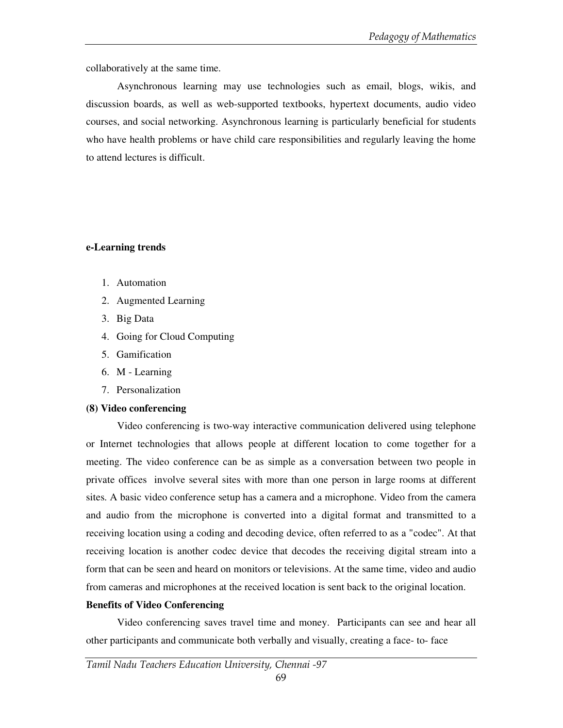collaboratively at the same time.

Asynchronous learning may use technologies such as email, blogs, wikis, and discussion boards, as well as web-supported textbooks, hypertext documents, audio video courses, and social networking. Asynchronous learning is particularly beneficial for students who have health problems or have child care responsibilities and regularly leaving the home to attend lectures is difficult.

**e-Learning trends**

1. Automation
2. Augmented Learning
3. Big Data
4. Going for Cloud Computing
5. Gamification
6. M - Learning
7. Personalization

**(8) Video conferencing**

Video conferencing is two-way interactive communication delivered using telephone or Internet technologies that allows people at different location to come together for a meeting. The video conference can be as simple as a conversation between two people in private offices involve several sites with more than one person in large rooms at different sites. A basic video conference setup has a camera and a microphone. Video from the camera and audio from the microphone is converted into a digital format and transmitted to a receiving location using a coding and decoding device, often referred to as a "codec". At that receiving location is another codec device that decodes the receiving digital stream into a form that can be seen and heard on monitors or televisions. At the same time, video and audio from cameras and microphones at the received location is sent back to the original location.

**Benefits of Video Conferencing**

Video conferencing saves travel time and money. Participants can see and hear all other participants and communicate both verbally and visually, creating a face- to- face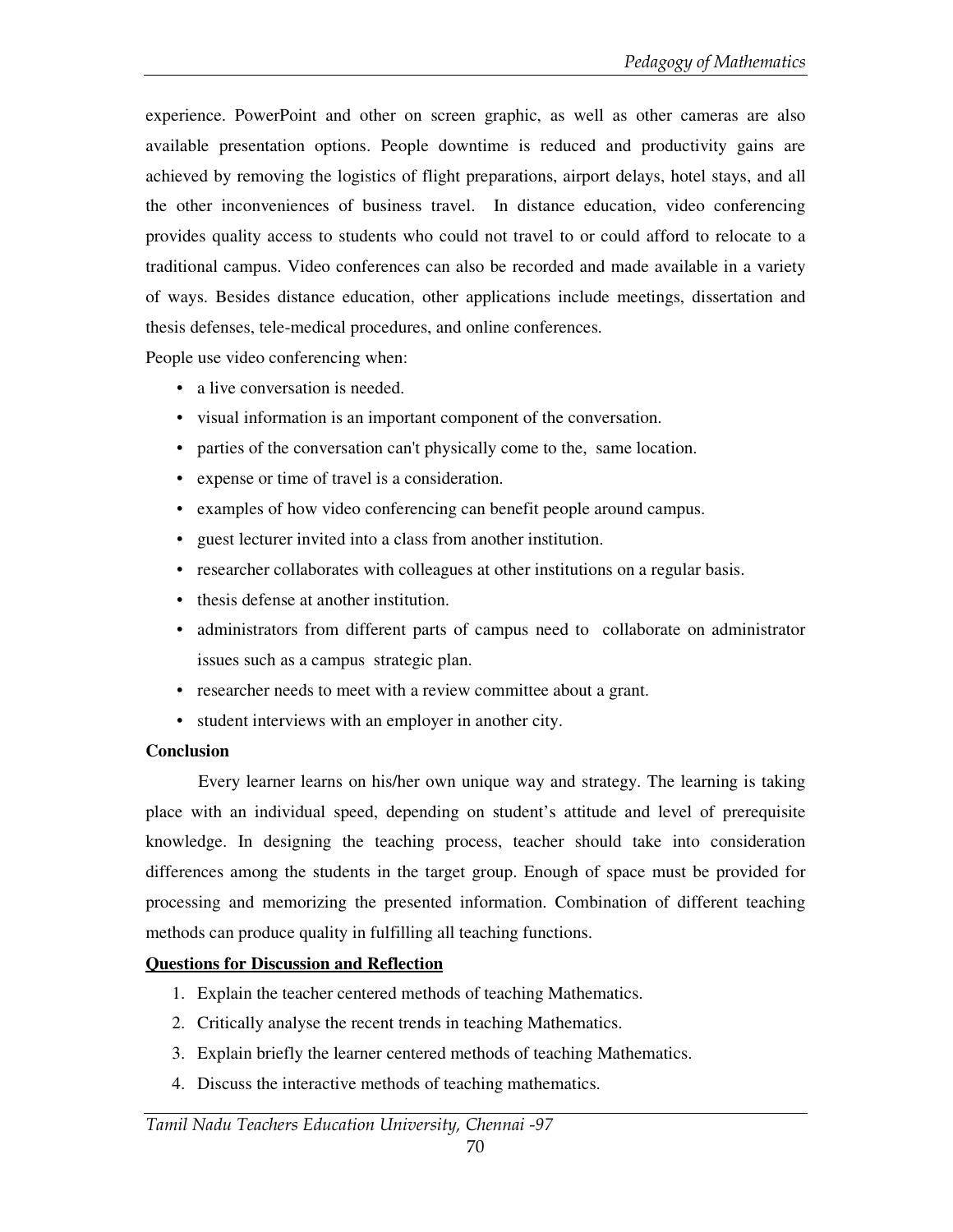experience. PowerPoint and other on screen graphic, as well as other cameras are also available presentation options. People downtime is reduced and productivity gains are achieved by removing the logistics of flight preparations, airport delays, hotel stays, and all the other inconveniences of business travel. In distance education, video conferencing provides quality access to students who could not travel to or could afford to relocate to a traditional campus. Video conferences can also be recorded and made available in a variety of ways. Besides distance education, other applications include meetings, dissertation and thesis defenses, tele-medical procedures, and online conferences.

People use video conferencing when:

- a live conversation is needed.
- visual information is an important component of the conversation.
- parties of the conversation can't physically come to the, same location.
- expense or time of travel is a consideration.
- examples of how video conferencing can benefit people around campus.
- guest lecturer invited into a class from another institution.
- researcher collaborates with colleagues at other institutions on a regular basis.
- thesis defense at another institution.
- administrators from different parts of campus need to collaborate on administrator issues such as a campus strategic plan.
- researcher needs to meet with a review committee about a grant.
- student interviews with an employer in another city.

**Conclusion**

Every learner learns on his/her own unique way and strategy. The learning is taking place with an individual speed, depending on student's attitude and level of prerequisite knowledge. In designing the teaching process, teacher should take into consideration differences among the students in the target group. Enough of space must be provided for processing and memorizing the presented information. Combination of different teaching methods can produce quality in fulfilling all teaching functions.

**Questions for Discussion and Reflection**

1. Explain the teacher centered methods of teaching Mathematics.
2. Critically analyse the recent trends in teaching Mathematics.
3. Explain briefly the learner centered methods of teaching Mathematics.
4. Discuss the interactive methods of teaching mathematics.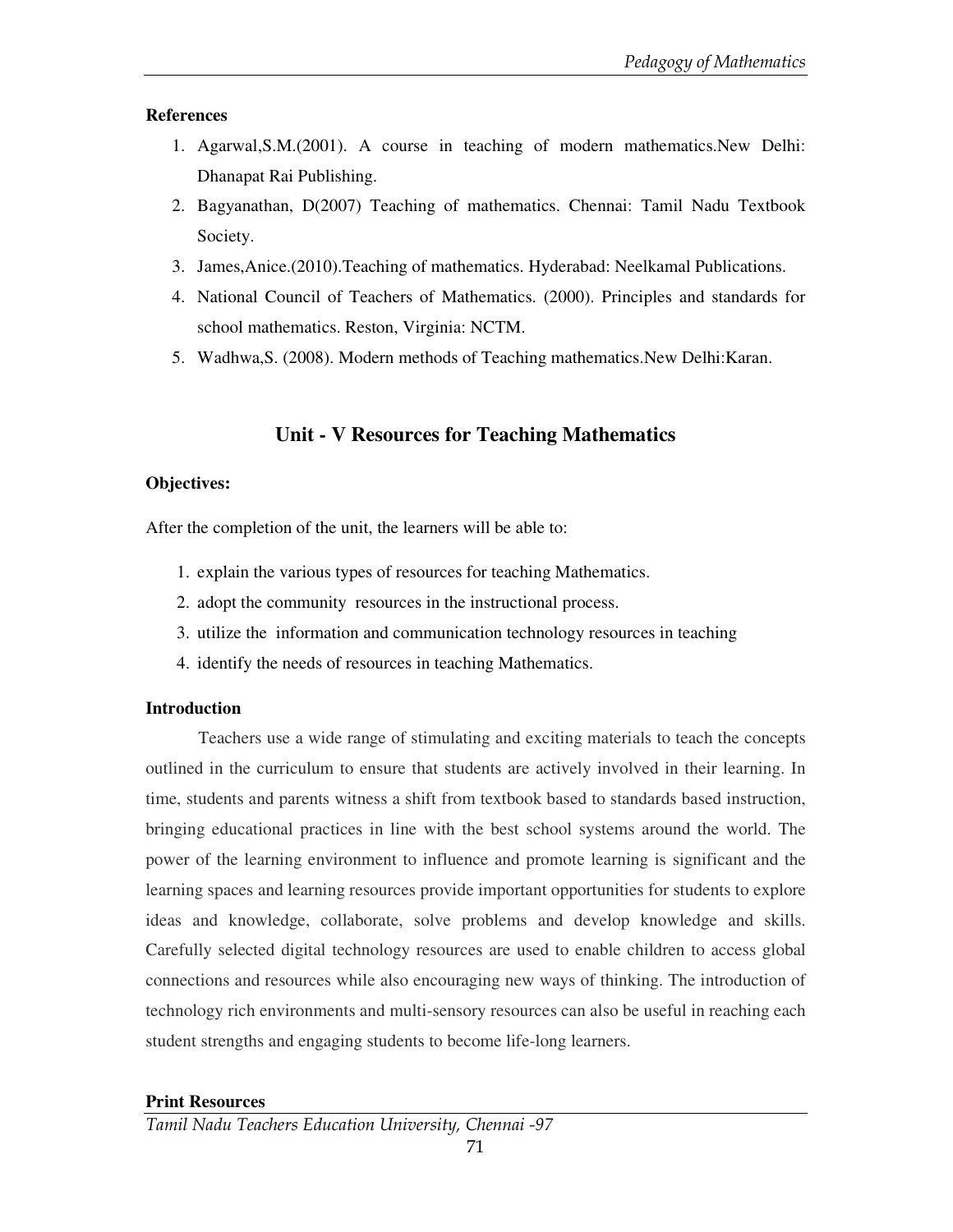**References**

1. Agarwal,S.M.(2001). A course in teaching of modern mathematics.New Delhi: Dhanapat Rai Publishing.
2. Bagyanathan, D(2007) Teaching of mathematics. Chennai: Tamil Nadu Textbook Society.
3. James,Anice.(2010).Teaching of mathematics. Hyderabad: Neelkamal Publications.
4. National Council of Teachers of Mathematics. (2000). Principles and standards for school mathematics. Reston, Virginia: NCTM.
5. Wadhwa,S. (2008). Modern methods of Teaching mathematics.New Delhi:Karan.

## Unit - V Resources for Teaching Mathematics

**Objectives:**

After the completion of the unit, the learners will be able to:

1. explain the various types of resources for teaching Mathematics.
2. adopt the community resources in the instructional process.
3. utilize the information and communication technology resources in teaching
4. identify the needs of resources in teaching Mathematics.

**Introduction**

Teachers use a wide range of stimulating and exciting materials to teach the concepts outlined in the curriculum to ensure that students are actively involved in their learning. In time, students and parents witness a shift from textbook based to standards based instruction, bringing educational practices in line with the best school systems around the world. The power of the learning environment to influence and promote learning is significant and the learning spaces and learning resources provide important opportunities for students to explore ideas and knowledge, collaborate, solve problems and develop knowledge and skills. Carefully selected digital technology resources are used to enable children to access global connections and resources while also encouraging new ways of thinking. The introduction of technology rich environments and multi-sensory resources can also be useful in reaching each student strengths and engaging students to become life-long learners.

**Print Resources**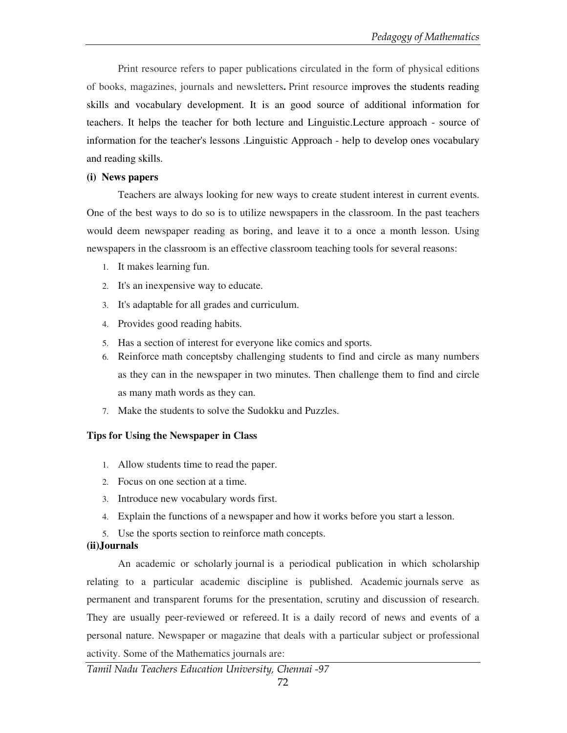Print resource refers to paper publications circulated in the form of physical editions of books, magazines, journals and newsletters**.** Print resource improves the students reading skills and vocabulary development. It is an good source of additional information for teachers. It helps the teacher for both lecture and Linguistic.Lecture approach - source of information for the teacher's lessons .Linguistic Approach - help to develop ones vocabulary and reading skills.

**(i) News papers**

Teachers are always looking for new ways to create student interest in current events. One of the best ways to do so is to utilize newspapers in the classroom. In the past teachers would deem newspaper reading as boring, and leave it to a once a month lesson. Using newspapers in the classroom is an effective classroom teaching tools for several reasons:

1. It makes learning fun.
2. It's an inexpensive way to educate.
3. It's adaptable for all grades and curriculum.
4. Provides good reading habits.
5. Has a section of interest for everyone like comics and sports.
6. Reinforce math conceptsby challenging students to find and circle as many numbers as they can in the newspaper in two minutes. Then challenge them to find and circle as many math words as they can.
7. Make the students to solve the Sudokku and Puzzles.

**Tips for Using the Newspaper in Class**

1. Allow students time to read the paper.
2. Focus on one section at a time.
3. Introduce new vocabulary words first.
4. Explain the functions of a newspaper and how it works before you start a lesson.
5. Use the sports section to reinforce math concepts.

**(ii)Journals**

An academic or scholarly journal is a periodical publication in which scholarship relating to a particular academic discipline is published. Academic journals serve as permanent and transparent forums for the presentation, scrutiny and discussion of research. They are usually peer-reviewed or refereed. It is a daily record of news and events of a personal nature. Newspaper or magazine that deals with a particular subject or professional activity. Some of the Mathematics journals are: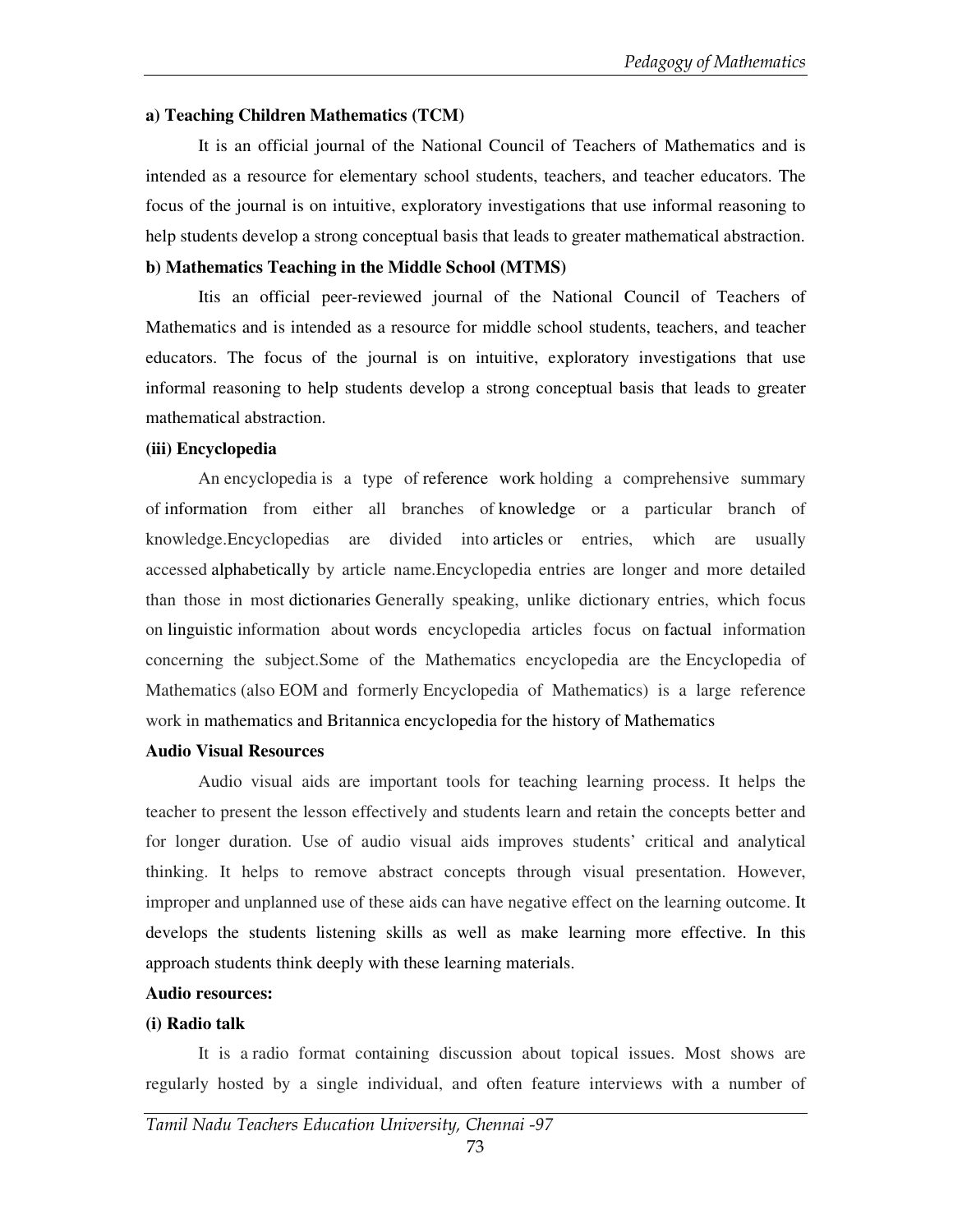**a) Teaching Children Mathematics (TCM)**

It is an official journal of the National Council of Teachers of Mathematics and is intended as a resource for elementary school students, teachers, and teacher educators. The focus of the journal is on intuitive, exploratory investigations that use informal reasoning to help students develop a strong conceptual basis that leads to greater mathematical abstraction.

**b) Mathematics Teaching in the Middle School (MTMS)**

Itis an official peer-reviewed journal of the National Council of Teachers of Mathematics and is intended as a resource for middle school students, teachers, and teacher educators. The focus of the journal is on intuitive, exploratory investigations that use informal reasoning to help students develop a strong conceptual basis that leads to greater mathematical abstraction.

**(iii) Encyclopedia**

An encyclopedia is a type of reference work holding a comprehensive summary of information from either all branches of knowledge or a particular branch of knowledge.Encyclopedias are divided into articles or entries, which are usually accessed alphabetically by article name.Encyclopedia entries are longer and more detailed than those in most dictionaries Generally speaking, unlike dictionary entries, which focus on linguistic information about words encyclopedia articles focus on factual information concerning the subject.Some of the Mathematics encyclopedia are the Encyclopedia of Mathematics (also EOM and formerly Encyclopedia of Mathematics) is a large reference work in mathematics and Britannica encyclopedia for the history of Mathematics

**Audio Visual Resources**

Audio visual aids are important tools for teaching learning process. It helps the teacher to present the lesson effectively and students learn and retain the concepts better and for longer duration. Use of audio visual aids improves students' critical and analytical thinking. It helps to remove abstract concepts through visual presentation. However, improper and unplanned use of these aids can have negative effect on the learning outcome. It develops the students listening skills as well as make learning more effective. In this approach students think deeply with these learning materials.

**Audio resources:**

**(i) Radio talk**

It is a radio format containing discussion about topical issues. Most shows are regularly hosted by a single individual, and often feature interviews with a number of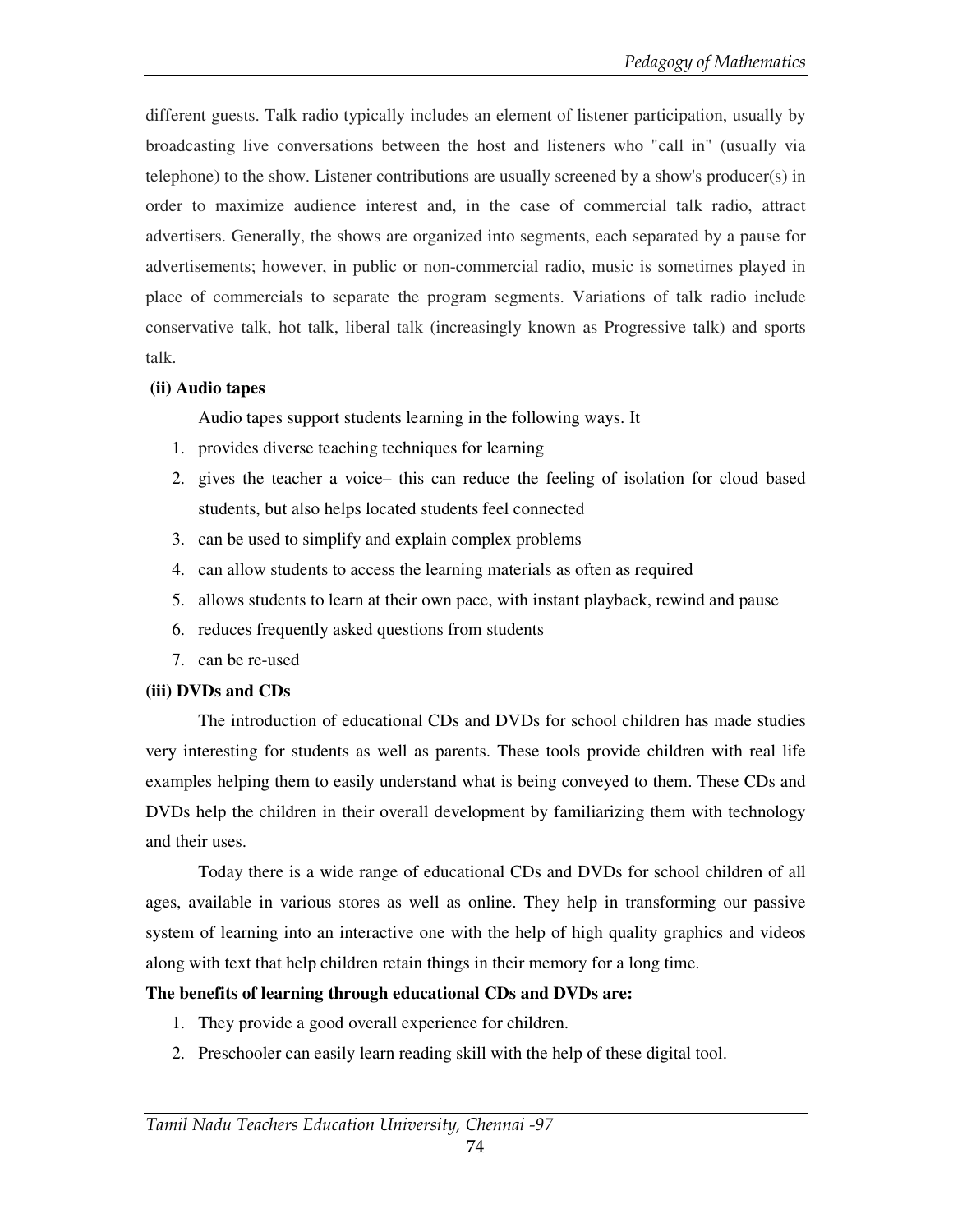different guests. Talk radio typically includes an element of listener participation, usually by broadcasting live conversations between the host and listeners who "call in" (usually via telephone) to the show. Listener contributions are usually screened by a show's producer(s) in order to maximize audience interest and, in the case of commercial talk radio, attract advertisers. Generally, the shows are organized into segments, each separated by a pause for advertisements; however, in public or non-commercial radio, music is sometimes played in place of commercials to separate the program segments. Variations of talk radio include conservative talk, hot talk, liberal talk (increasingly known as Progressive talk) and sports talk.

**(ii) Audio tapes**

Audio tapes support students learning in the following ways. It

1. provides diverse teaching techniques for learning
2. gives the teacher a voice– this can reduce the feeling of isolation for cloud based students, but also helps located students feel connected
3. can be used to simplify and explain complex problems
4. can allow students to access the learning materials as often as required
5. allows students to learn at their own pace, with instant playback, rewind and pause
6. reduces frequently asked questions from students
7. can be re-used

**(iii) DVDs and CDs**

The introduction of educational CDs and DVDs for school children has made studies very interesting for students as well as parents. These tools provide children with real life examples helping them to easily understand what is being conveyed to them. These CDs and DVDs help the children in their overall development by familiarizing them with technology and their uses.

Today there is a wide range of educational CDs and DVDs for school children of all ages, available in various stores as well as online. They help in transforming our passive system of learning into an interactive one with the help of high quality graphics and videos along with text that help children retain things in their memory for a long time.

**The benefits of learning through educational CDs and DVDs are:**

1. They provide a good overall experience for children.
2. Preschooler can easily learn reading skill with the help of these digital tool.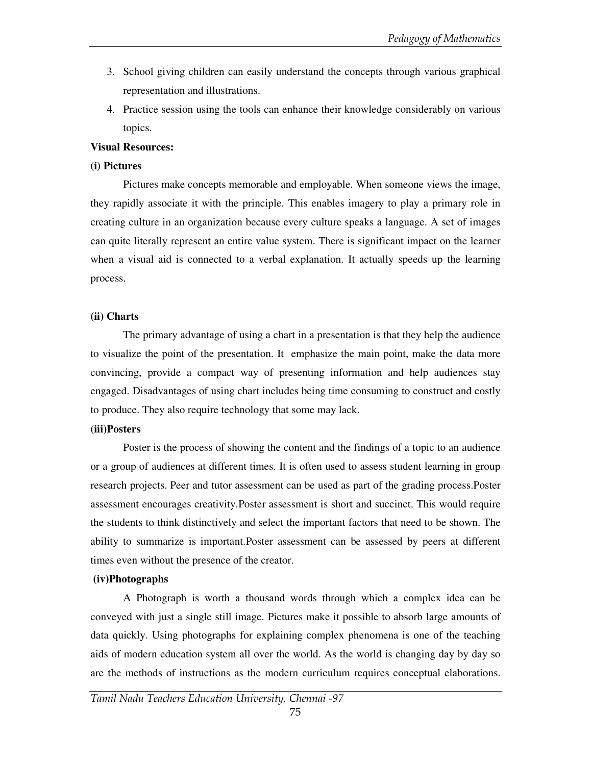3. School giving children can easily understand the concepts through various graphical representation and illustrations.
4. Practice session using the tools can enhance their knowledge considerably on various topics.

**Visual Resources:**

**(i) Pictures**

Pictures make concepts memorable and employable. When someone views the image, they rapidly associate it with the principle. This enables imagery to play a primary role in creating culture in an organization because every culture speaks a language. A set of images can quite literally represent an entire value system. There is significant impact on the learner when a visual aid is connected to a verbal explanation. It actually speeds up the learning process.

**(ii) Charts**

The primary advantage of using a chart in a presentation is that they help the audience to visualize the point of the presentation. It emphasize the main point, make the data more convincing, provide a compact way of presenting information and help audiences stay engaged. Disadvantages of using chart includes being time consuming to construct and costly to produce. They also require technology that some may lack.

**(iii)Posters**

Poster is the process of showing the content and the findings of a topic to an audience or a group of audiences at different times. It is often used to assess student learning in group research projects. Peer and tutor assessment can be used as part of the grading process.Poster assessment encourages creativity.Poster assessment is short and succinct. This would require the students to think distinctively and select the important factors that need to be shown. The ability to summarize is important.Poster assessment can be assessed by peers at different times even without the presence of the creator.

**(iv)Photographs**

A Photograph is worth a thousand words through which a complex idea can be conveyed with just a single still image. Pictures make it possible to absorb large amounts of data quickly. Using photographs for explaining complex phenomena is one of the teaching aids of modern education system all over the world. As the world is changing day by day so are the methods of instructions as the modern curriculum requires conceptual elaborations.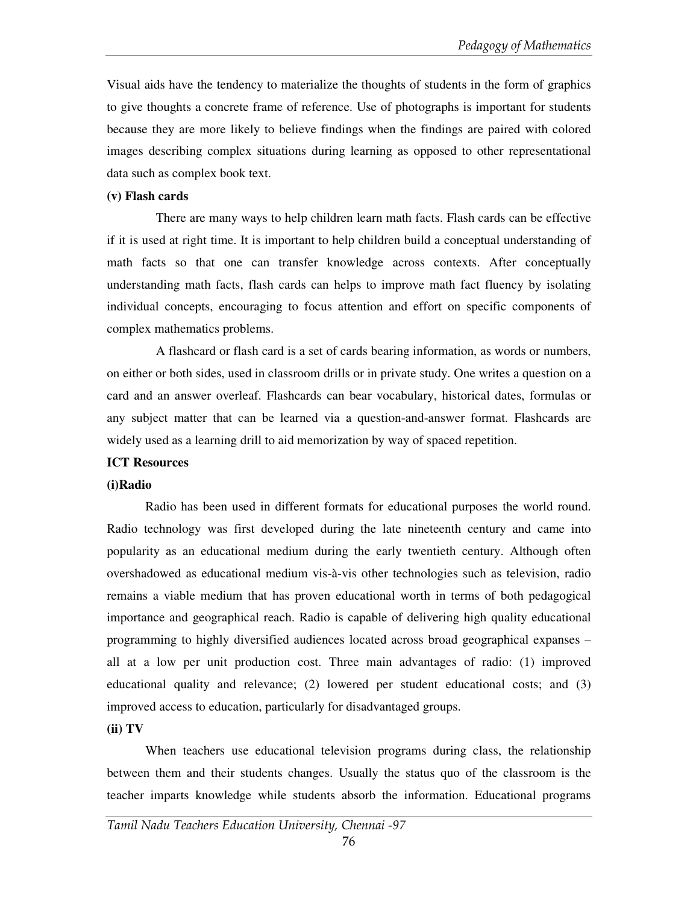Visual aids have the tendency to materialize the thoughts of students in the form of graphics to give thoughts a concrete frame of reference. Use of photographs is important for students because they are more likely to believe findings when the findings are paired with colored images describing complex situations during learning as opposed to other representational data such as complex book text.

**(v) Flash cards**

There are many ways to help children learn math facts. Flash cards can be effective if it is used at right time. It is important to help children build a conceptual understanding of math facts so that one can transfer knowledge across contexts. After conceptually understanding math facts, flash cards can helps to improve math fact fluency by isolating individual concepts, encouraging to focus attention and effort on specific components of complex mathematics problems.

A flashcard or flash card is a set of cards bearing information, as words or numbers, on either or both sides, used in classroom drills or in private study. One writes a question on a card and an answer overleaf. Flashcards can bear vocabulary, historical dates, formulas or any subject matter that can be learned via a question-and-answer format. Flashcards are widely used as a learning drill to aid memorization by way of spaced repetition.

**ICT Resources**

**(i)Radio**

Radio has been used in different formats for educational purposes the world round. Radio technology was first developed during the late nineteenth century and came into popularity as an educational medium during the early twentieth century. Although often overshadowed as educational medium vis-à-vis other technologies such as television, radio remains a viable medium that has proven educational worth in terms of both pedagogical importance and geographical reach. Radio is capable of delivering high quality educational programming to highly diversified audiences located across broad geographical expanses – all at a low per unit production cost. Three main advantages of radio: (1) improved educational quality and relevance; (2) lowered per student educational costs; and (3) improved access to education, particularly for disadvantaged groups.

**(ii) TV**

When teachers use educational television programs during class, the relationship between them and their students changes. Usually the status quo of the classroom is the teacher imparts knowledge while students absorb the information. Educational programs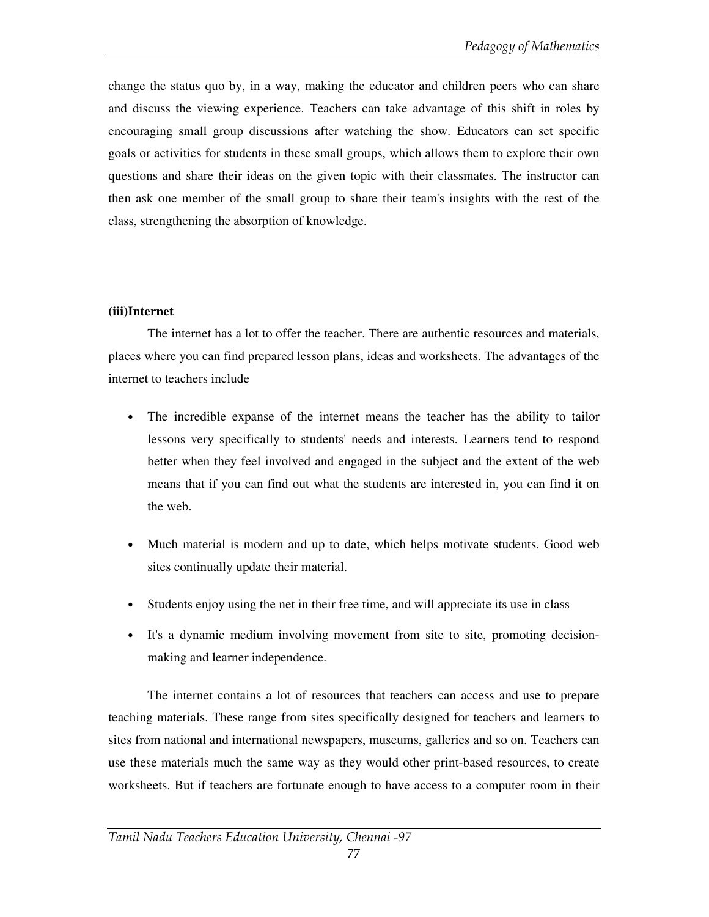change the status quo by, in a way, making the educator and children peers who can share and discuss the viewing experience. Teachers can take advantage of this shift in roles by encouraging small group discussions after watching the show. Educators can set specific goals or activities for students in these small groups, which allows them to explore their own questions and share their ideas on the given topic with their classmates. The instructor can then ask one member of the small group to share their team's insights with the rest of the class, strengthening the absorption of knowledge.

**(iii)Internet**

The internet has a lot to offer the teacher. There are authentic resources and materials, places where you can find prepared lesson plans, ideas and worksheets. The advantages of the internet to teachers include

- The incredible expanse of the internet means the teacher has the ability to tailor lessons very specifically to students' needs and interests. Learners tend to respond better when they feel involved and engaged in the subject and the extent of the web means that if you can find out what the students are interested in, you can find it on the web.
- Much material is modern and up to date, which helps motivate students. Good web sites continually update their material.
- Students enjoy using the net in their free time, and will appreciate its use in class
- It's a dynamic medium involving movement from site to site, promoting decision-making and learner independence.

The internet contains a lot of resources that teachers can access and use to prepare teaching materials. These range from sites specifically designed for teachers and learners to sites from national and international newspapers, museums, galleries and so on. Teachers can use these materials much the same way as they would other print-based resources, to create worksheets. But if teachers are fortunate enough to have access to a computer room in their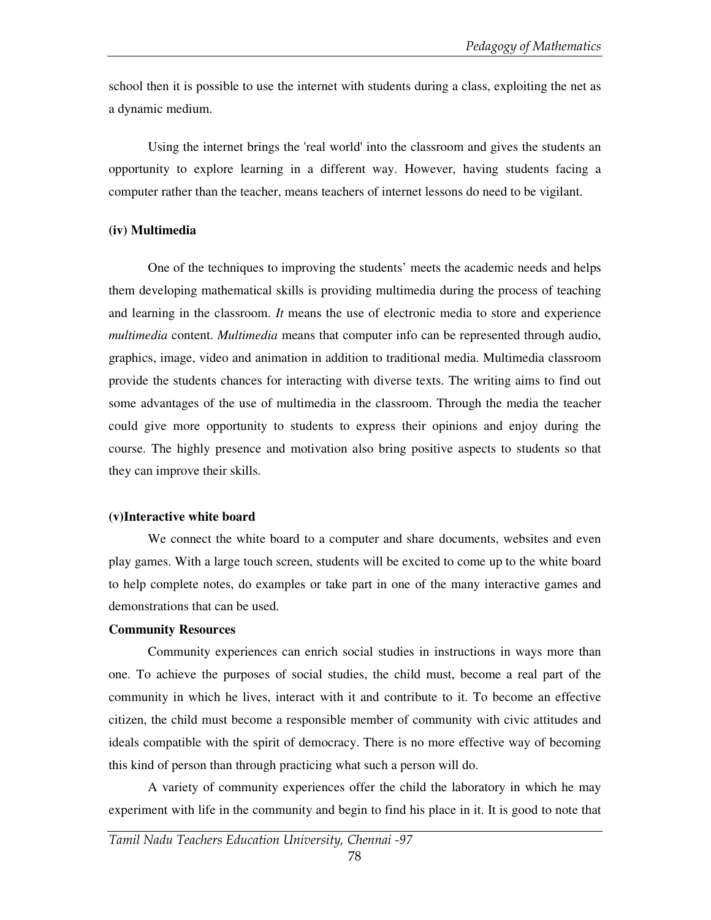school then it is possible to use the internet with students during a class, exploiting the net as a dynamic medium.

Using the internet brings the 'real world' into the classroom and gives the students an opportunity to explore learning in a different way. However, having students facing a computer rather than the teacher, means teachers of internet lessons do need to be vigilant.

**(iv) Multimedia**

One of the techniques to improving the students' meets the academic needs and helps them developing mathematical skills is providing multimedia during the process of teaching and learning in the classroom. *It* means the use of electronic media to store and experience *multimedia* content. *Multimedia* means that computer info can be represented through audio, graphics, image, video and animation in addition to traditional media. Multimedia classroom provide the students chances for interacting with diverse texts. The writing aims to find out some advantages of the use of multimedia in the classroom. Through the media the teacher could give more opportunity to students to express their opinions and enjoy during the course. The highly presence and motivation also bring positive aspects to students so that they can improve their skills.

**(v)Interactive white board**

We connect the white board to a computer and share documents, websites and even play games. With a large touch screen, students will be excited to come up to the white board to help complete notes, do examples or take part in one of the many interactive games and demonstrations that can be used.

**Community Resources**

Community experiences can enrich social studies in instructions in ways more than one. To achieve the purposes of social studies, the child must, become a real part of the community in which he lives, interact with it and contribute to it. To become an effective citizen, the child must become a responsible member of community with civic attitudes and ideals compatible with the spirit of democracy. There is no more effective way of becoming this kind of person than through practicing what such a person will do.

A variety of community experiences offer the child the laboratory in which he may experiment with life in the community and begin to find his place in it. It is good to note that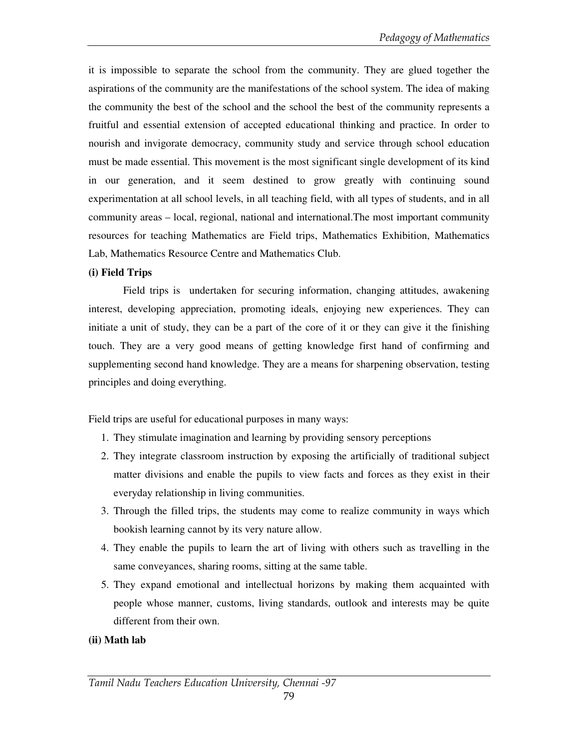it is impossible to separate the school from the community. They are glued together the aspirations of the community are the manifestations of the school system. The idea of making the community the best of the school and the school the best of the community represents a fruitful and essential extension of accepted educational thinking and practice. In order to nourish and invigorate democracy, community study and service through school education must be made essential. This movement is the most significant single development of its kind in our generation, and it seem destined to grow greatly with continuing sound experimentation at all school levels, in all teaching field, with all types of students, and in all community areas – local, regional, national and international.The most important community resources for teaching Mathematics are Field trips, Mathematics Exhibition, Mathematics Lab, Mathematics Resource Centre and Mathematics Club.

**(i) Field Trips**

Field trips is undertaken for securing information, changing attitudes, awakening interest, developing appreciation, promoting ideals, enjoying new experiences. They can initiate a unit of study, they can be a part of the core of it or they can give it the finishing touch. They are a very good means of getting knowledge first hand of confirming and supplementing second hand knowledge. They are a means for sharpening observation, testing principles and doing everything.

Field trips are useful for educational purposes in many ways:

1. They stimulate imagination and learning by providing sensory perceptions
2. They integrate classroom instruction by exposing the artificially of traditional subject matter divisions and enable the pupils to view facts and forces as they exist in their everyday relationship in living communities.
3. Through the filled trips, the students may come to realize community in ways which bookish learning cannot by its very nature allow.
4. They enable the pupils to learn the art of living with others such as travelling in the same conveyances, sharing rooms, sitting at the same table.
5. They expand emotional and intellectual horizons by making them acquainted with people whose manner, customs, living standards, outlook and interests may be quite different from their own.

**(ii) Math lab**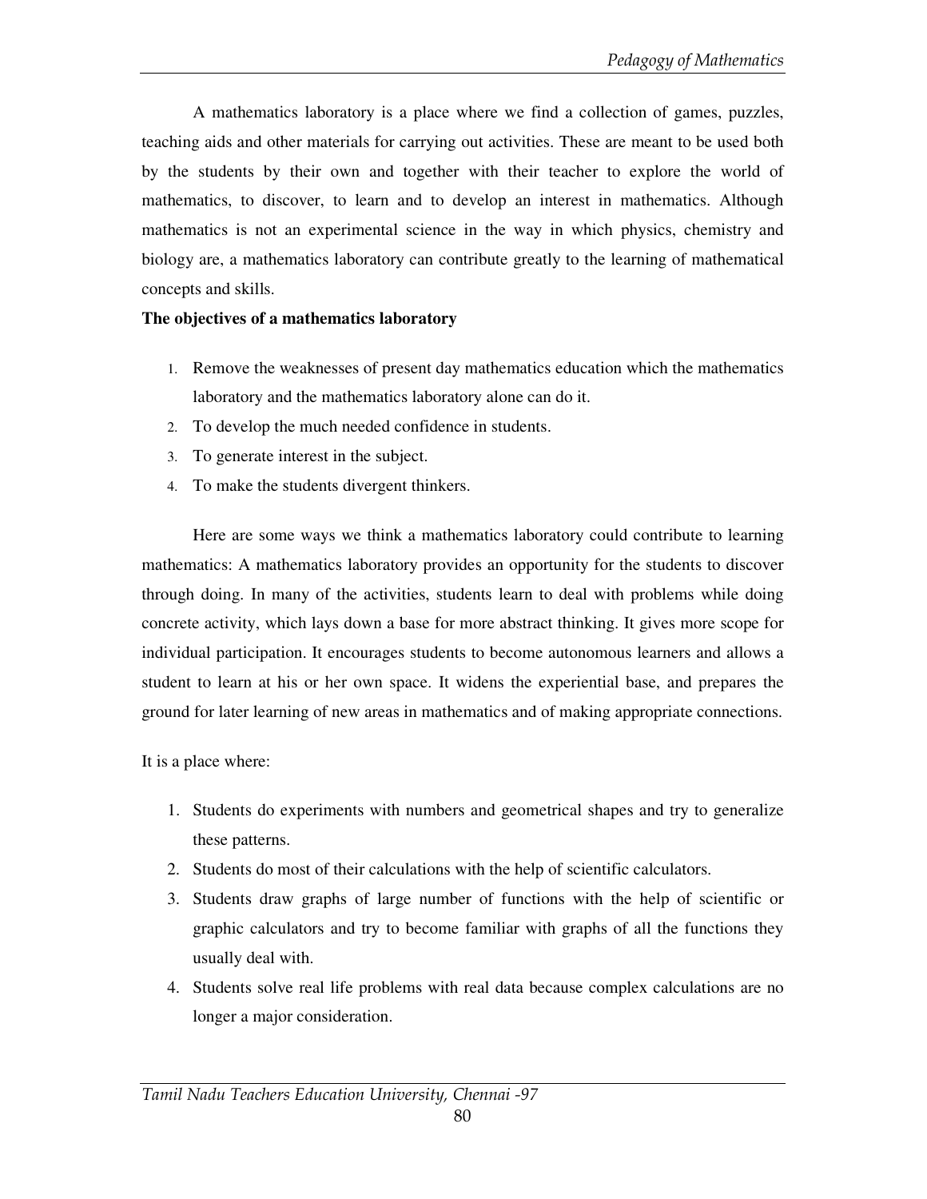A mathematics laboratory is a place where we find a collection of games, puzzles, teaching aids and other materials for carrying out activities. These are meant to be used both by the students by their own and together with their teacher to explore the world of mathematics, to discover, to learn and to develop an interest in mathematics. Although mathematics is not an experimental science in the way in which physics, chemistry and biology are, a mathematics laboratory can contribute greatly to the learning of mathematical concepts and skills.

**The objectives of a mathematics laboratory**

1. Remove the weaknesses of present day mathematics education which the mathematics laboratory and the mathematics laboratory alone can do it.
2. To develop the much needed confidence in students.
3. To generate interest in the subject.
4. To make the students divergent thinkers.

Here are some ways we think a mathematics laboratory could contribute to learning mathematics: A mathematics laboratory provides an opportunity for the students to discover through doing. In many of the activities, students learn to deal with problems while doing concrete activity, which lays down a base for more abstract thinking. It gives more scope for individual participation. It encourages students to become autonomous learners and allows a student to learn at his or her own space. It widens the experiential base, and prepares the ground for later learning of new areas in mathematics and of making appropriate connections.

It is a place where:

1. Students do experiments with numbers and geometrical shapes and try to generalize these patterns.
2. Students do most of their calculations with the help of scientific calculators.
3. Students draw graphs of large number of functions with the help of scientific or graphic calculators and try to become familiar with graphs of all the functions they usually deal with.
4. Students solve real life problems with real data because complex calculations are no longer a major consideration.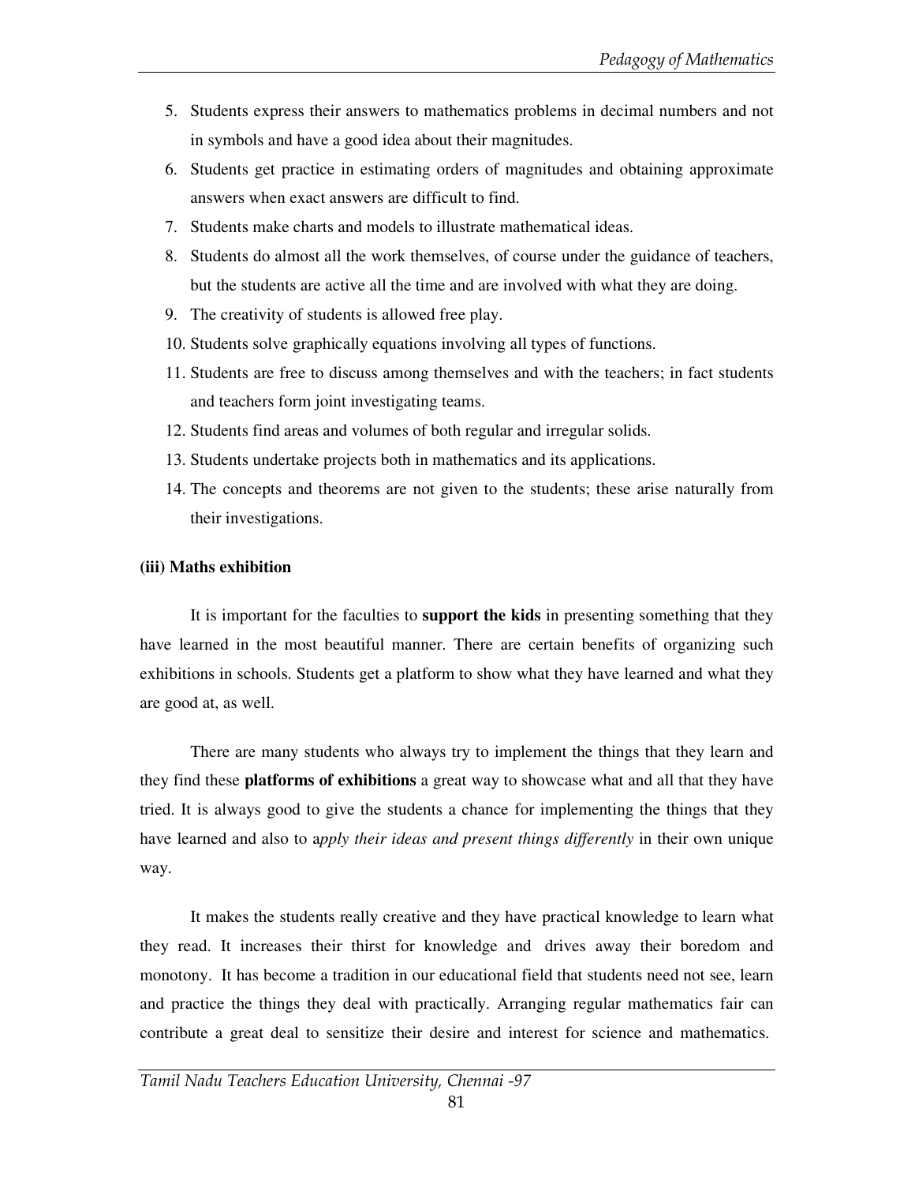5. Students express their answers to mathematics problems in decimal numbers and not in symbols and have a good idea about their magnitudes.
6. Students get practice in estimating orders of magnitudes and obtaining approximate answers when exact answers are difficult to find.
7. Students make charts and models to illustrate mathematical ideas.
8. Students do almost all the work themselves, of course under the guidance of teachers, but the students are active all the time and are involved with what they are doing.
9. The creativity of students is allowed free play.
10. Students solve graphically equations involving all types of functions.
11. Students are free to discuss among themselves and with the teachers; in fact students and teachers form joint investigating teams.
12. Students find areas and volumes of both regular and irregular solids.
13. Students undertake projects both in mathematics and its applications.
14. The concepts and theorems are not given to the students; these arise naturally from their investigations.

**(iii) Maths exhibition**

It is important for the faculties to **support the kids** in presenting something that they have learned in the most beautiful manner. There are certain benefits of organizing such exhibitions in schools. Students get a platform to show what they have learned and what they are good at, as well.

There are many students who always try to implement the things that they learn and they find these **platforms of exhibitions** a great way to showcase what and all that they have tried. It is always good to give the students a chance for implementing the things that they have learned and also to a*pply their ideas and present things differently* in their own unique way.

It makes the students really creative and they have practical knowledge to learn what they read. It increases their thirst for knowledge and drives away their boredom and monotony. It has become a tradition in our educational field that students need not see, learn and practice the things they deal with practically. Arranging regular mathematics fair can contribute a great deal to sensitize their desire and interest for science and mathematics.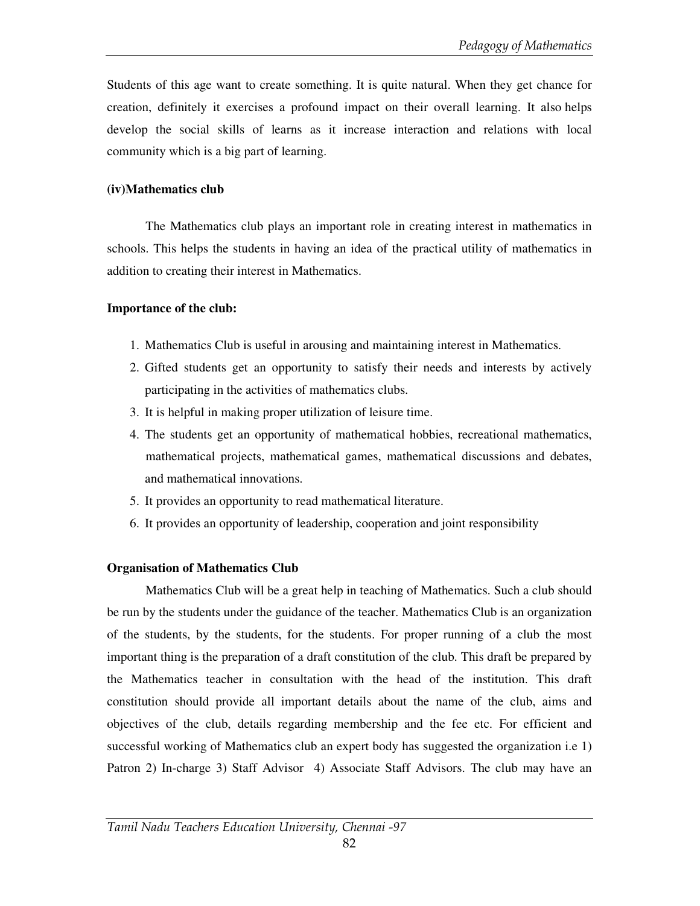Students of this age want to create something. It is quite natural. When they get chance for creation, definitely it exercises a profound impact on their overall learning. It also helps develop the social skills of learns as it increase interaction and relations with local community which is a big part of learning.

**(iv)Mathematics club**

The Mathematics club plays an important role in creating interest in mathematics in schools. This helps the students in having an idea of the practical utility of mathematics in addition to creating their interest in Mathematics.

**Importance of the club:**

1. Mathematics Club is useful in arousing and maintaining interest in Mathematics.
2. Gifted students get an opportunity to satisfy their needs and interests by actively participating in the activities of mathematics clubs.
3. It is helpful in making proper utilization of leisure time.
4. The students get an opportunity of mathematical hobbies, recreational mathematics, mathematical projects, mathematical games, mathematical discussions and debates, and mathematical innovations.
5. It provides an opportunity to read mathematical literature.
6. It provides an opportunity of leadership, cooperation and joint responsibility

**Organisation of Mathematics Club**

Mathematics Club will be a great help in teaching of Mathematics. Such a club should be run by the students under the guidance of the teacher. Mathematics Club is an organization of the students, by the students, for the students. For proper running of a club the most important thing is the preparation of a draft constitution of the club. This draft be prepared by the Mathematics teacher in consultation with the head of the institution. This draft constitution should provide all important details about the name of the club, aims and objectives of the club, details regarding membership and the fee etc. For efficient and successful working of Mathematics club an expert body has suggested the organization i.e 1) Patron 2) In-charge 3) Staff Advisor 4) Associate Staff Advisors. The club may have an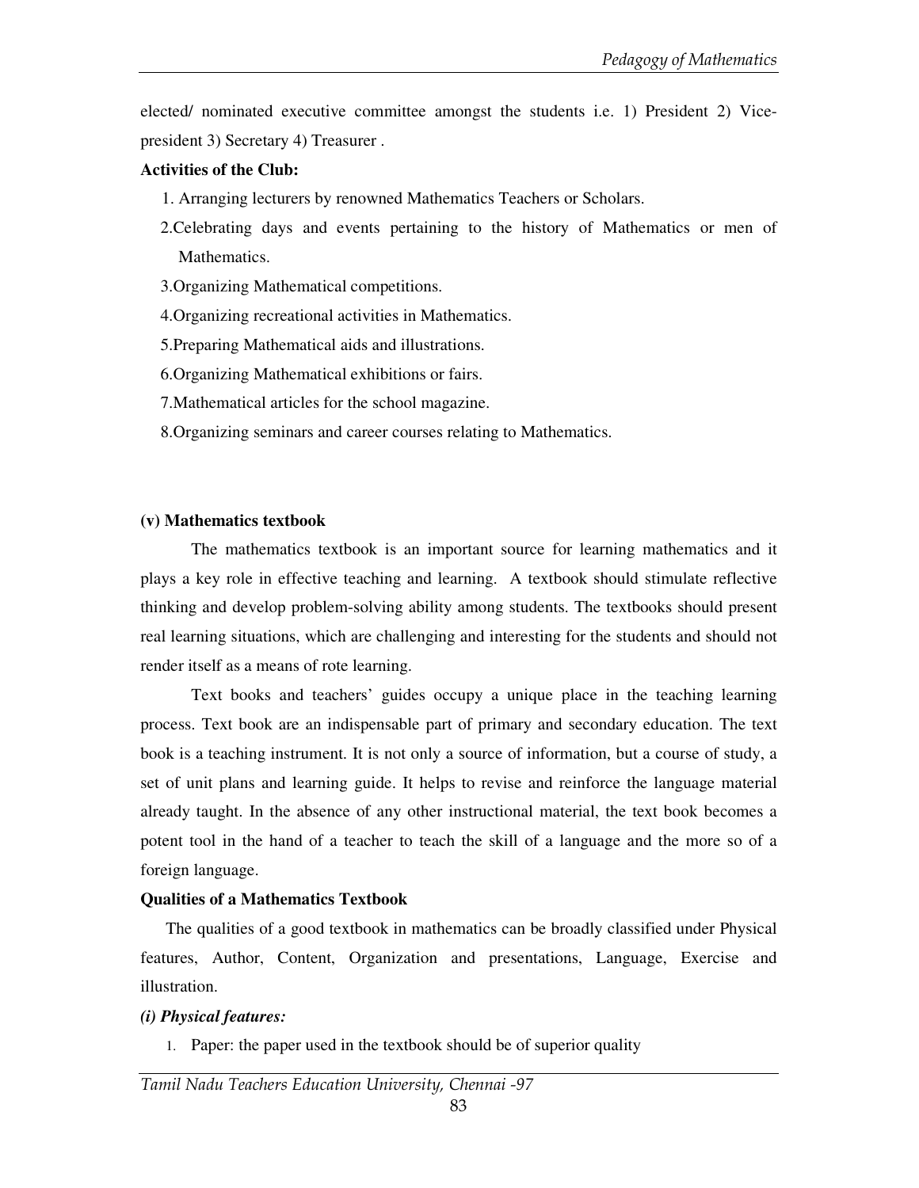elected/ nominated executive committee amongst the students i.e. 1) President 2) Vice-president 3) Secretary 4) Treasurer .

**Activities of the Club:**

1. Arranging lecturers by renowned Mathematics Teachers or Scholars.
2. Celebrating days and events pertaining to the history of Mathematics or men of Mathematics.
3. Organizing Mathematical competitions.
4. Organizing recreational activities in Mathematics.
5. Preparing Mathematical aids and illustrations.
6. Organizing Mathematical exhibitions or fairs.
7. Mathematical articles for the school magazine.
8. Organizing seminars and career courses relating to Mathematics.

**(v) Mathematics textbook**

The mathematics textbook is an important source for learning mathematics and it plays a key role in effective teaching and learning. A textbook should stimulate reflective thinking and develop problem-solving ability among students. The textbooks should present real learning situations, which are challenging and interesting for the students and should not render itself as a means of rote learning.

Text books and teachers' guides occupy a unique place in the teaching learning process. Text book are an indispensable part of primary and secondary education. The text book is a teaching instrument. It is not only a source of information, but a course of study, a set of unit plans and learning guide. It helps to revise and reinforce the language material already taught. In the absence of any other instructional material, the text book becomes a potent tool in the hand of a teacher to teach the skill of a language and the more so of a foreign language.

**Qualities of a Mathematics Textbook**

The qualities of a good textbook in mathematics can be broadly classified under Physical features, Author, Content, Organization and presentations, Language, Exercise and illustration.

***(i) Physical features:***

1. Paper: the paper used in the textbook should be of superior quality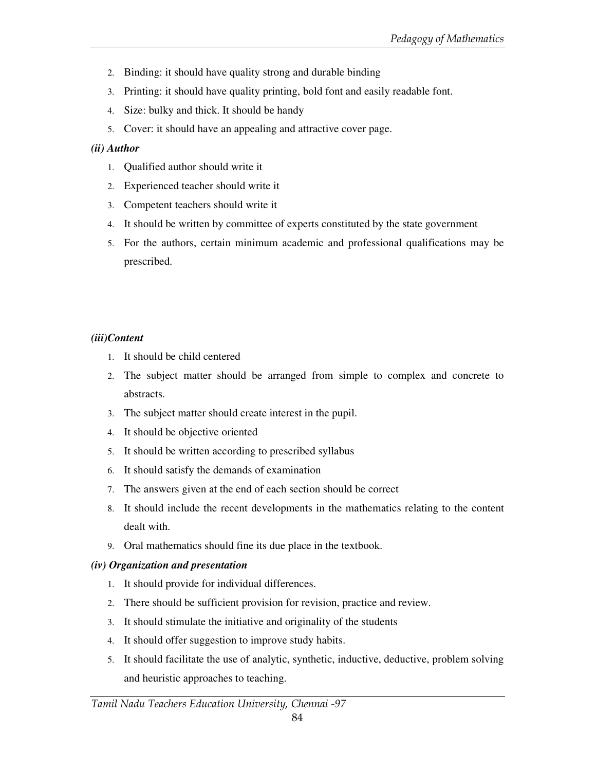2. Binding: it should have quality strong and durable binding
3. Printing: it should have quality printing, bold font and easily readable font.
4. Size: bulky and thick. It should be handy
5. Cover: it should have an appealing and attractive cover page.

***(ii) Author***

1. Qualified author should write it
2. Experienced teacher should write it
3. Competent teachers should write it
4. It should be written by committee of experts constituted by the state government
5. For the authors, certain minimum academic and professional qualifications may be prescribed.

***(iii)Content***

1. It should be child centered
2. The subject matter should be arranged from simple to complex and concrete to abstracts.
3. The subject matter should create interest in the pupil.
4. It should be objective oriented
5. It should be written according to prescribed syllabus
6. It should satisfy the demands of examination
7. The answers given at the end of each section should be correct
8. It should include the recent developments in the mathematics relating to the content dealt with.
9. Oral mathematics should fine its due place in the textbook.

***(iv) Organization and presentation***

1. It should provide for individual differences.
2. There should be sufficient provision for revision, practice and review.
3. It should stimulate the initiative and originality of the students
4. It should offer suggestion to improve study habits.
5. It should facilitate the use of analytic, synthetic, inductive, deductive, problem solving and heuristic approaches to teaching.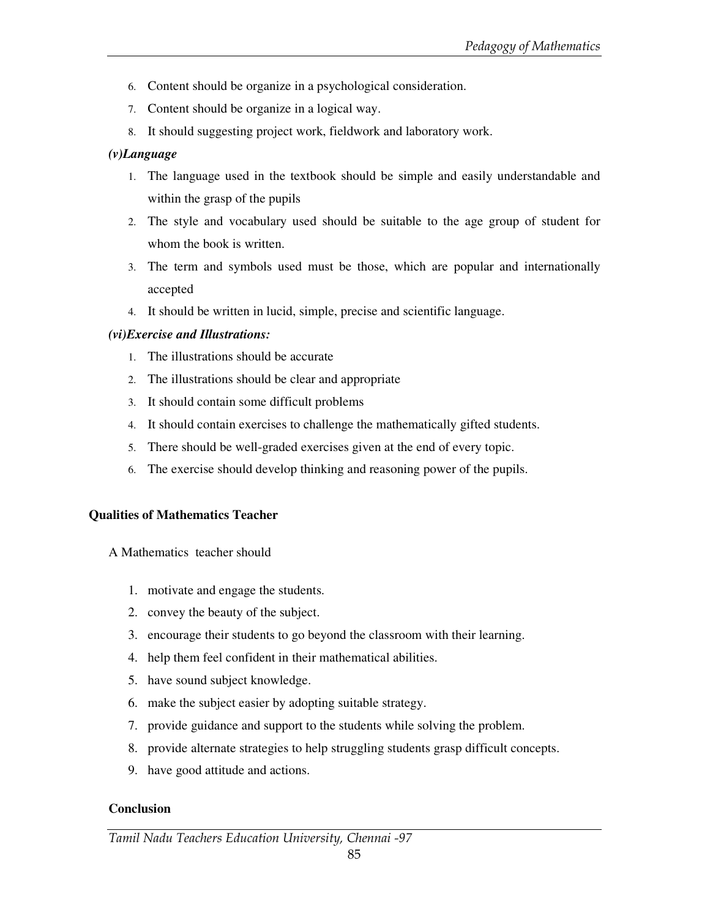6. Content should be organize in a psychological consideration.
7. Content should be organize in a logical way.
8. It should suggesting project work, fieldwork and laboratory work.

***(v)Language***

1. The language used in the textbook should be simple and easily understandable and within the grasp of the pupils
2. The style and vocabulary used should be suitable to the age group of student for whom the book is written.
3. The term and symbols used must be those, which are popular and internationally accepted
4. It should be written in lucid, simple, precise and scientific language.

***(vi)Exercise and Illustrations:***

1. The illustrations should be accurate
2. The illustrations should be clear and appropriate
3. It should contain some difficult problems
4. It should contain exercises to challenge the mathematically gifted students.
5. There should be well-graded exercises given at the end of every topic.
6. The exercise should develop thinking and reasoning power of the pupils.

## Qualities of Mathematics Teacher

A Mathematics teacher should

1. motivate and engage the students.
2. convey the beauty of the subject.
3. encourage their students to go beyond the classroom with their learning.
4. help them feel confident in their mathematical abilities.
5. have sound subject knowledge.
6. make the subject easier by adopting suitable strategy.
7. provide guidance and support to the students while solving the problem.
8. provide alternate strategies to help struggling students grasp difficult concepts.
9. have good attitude and actions.

## Conclusion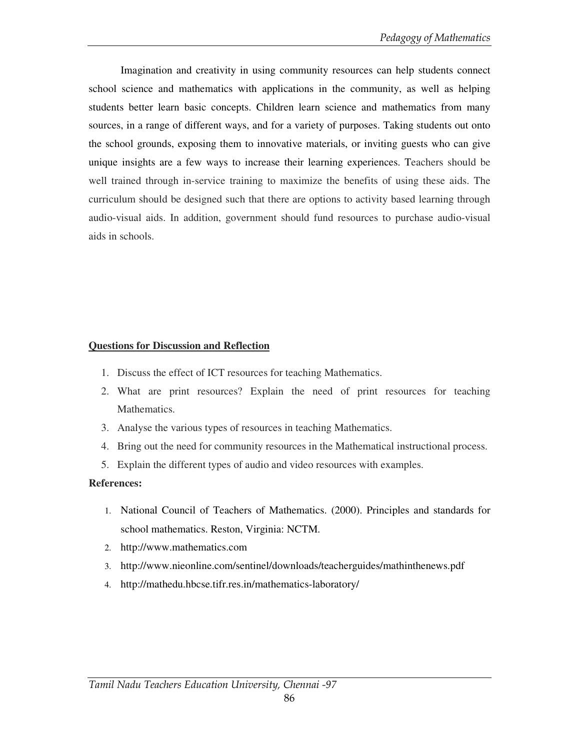Imagination and creativity in using community resources can help students connect school science and mathematics with applications in the community, as well as helping students better learn basic concepts. Children learn science and mathematics from many sources, in a range of different ways, and for a variety of purposes. Taking students out onto the school grounds, exposing them to innovative materials, or inviting guests who can give unique insights are a few ways to increase their learning experiences. Teachers should be well trained through in-service training to maximize the benefits of using these aids. The curriculum should be designed such that there are options to activity based learning through audio-visual aids. In addition, government should fund resources to purchase audio-visual aids in schools.

**Questions for Discussion and Reflection**

1. Discuss the effect of ICT resources for teaching Mathematics.
2. What are print resources? Explain the need of print resources for teaching Mathematics.
3. Analyse the various types of resources in teaching Mathematics.
4. Bring out the need for community resources in the Mathematical instructional process.
5. Explain the different types of audio and video resources with examples.

**References:**

1. National Council of Teachers of Mathematics. (2000). Principles and standards for school mathematics. Reston, Virginia: NCTM.
2. http://www.mathematics.com
3. http://www.nieonline.com/sentinel/downloads/teacherguides/mathinthenews.pdf
4. http://mathedu.hbcse.tifr.res.in/mathematics-laboratory/